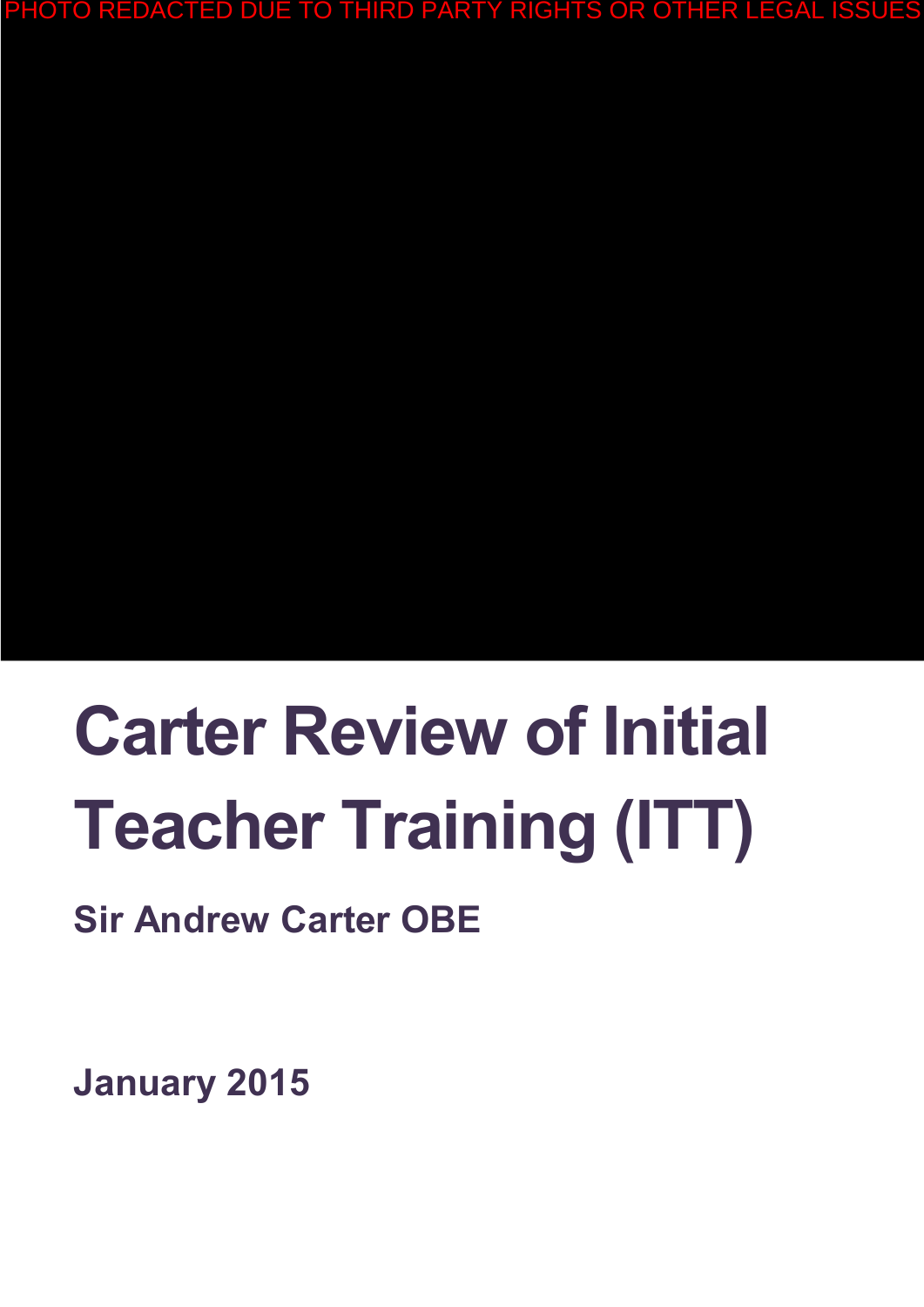PHOTO REDACTED DUE TO THIRD PARTY RIGHTS OR OTHER LEGAL ISSUES

# Carter Review of Initial Teacher Training (ITT)

**Sir Andrew Carter OBE**

**January 2015**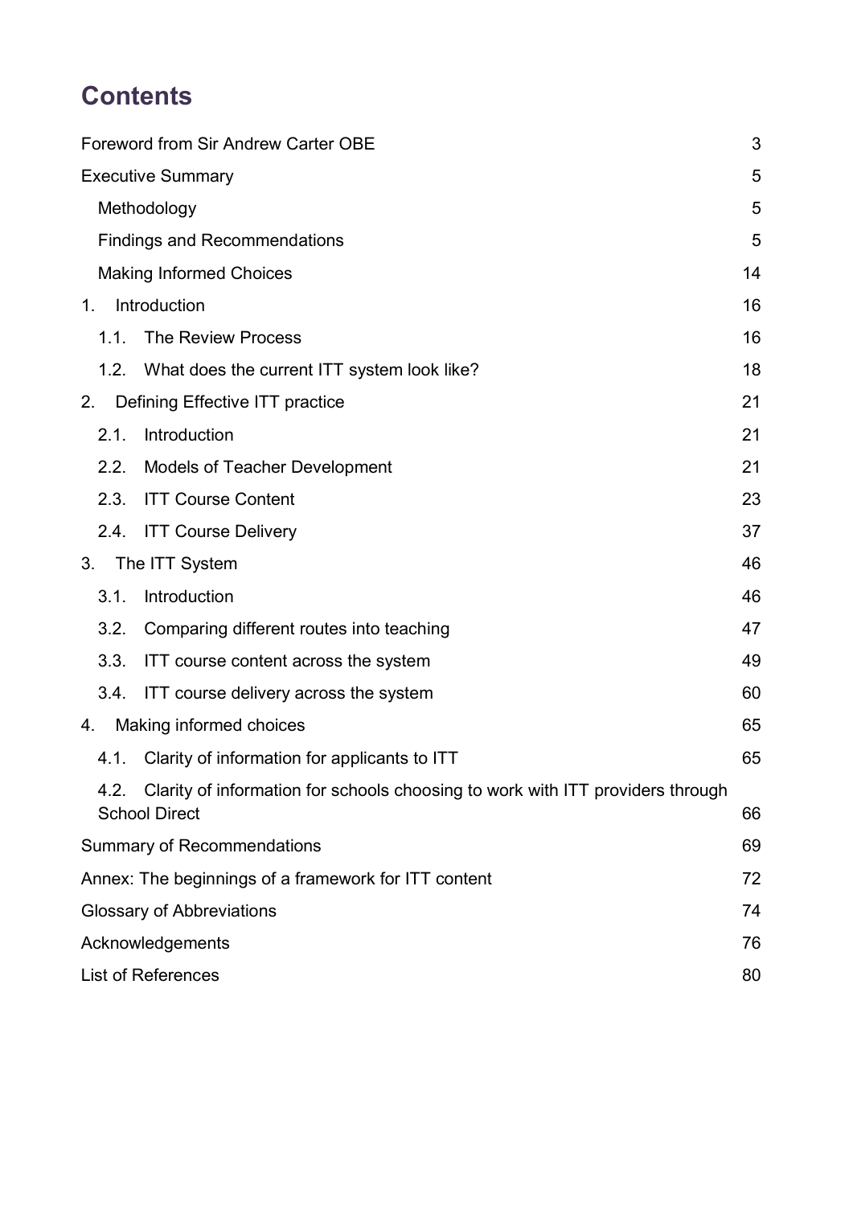# Contents

| | |
|---|---|
| Foreword from Sir Andrew Carter OBE | 3 |
| Executive Summary | 5 |
| Methodology | 5 |
| Findings and Recommendations | 5 |
| Making Informed Choices | 14 |
| 1. Introduction | 16 |
| 1.1. The Review Process | 16 |
| 1.2. What does the current ITT system look like? | 18 |
| 2. Defining Effective ITT practice | 21 |
| 2.1. Introduction | 21 |
| 2.2. Models of Teacher Development | 21 |
| 2.3. ITT Course Content | 23 |
| 2.4. ITT Course Delivery | 37 |
| 3. The ITT System | 46 |
| 3.1. Introduction | 46 |
| 3.2. Comparing different routes into teaching | 47 |
| 3.3. ITT course content across the system | 49 |
| 3.4. ITT course delivery across the system | 60 |
| 4. Making informed choices | 65 |
| 4.1. Clarity of information for applicants to ITT | 65 |
| 4.2. Clarity of information for schools choosing to work with ITT providers through School Direct | 66 |
| Summary of Recommendations | 69 |
| Annex: The beginnings of a framework for ITT content | 72 |
| Glossary of Abbreviations | 74 |
| Acknowledgements | 76 |
| List of References | 80 |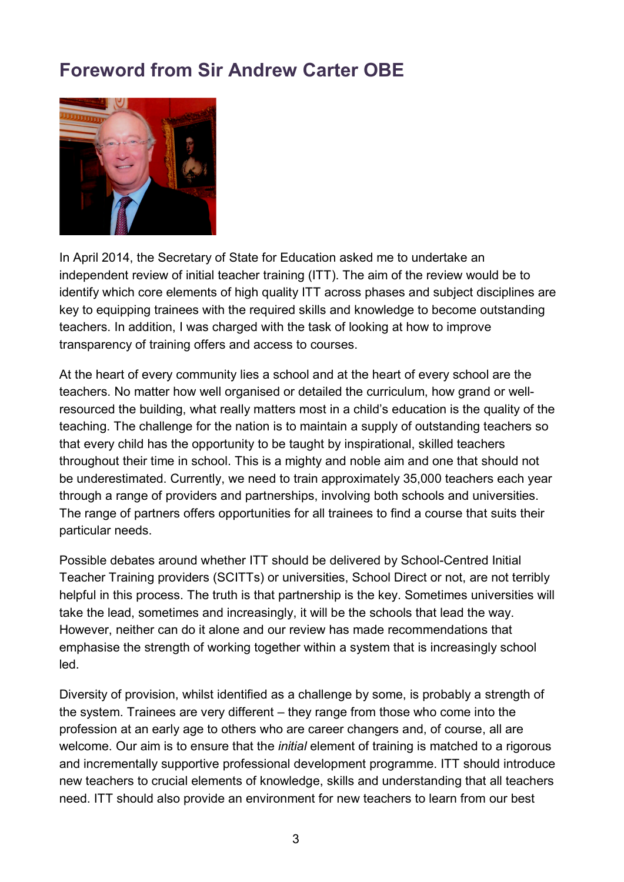## Foreword from Sir Andrew Carter OBE

In April 2014, the Secretary of State for Education asked me to undertake an independent review of initial teacher training (ITT). The aim of the review would be to identify which core elements of high quality ITT across phases and subject disciplines are key to equipping trainees with the required skills and knowledge to become outstanding teachers. In addition, I was charged with the task of looking at how to improve transparency of training offers and access to courses.

At the heart of every community lies a school and at the heart of every school are the teachers. No matter how well organised or detailed the curriculum, how grand or well-resourced the building, what really matters most in a child's education is the quality of the teaching. The challenge for the nation is to maintain a supply of outstanding teachers so that every child has the opportunity to be taught by inspirational, skilled teachers throughout their time in school. This is a mighty and noble aim and one that should not be underestimated. Currently, we need to train approximately 35,000 teachers each year through a range of providers and partnerships, involving both schools and universities. The range of partners offers opportunities for all trainees to find a course that suits their particular needs.

Possible debates around whether ITT should be delivered by School-Centred Initial Teacher Training providers (SCITTs) or universities, School Direct or not, are not terribly helpful in this process. The truth is that partnership is the key. Sometimes universities will take the lead, sometimes and increasingly, it will be the schools that lead the way. However, neither can do it alone and our review has made recommendations that emphasise the strength of working together within a system that is increasingly school led.

Diversity of provision, whilst identified as a challenge by some, is probably a strength of the system. Trainees are very different – they range from those who come into the profession at an early age to others who are career changers and, of course, all are welcome. Our aim is to ensure that the *initial* element of training is matched to a rigorous and incrementally supportive professional development programme. ITT should introduce new teachers to crucial elements of knowledge, skills and understanding that all teachers need. ITT should also provide an environment for new teachers to learn from our best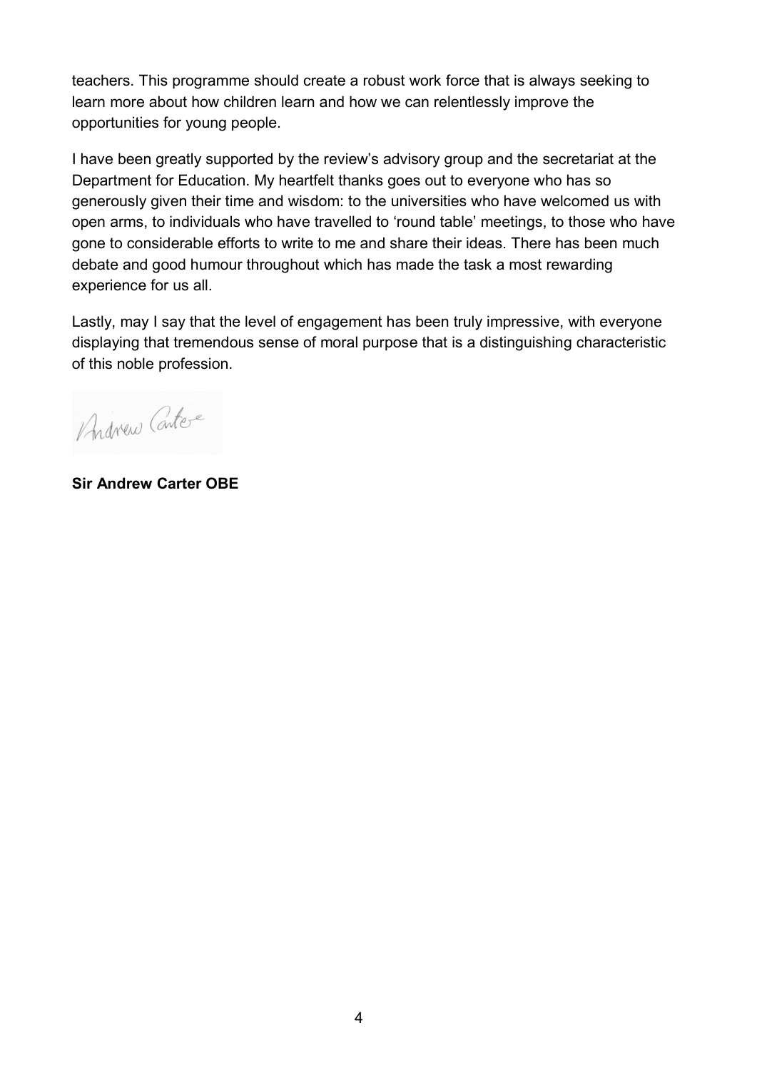teachers. This programme should create a robust work force that is always seeking to learn more about how children learn and how we can relentlessly improve the opportunities for young people.

I have been greatly supported by the review's advisory group and the secretariat at the Department for Education. My heartfelt thanks goes out to everyone who has so generously given their time and wisdom: to the universities who have welcomed us with open arms, to individuals who have travelled to 'round table' meetings, to those who have gone to considerable efforts to write to me and share their ideas. There has been much debate and good humour throughout which has made the task a most rewarding experience for us all.

Lastly, may I say that the level of engagement has been truly impressive, with everyone displaying that tremendous sense of moral purpose that is a distinguishing characteristic of this noble profession.

Andrew Carter

**Sir Andrew Carter OBE**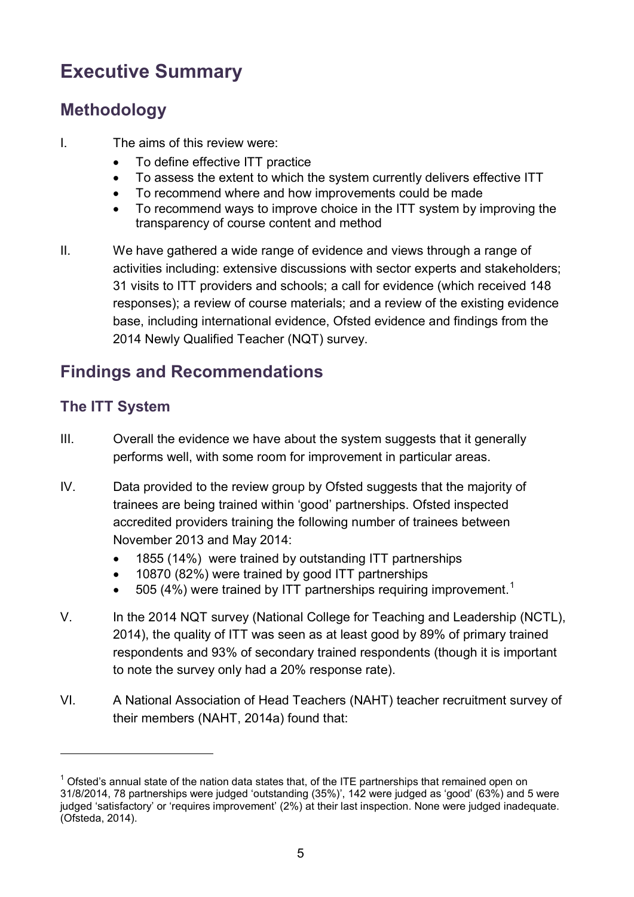# Executive Summary

## Methodology

I. The aims of this review were:

- To define effective ITT practice
- To assess the extent to which the system currently delivers effective ITT
- To recommend where and how improvements could be made
- To recommend ways to improve choice in the ITT system by improving the transparency of course content and method

II. We have gathered a wide range of evidence and views through a range of activities including: extensive discussions with sector experts and stakeholders; 31 visits to ITT providers and schools; a call for evidence (which received 148 responses); a review of course materials; and a review of the existing evidence base, including international evidence, Ofsted evidence and findings from the 2014 Newly Qualified Teacher (NQT) survey.

## Findings and Recommendations

### The ITT System

III. Overall the evidence we have about the system suggests that it generally performs well, with some room for improvement in particular areas.

IV. Data provided to the review group by Ofsted suggests that the majority of trainees are being trained within 'good' partnerships. Ofsted inspected accredited providers training the following number of trainees between November 2013 and May 2014:

- 1855 (14%) were trained by outstanding ITT partnerships
- 10870 (82%) were trained by good ITT partnerships
- 505 (4%) were trained by ITT partnerships requiring improvement.[1]

V. In the 2014 NQT survey (National College for Teaching and Leadership (NCTL), 2014), the quality of ITT was seen as at least good by 89% of primary trained respondents and 93% of secondary trained respondents (though it is important to note the survey only had a 20% response rate).

VI. A National Association of Head Teachers (NAHT) teacher recruitment survey of their members (NAHT, 2014a) found that:

[1] Ofsted's annual state of the nation data states that, of the ITE partnerships that remained open on 31/8/2014, 78 partnerships were judged 'outstanding (35%)', 142 were judged as 'good' (63%) and 5 were judged 'satisfactory' or 'requires improvement' (2%) at their last inspection. None were judged inadequate. (Ofsteda, 2014).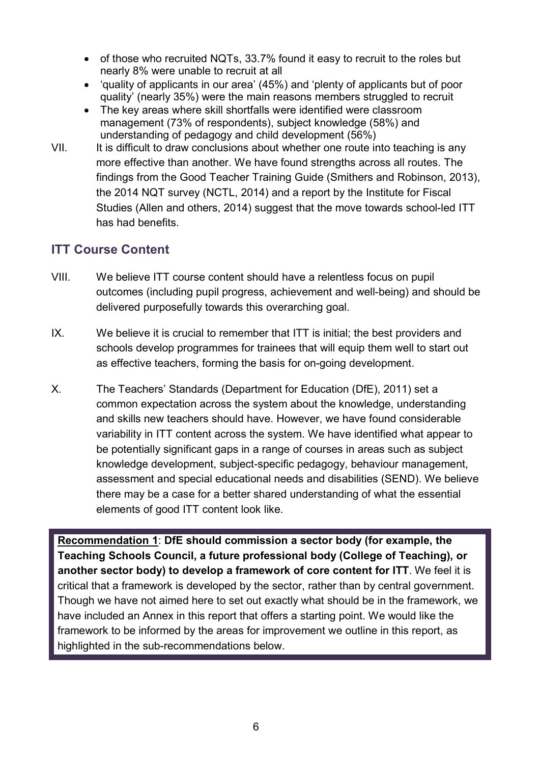- of those who recruited NQTs, 33.7% found it easy to recruit to the roles but nearly 8% were unable to recruit at all
- 'quality of applicants in our area' (45%) and 'plenty of applicants but of poor quality' (nearly 35%) were the main reasons members struggled to recruit
- The key areas where skill shortfalls were identified were classroom management (73% of respondents), subject knowledge (58%) and understanding of pedagogy and child development (56%)

VII. It is difficult to draw conclusions about whether one route into teaching is any more effective than another. We have found strengths across all routes. The findings from the Good Teacher Training Guide (Smithers and Robinson, 2013), the 2014 NQT survey (NCTL, 2014) and a report by the Institute for Fiscal Studies (Allen and others, 2014) suggest that the move towards school-led ITT has had benefits.

## ITT Course Content

VIII. We believe ITT course content should have a relentless focus on pupil outcomes (including pupil progress, achievement and well-being) and should be delivered purposefully towards this overarching goal.

IX. We believe it is crucial to remember that ITT is initial; the best providers and schools develop programmes for trainees that will equip them well to start out as effective teachers, forming the basis for on-going development.

X. The Teachers' Standards (Department for Education (DfE), 2011) set a common expectation across the system about the knowledge, understanding and skills new teachers should have. However, we have found considerable variability in ITT content across the system. We have identified what appear to be potentially significant gaps in a range of courses in areas such as subject knowledge development, subject-specific pedagogy, behaviour management, assessment and special educational needs and disabilities (SEND). We believe there may be a case for a better shared understanding of what the essential elements of good ITT content look like.

**Recommendation 1**: **DfE should commission a sector body (for example, the Teaching Schools Council, a future professional body (College of Teaching), or another sector body) to develop a framework of core content for ITT**. We feel it is critical that a framework is developed by the sector, rather than by central government. Though we have not aimed here to set out exactly what should be in the framework, we have included an Annex in this report that offers a starting point. We would like the framework to be informed by the areas for improvement we outline in this report, as highlighted in the sub-recommendations below.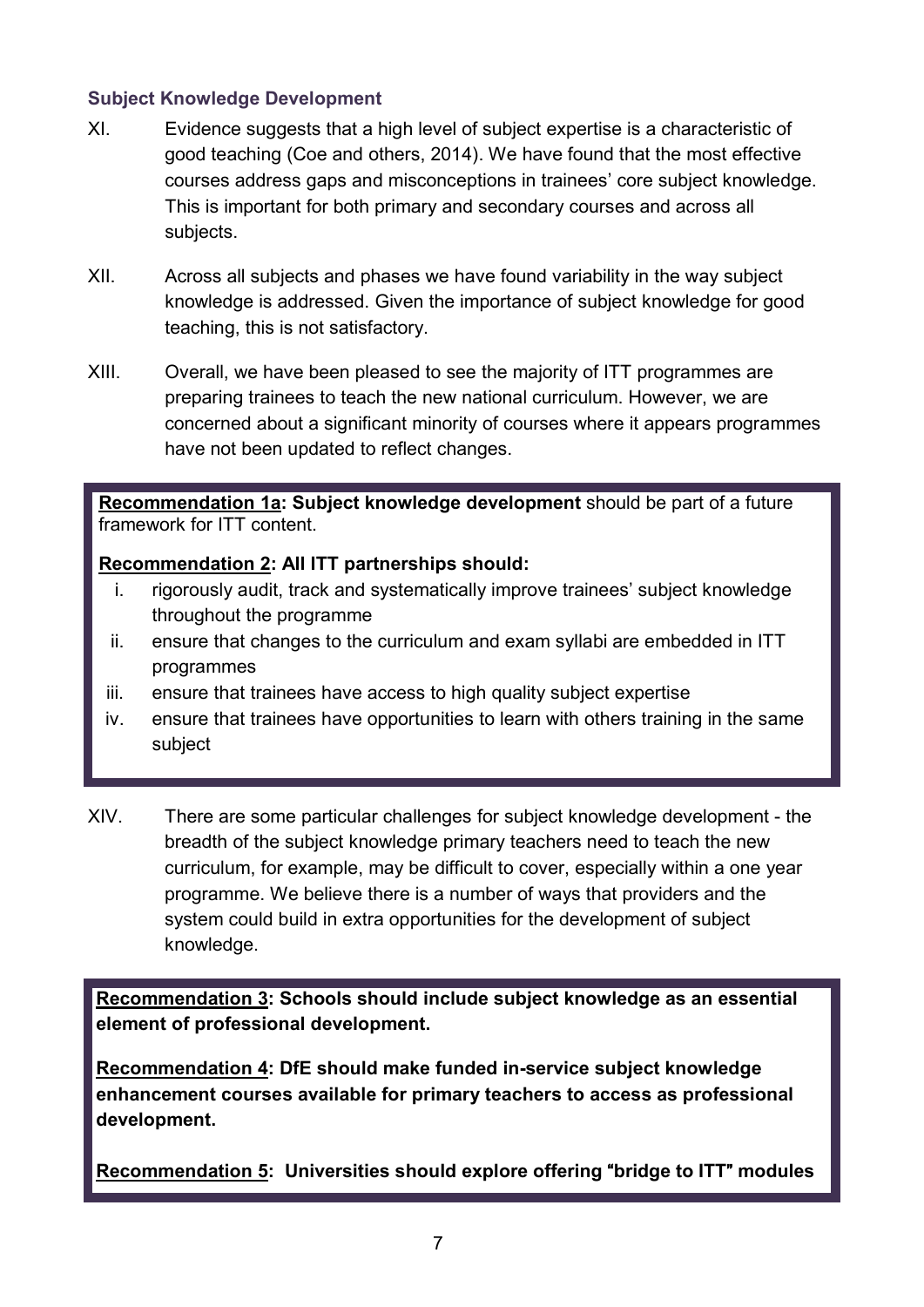### Subject Knowledge Development

XI. Evidence suggests that a high level of subject expertise is a characteristic of good teaching (Coe and others, 2014). We have found that the most effective courses address gaps and misconceptions in trainees' core subject knowledge. This is important for both primary and secondary courses and across all subjects.

XII. Across all subjects and phases we have found variability in the way subject knowledge is addressed. Given the importance of subject knowledge for good teaching, this is not satisfactory.

XIII. Overall, we have been pleased to see the majority of ITT programmes are preparing trainees to teach the new national curriculum. However, we are concerned about a significant minority of courses where it appears programmes have not been updated to reflect changes.

> **Recommendation 1a: Subject knowledge development** should be part of a future framework for ITT content.
>
> **Recommendation 2: All ITT partnerships should:**
>
> i. rigorously audit, track and systematically improve trainees' subject knowledge throughout the programme
> ii. ensure that changes to the curriculum and exam syllabi are embedded in ITT programmes
> iii. ensure that trainees have access to high quality subject expertise
> iv. ensure that trainees have opportunities to learn with others training in the same subject

XIV. There are some particular challenges for subject knowledge development - the breadth of the subject knowledge primary teachers need to teach the new curriculum, for example, may be difficult to cover, especially within a one year programme. We believe there is a number of ways that providers and the system could build in extra opportunities for the development of subject knowledge.

> **Recommendation 3: Schools should include subject knowledge as an essential element of professional development.**
>
> **Recommendation 4: DfE should make funded in-service subject knowledge enhancement courses available for primary teachers to access as professional development.**
>
> **Recommendation 5: Universities should explore offering "bridge to ITT" modules**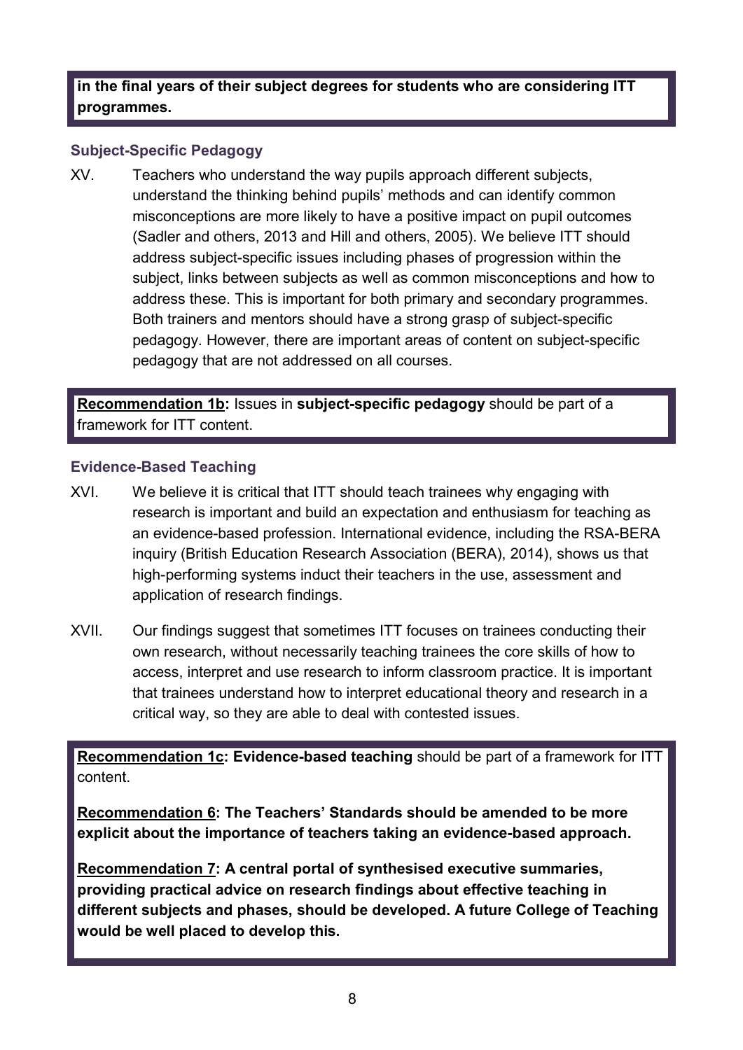**in the final years of their subject degrees for students who are considering ITT programmes.**

### Subject-Specific Pedagogy

XV. Teachers who understand the way pupils approach different subjects, understand the thinking behind pupils' methods and can identify common misconceptions are more likely to have a positive impact on pupil outcomes (Sadler and others, 2013 and Hill and others, 2005). We believe ITT should address subject-specific issues including phases of progression within the subject, links between subjects as well as common misconceptions and how to address these. This is important for both primary and secondary programmes. Both trainers and mentors should have a strong grasp of subject-specific pedagogy. However, there are important areas of content on subject-specific pedagogy that are not addressed on all courses.

**Recommendation 1b:** Issues in **subject-specific pedagogy** should be part of a framework for ITT content.

### Evidence-Based Teaching

XVI. We believe it is critical that ITT should teach trainees why engaging with research is important and build an expectation and enthusiasm for teaching as an evidence-based profession. International evidence, including the RSA-BERA inquiry (British Education Research Association (BERA), 2014), shows us that high-performing systems induct their teachers in the use, assessment and application of research findings.

XVII. Our findings suggest that sometimes ITT focuses on trainees conducting their own research, without necessarily teaching trainees the core skills of how to access, interpret and use research to inform classroom practice. It is important that trainees understand how to interpret educational theory and research in a critical way, so they are able to deal with contested issues.

**Recommendation 1c: Evidence-based teaching** should be part of a framework for ITT content.

**Recommendation 6: The Teachers' Standards should be amended to be more explicit about the importance of teachers taking an evidence-based approach.**

**Recommendation 7: A central portal of synthesised executive summaries, providing practical advice on research findings about effective teaching in different subjects and phases, should be developed. A future College of Teaching would be well placed to develop this.**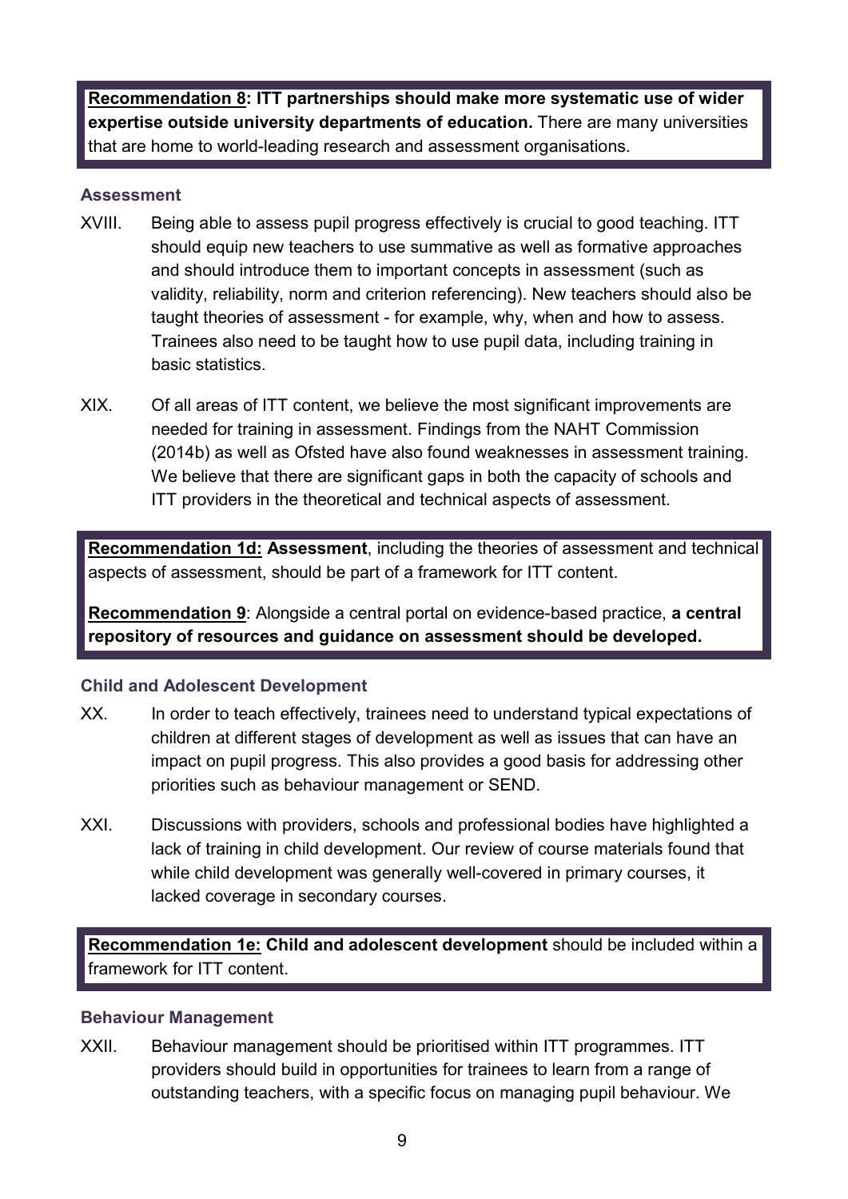**Recommendation 8: ITT partnerships should make more systematic use of wider expertise outside university departments of education.** There are many universities that are home to world-leading research and assessment organisations.

### Assessment

XVIII. Being able to assess pupil progress effectively is crucial to good teaching. ITT should equip new teachers to use summative as well as formative approaches and should introduce them to important concepts in assessment (such as validity, reliability, norm and criterion referencing). New teachers should also be taught theories of assessment - for example, why, when and how to assess. Trainees also need to be taught how to use pupil data, including training in basic statistics.

XIX. Of all areas of ITT content, we believe the most significant improvements are needed for training in assessment. Findings from the NAHT Commission (2014b) as well as Ofsted have also found weaknesses in assessment training. We believe that there are significant gaps in both the capacity of schools and ITT providers in the theoretical and technical aspects of assessment.

**Recommendation 1d: Assessment**, including the theories of assessment and technical aspects of assessment, should be part of a framework for ITT content.

**Recommendation 9**: Alongside a central portal on evidence-based practice, **a central repository of resources and guidance on assessment should be developed.**

### Child and Adolescent Development

XX. In order to teach effectively, trainees need to understand typical expectations of children at different stages of development as well as issues that can have an impact on pupil progress. This also provides a good basis for addressing other priorities such as behaviour management or SEND.

XXI. Discussions with providers, schools and professional bodies have highlighted a lack of training in child development. Our review of course materials found that while child development was generally well-covered in primary courses, it lacked coverage in secondary courses.

**Recommendation 1e: Child and adolescent development** should be included within a framework for ITT content.

### Behaviour Management

XXII. Behaviour management should be prioritised within ITT programmes. ITT providers should build in opportunities for trainees to learn from a range of outstanding teachers, with a specific focus on managing pupil behaviour. We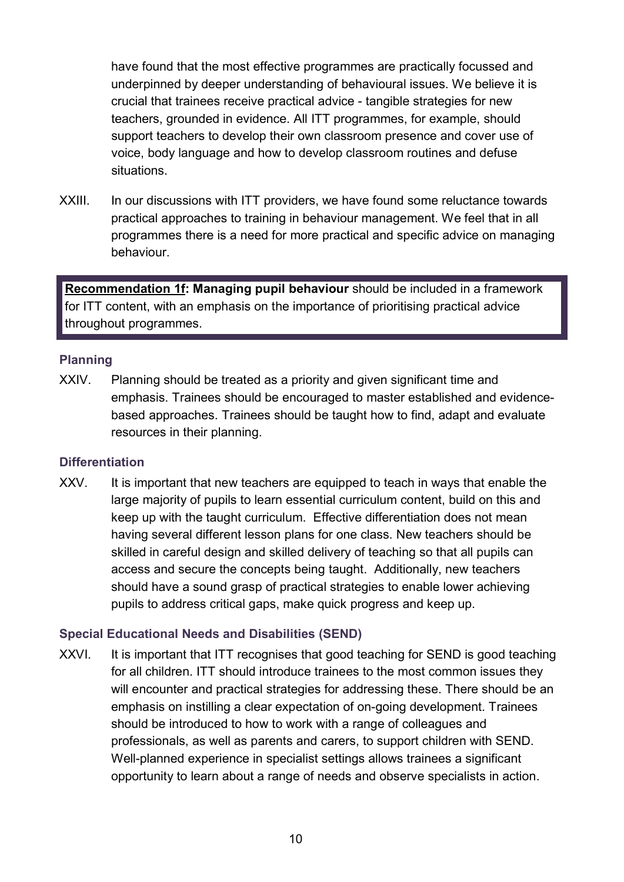have found that the most effective programmes are practically focussed and underpinned by deeper understanding of behavioural issues. We believe it is crucial that trainees receive practical advice - tangible strategies for new teachers, grounded in evidence. All ITT programmes, for example, should support teachers to develop their own classroom presence and cover use of voice, body language and how to develop classroom routines and defuse situations.

XXIII. In our discussions with ITT providers, we have found some reluctance towards practical approaches to training in behaviour management. We feel that in all programmes there is a need for more practical and specific advice on managing behaviour.

> **Recommendation 1f: Managing pupil behaviour** should be included in a framework for ITT content, with an emphasis on the importance of prioritising practical advice throughout programmes.

### Planning

XXIV. Planning should be treated as a priority and given significant time and emphasis. Trainees should be encouraged to master established and evidence-based approaches. Trainees should be taught how to find, adapt and evaluate resources in their planning.

### Differentiation

XXV. It is important that new teachers are equipped to teach in ways that enable the large majority of pupils to learn essential curriculum content, build on this and keep up with the taught curriculum. Effective differentiation does not mean having several different lesson plans for one class. New teachers should be skilled in careful design and skilled delivery of teaching so that all pupils can access and secure the concepts being taught. Additionally, new teachers should have a sound grasp of practical strategies to enable lower achieving pupils to address critical gaps, make quick progress and keep up.

### Special Educational Needs and Disabilities (SEND)

XXVI. It is important that ITT recognises that good teaching for SEND is good teaching for all children. ITT should introduce trainees to the most common issues they will encounter and practical strategies for addressing these. There should be an emphasis on instilling a clear expectation of on-going development. Trainees should be introduced to how to work with a range of colleagues and professionals, as well as parents and carers, to support children with SEND. Well-planned experience in specialist settings allows trainees a significant opportunity to learn about a range of needs and observe specialists in action.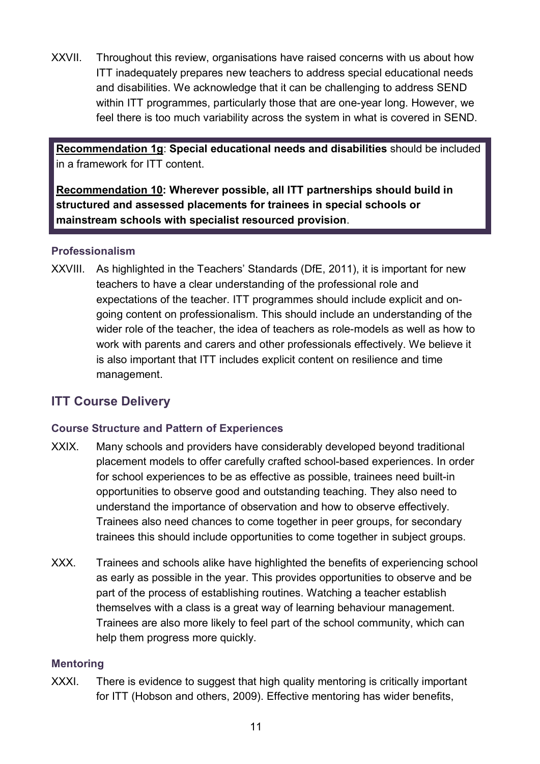XXVII. Throughout this review, organisations have raised concerns with us about how ITT inadequately prepares new teachers to address special educational needs and disabilities. We acknowledge that it can be challenging to address SEND within ITT programmes, particularly those that are one-year long. However, we feel there is too much variability across the system in what is covered in SEND.

> **Recommendation 1g**: **Special educational needs and disabilities** should be included in a framework for ITT content.
>
> **Recommendation 10: Wherever possible, all ITT partnerships should build in structured and assessed placements for trainees in special schools or mainstream schools with specialist resourced provision**.

### Professionalism

XXVIII. As highlighted in the Teachers' Standards (DfE, 2011), it is important for new teachers to have a clear understanding of the professional role and expectations of the teacher. ITT programmes should include explicit and on-going content on professionalism. This should include an understanding of the wider role of the teacher, the idea of teachers as role-models as well as how to work with parents and carers and other professionals effectively. We believe it is also important that ITT includes explicit content on resilience and time management.

## ITT Course Delivery

### Course Structure and Pattern of Experiences

XXIX. Many schools and providers have considerably developed beyond traditional placement models to offer carefully crafted school-based experiences. In order for school experiences to be as effective as possible, trainees need built-in opportunities to observe good and outstanding teaching. They also need to understand the importance of observation and how to observe effectively. Trainees also need chances to come together in peer groups, for secondary trainees this should include opportunities to come together in subject groups.

XXX. Trainees and schools alike have highlighted the benefits of experiencing school as early as possible in the year. This provides opportunities to observe and be part of the process of establishing routines. Watching a teacher establish themselves with a class is a great way of learning behaviour management. Trainees are also more likely to feel part of the school community, which can help them progress more quickly.

### Mentoring

XXXI. There is evidence to suggest that high quality mentoring is critically important for ITT (Hobson and others, 2009). Effective mentoring has wider benefits,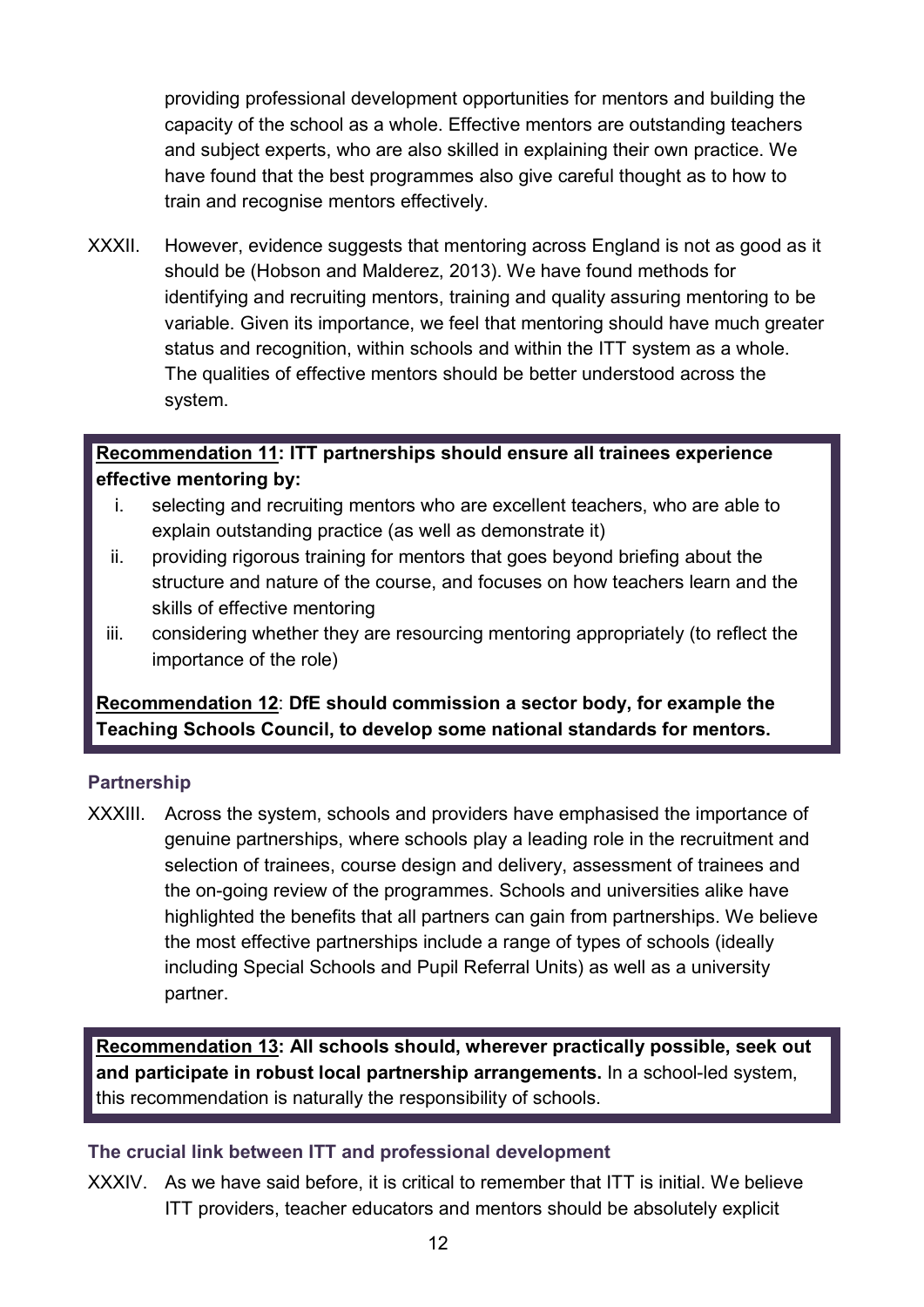providing professional development opportunities for mentors and building the capacity of the school as a whole. Effective mentors are outstanding teachers and subject experts, who are also skilled in explaining their own practice. We have found that the best programmes also give careful thought as to how to train and recognise mentors effectively.

XXXII. However, evidence suggests that mentoring across England is not as good as it should be (Hobson and Malderez, 2013). We have found methods for identifying and recruiting mentors, training and quality assuring mentoring to be variable. Given its importance, we feel that mentoring should have much greater status and recognition, within schools and within the ITT system as a whole. The qualities of effective mentors should be better understood across the system.

> **Recommendation 11: ITT partnerships should ensure all trainees experience effective mentoring by:**
>
> i. selecting and recruiting mentors who are excellent teachers, who are able to explain outstanding practice (as well as demonstrate it)
>
> ii. providing rigorous training for mentors that goes beyond briefing about the structure and nature of the course, and focuses on how teachers learn and the skills of effective mentoring
>
> iii. considering whether they are resourcing mentoring appropriately (to reflect the importance of the role)
>
> **Recommendation 12: DfE should commission a sector body, for example the Teaching Schools Council, to develop some national standards for mentors.**

### Partnership

XXXIII. Across the system, schools and providers have emphasised the importance of genuine partnerships, where schools play a leading role in the recruitment and selection of trainees, course design and delivery, assessment of trainees and the on-going review of the programmes. Schools and universities alike have highlighted the benefits that all partners can gain from partnerships. We believe the most effective partnerships include a range of types of schools (ideally including Special Schools and Pupil Referral Units) as well as a university partner.

> **Recommendation 13: All schools should, wherever practically possible, seek out and participate in robust local partnership arrangements.** In a school-led system, this recommendation is naturally the responsibility of schools.

### The crucial link between ITT and professional development

XXXIV. As we have said before, it is critical to remember that ITT is initial. We believe ITT providers, teacher educators and mentors should be absolutely explicit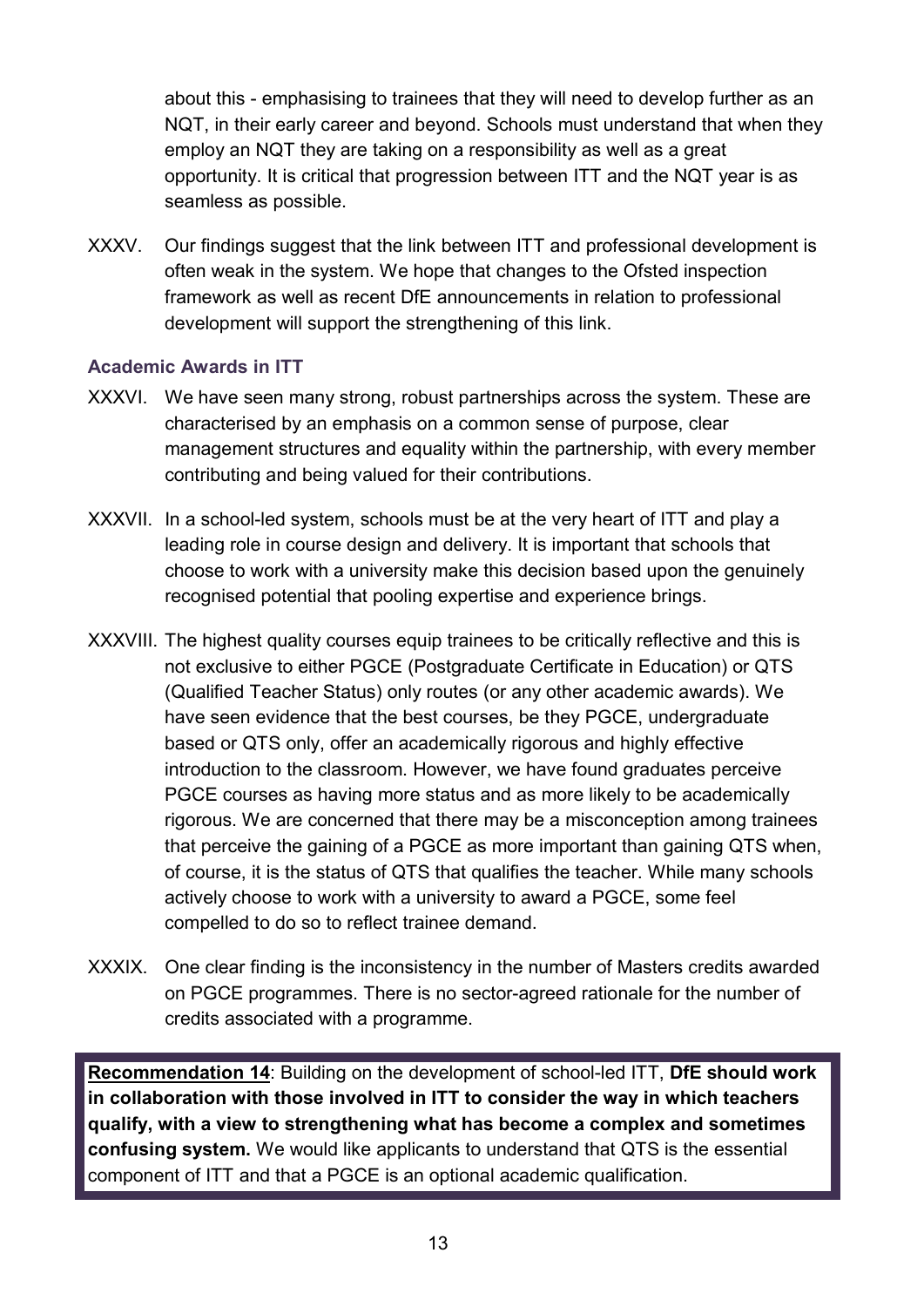about this - emphasising to trainees that they will need to develop further as an NQT, in their early career and beyond. Schools must understand that when they employ an NQT they are taking on a responsibility as well as a great opportunity. It is critical that progression between ITT and the NQT year is as seamless as possible.

XXXV. Our findings suggest that the link between ITT and professional development is often weak in the system. We hope that changes to the Ofsted inspection framework as well as recent DfE announcements in relation to professional development will support the strengthening of this link.

### Academic Awards in ITT

XXXVI. We have seen many strong, robust partnerships across the system. These are characterised by an emphasis on a common sense of purpose, clear management structures and equality within the partnership, with every member contributing and being valued for their contributions.

XXXVII. In a school-led system, schools must be at the very heart of ITT and play a leading role in course design and delivery. It is important that schools that choose to work with a university make this decision based upon the genuinely recognised potential that pooling expertise and experience brings.

XXXVIII. The highest quality courses equip trainees to be critically reflective and this is not exclusive to either PGCE (Postgraduate Certificate in Education) or QTS (Qualified Teacher Status) only routes (or any other academic awards). We have seen evidence that the best courses, be they PGCE, undergraduate based or QTS only, offer an academically rigorous and highly effective introduction to the classroom. However, we have found graduates perceive PGCE courses as having more status and as more likely to be academically rigorous. We are concerned that there may be a misconception among trainees that perceive the gaining of a PGCE as more important than gaining QTS when, of course, it is the status of QTS that qualifies the teacher. While many schools actively choose to work with a university to award a PGCE, some feel compelled to do so to reflect trainee demand.

XXXIX. One clear finding is the inconsistency in the number of Masters credits awarded on PGCE programmes. There is no sector-agreed rationale for the number of credits associated with a programme.

**Recommendation 14**: Building on the development of school-led ITT, **DfE should work in collaboration with those involved in ITT to consider the way in which teachers qualify, with a view to strengthening what has become a complex and sometimes confusing system.** We would like applicants to understand that QTS is the essential component of ITT and that a PGCE is an optional academic qualification.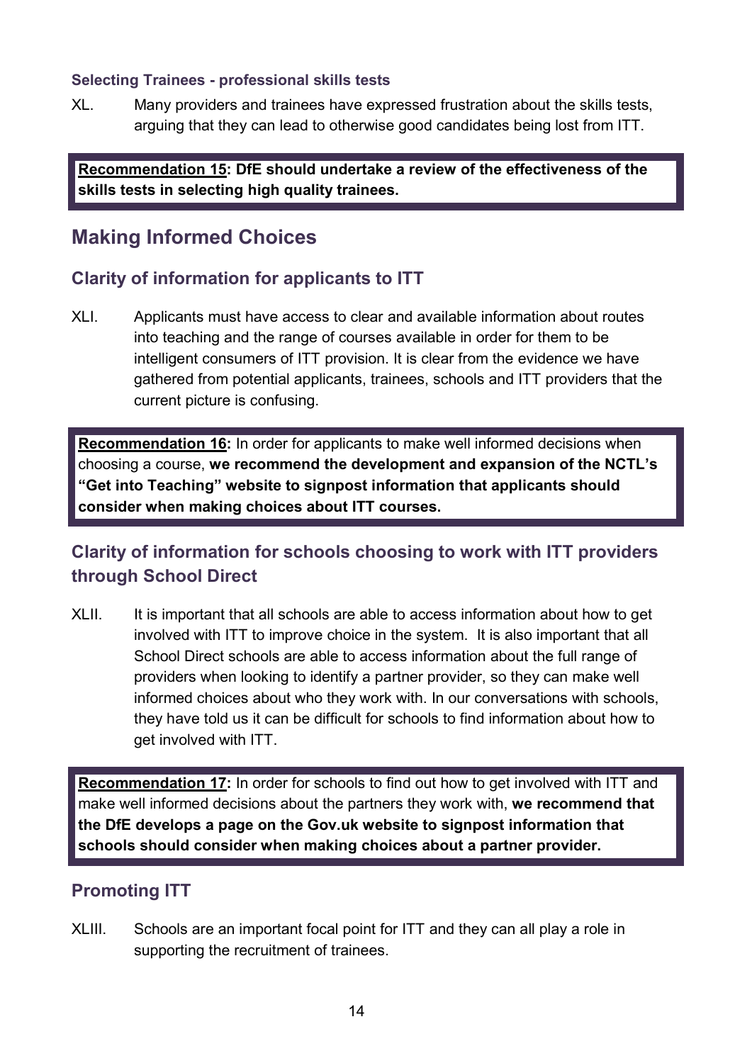### Selecting Trainees - professional skills tests

XL. Many providers and trainees have expressed frustration about the skills tests, arguing that they can lead to otherwise good candidates being lost from ITT.

> **Recommendation 15: DfE should undertake a review of the effectiveness of the skills tests in selecting high quality trainees.**

## Making Informed Choices

### Clarity of information for applicants to ITT

XLI. Applicants must have access to clear and available information about routes into teaching and the range of courses available in order for them to be intelligent consumers of ITT provision. It is clear from the evidence we have gathered from potential applicants, trainees, schools and ITT providers that the current picture is confusing.

> **Recommendation 16:** In order for applicants to make well informed decisions when choosing a course, **we recommend the development and expansion of the NCTL's "Get into Teaching" website to signpost information that applicants should consider when making choices about ITT courses.**

### Clarity of information for schools choosing to work with ITT providers through School Direct

XLII. It is important that all schools are able to access information about how to get involved with ITT to improve choice in the system. It is also important that all School Direct schools are able to access information about the full range of providers when looking to identify a partner provider, so they can make well informed choices about who they work with. In our conversations with schools, they have told us it can be difficult for schools to find information about how to get involved with ITT.

> **Recommendation 17:** In order for schools to find out how to get involved with ITT and make well informed decisions about the partners they work with, **we recommend that the DfE develops a page on the Gov.uk website to signpost information that schools should consider when making choices about a partner provider.**

### Promoting ITT

XLIII. Schools are an important focal point for ITT and they can all play a role in supporting the recruitment of trainees.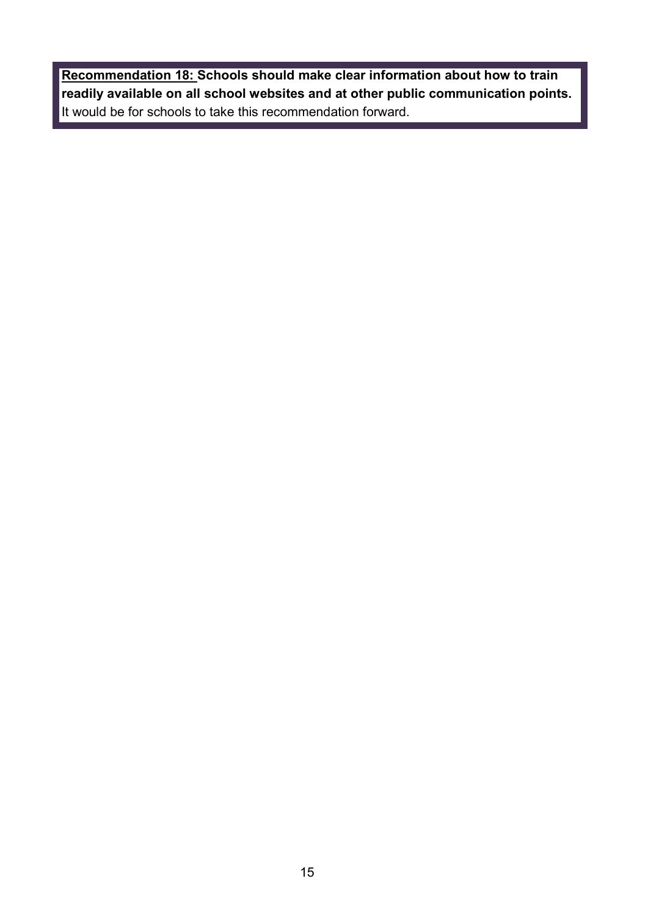**Recommendation 18: Schools should make clear information about how to train readily available on all school websites and at other public communication points.**
It would be for schools to take this recommendation forward.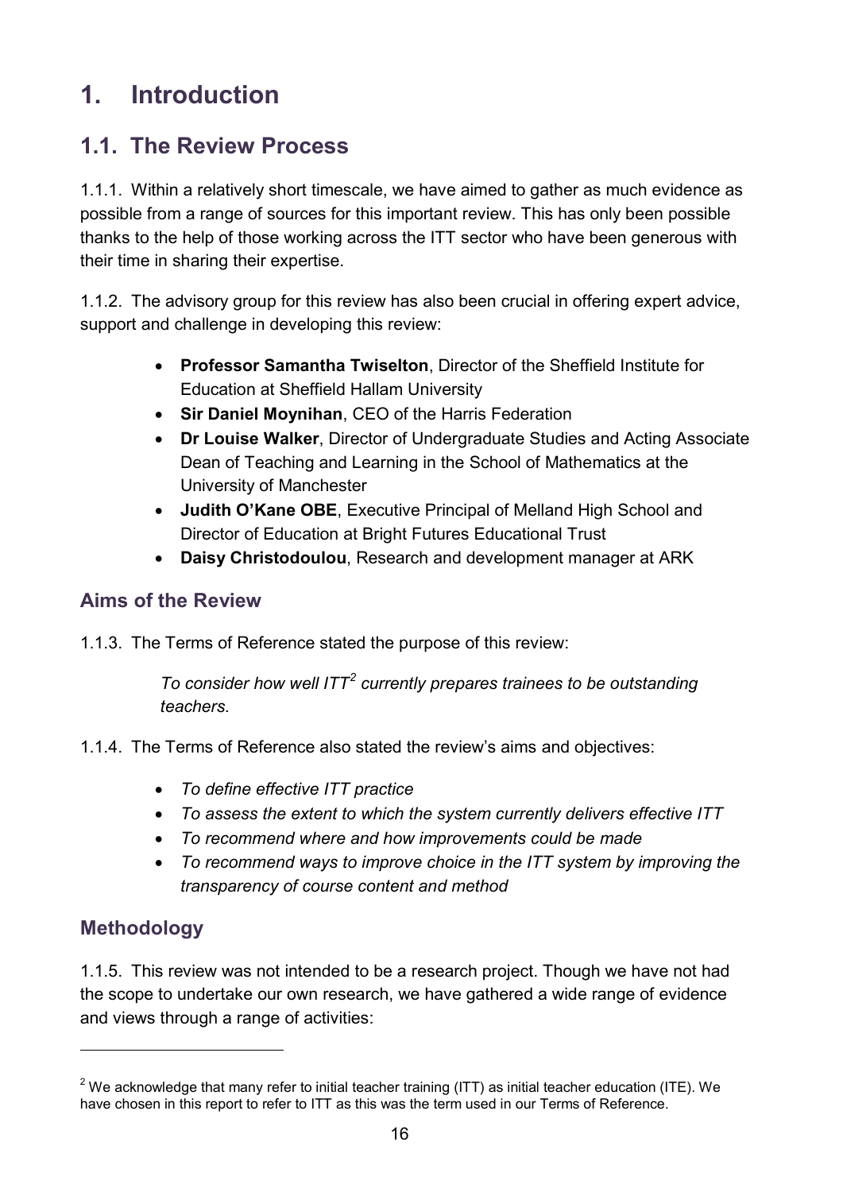# 1. Introduction

## 1.1. The Review Process

1.1.1. Within a relatively short timescale, we have aimed to gather as much evidence as possible from a range of sources for this important review. This has only been possible thanks to the help of those working across the ITT sector who have been generous with their time in sharing their expertise.

1.1.2. The advisory group for this review has also been crucial in offering expert advice, support and challenge in developing this review:

- **Professor Samantha Twiselton**, Director of the Sheffield Institute for Education at Sheffield Hallam University
- **Sir Daniel Moynihan**, CEO of the Harris Federation
- **Dr Louise Walker**, Director of Undergraduate Studies and Acting Associate Dean of Teaching and Learning in the School of Mathematics at the University of Manchester
- **Judith O'Kane OBE**, Executive Principal of Melland High School and Director of Education at Bright Futures Educational Trust
- **Daisy Christodoulou**, Research and development manager at ARK

### Aims of the Review

1.1.3. The Terms of Reference stated the purpose of this review:

> *To consider how well ITT[2] currently prepares trainees to be outstanding teachers.*

1.1.4. The Terms of Reference also stated the review's aims and objectives:

- *To define effective ITT practice*
- *To assess the extent to which the system currently delivers effective ITT*
- *To recommend where and how improvements could be made*
- *To recommend ways to improve choice in the ITT system by improving the transparency of course content and method*

### Methodology

1.1.5. This review was not intended to be a research project. Though we have not had the scope to undertake our own research, we have gathered a wide range of evidence and views through a range of activities:

---

[2] We acknowledge that many refer to initial teacher training (ITT) as initial teacher education (ITE). We have chosen in this report to refer to ITT as this was the term used in our Terms of Reference.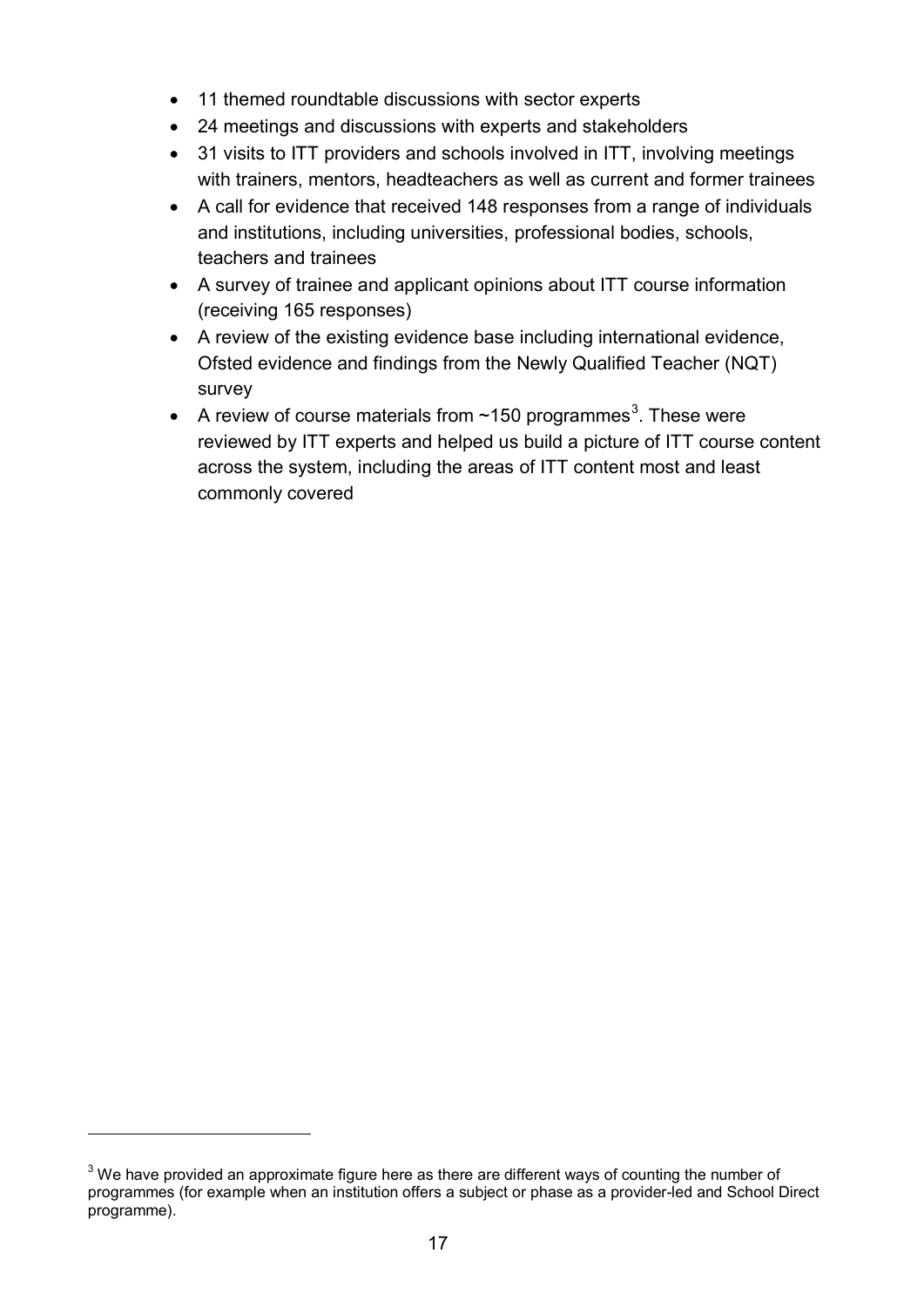- 11 themed roundtable discussions with sector experts
- 24 meetings and discussions with experts and stakeholders
- 31 visits to ITT providers and schools involved in ITT, involving meetings with trainers, mentors, headteachers as well as current and former trainees
- A call for evidence that received 148 responses from a range of individuals and institutions, including universities, professional bodies, schools, teachers and trainees
- A survey of trainee and applicant opinions about ITT course information (receiving 165 responses)
- A review of the existing evidence base including international evidence, Ofsted evidence and findings from the Newly Qualified Teacher (NQT) survey
- A review of course materials from ~150 programmes[3]. These were reviewed by ITT experts and helped us build a picture of ITT course content across the system, including the areas of ITT content most and least commonly covered

[3] We have provided an approximate figure here as there are different ways of counting the number of programmes (for example when an institution offers a subject or phase as a provider-led and School Direct programme).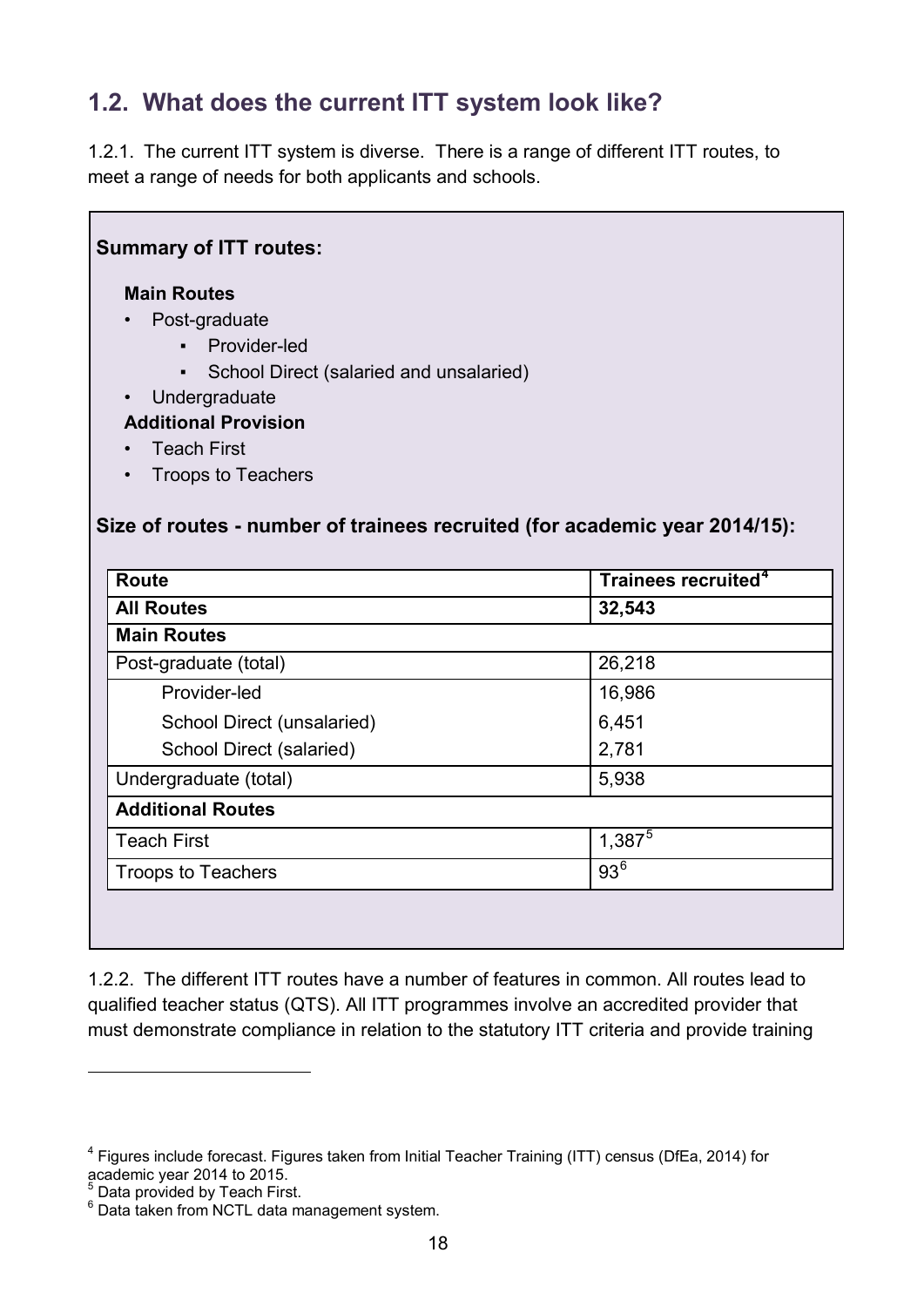## 1.2. What does the current ITT system look like?

1.2.1. The current ITT system is diverse. There is a range of different ITT routes, to meet a range of needs for both applicants and schools.

**Summary of ITT routes:**

**Main Routes**

- Post-graduate
  - Provider-led
  - School Direct (salaried and unsalaried)
- Undergraduate

**Additional Provision**

- Teach First
- Troops to Teachers

**Size of routes - number of trainees recruited (for academic year 2014/15):**

| Route | Trainees recruited[4] |
|---|---|
| **All Routes** | **32,543** |
| **Main Routes** | |
| Post-graduate (total) | 26,218 |
| Provider-led | 16,986 |
| School Direct (unsalaried) | 6,451 |
| School Direct (salaried) | 2,781 |
| Undergraduate (total) | 5,938 |
| **Additional Routes** | |
| Teach First | 1,387[5] |
| Troops to Teachers | 93[6] |

1.2.2. The different ITT routes have a number of features in common. All routes lead to qualified teacher status (QTS). All ITT programmes involve an accredited provider that must demonstrate compliance in relation to the statutory ITT criteria and provide training

[4] Figures include forecast. Figures taken from Initial Teacher Training (ITT) census (DfEa, 2014) for academic year 2014 to 2015.

[5] Data provided by Teach First.

[6] Data taken from NCTL data management system.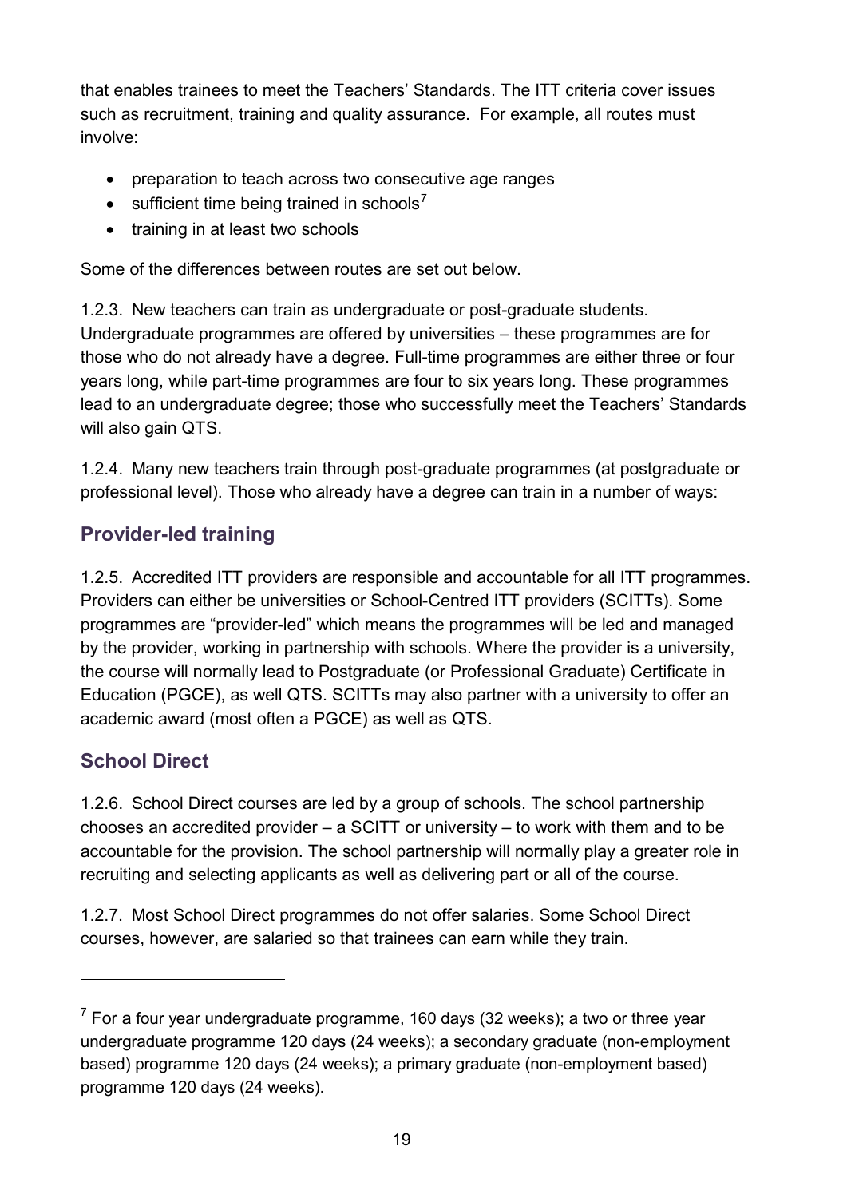that enables trainees to meet the Teachers' Standards. The ITT criteria cover issues such as recruitment, training and quality assurance. For example, all routes must involve:

- preparation to teach across two consecutive age ranges
- sufficient time being trained in schools[7]
- training in at least two schools

Some of the differences between routes are set out below.

1.2.3. New teachers can train as undergraduate or post-graduate students. Undergraduate programmes are offered by universities – these programmes are for those who do not already have a degree. Full-time programmes are either three or four years long, while part-time programmes are four to six years long. These programmes lead to an undergraduate degree; those who successfully meet the Teachers' Standards will also gain QTS.

1.2.4. Many new teachers train through post-graduate programmes (at postgraduate or professional level). Those who already have a degree can train in a number of ways:

## Provider-led training

1.2.5. Accredited ITT providers are responsible and accountable for all ITT programmes. Providers can either be universities or School-Centred ITT providers (SCITTs). Some programmes are "provider-led" which means the programmes will be led and managed by the provider, working in partnership with schools. Where the provider is a university, the course will normally lead to Postgraduate (or Professional Graduate) Certificate in Education (PGCE), as well QTS. SCITTs may also partner with a university to offer an academic award (most often a PGCE) as well as QTS.

## School Direct

1.2.6. School Direct courses are led by a group of schools. The school partnership chooses an accredited provider – a SCITT or university – to work with them and to be accountable for the provision. The school partnership will normally play a greater role in recruiting and selecting applicants as well as delivering part or all of the course.

1.2.7. Most School Direct programmes do not offer salaries. Some School Direct courses, however, are salaried so that trainees can earn while they train.

---

[7] For a four year undergraduate programme, 160 days (32 weeks); a two or three year undergraduate programme 120 days (24 weeks); a secondary graduate (non-employment based) programme 120 days (24 weeks); a primary graduate (non-employment based) programme 120 days (24 weeks).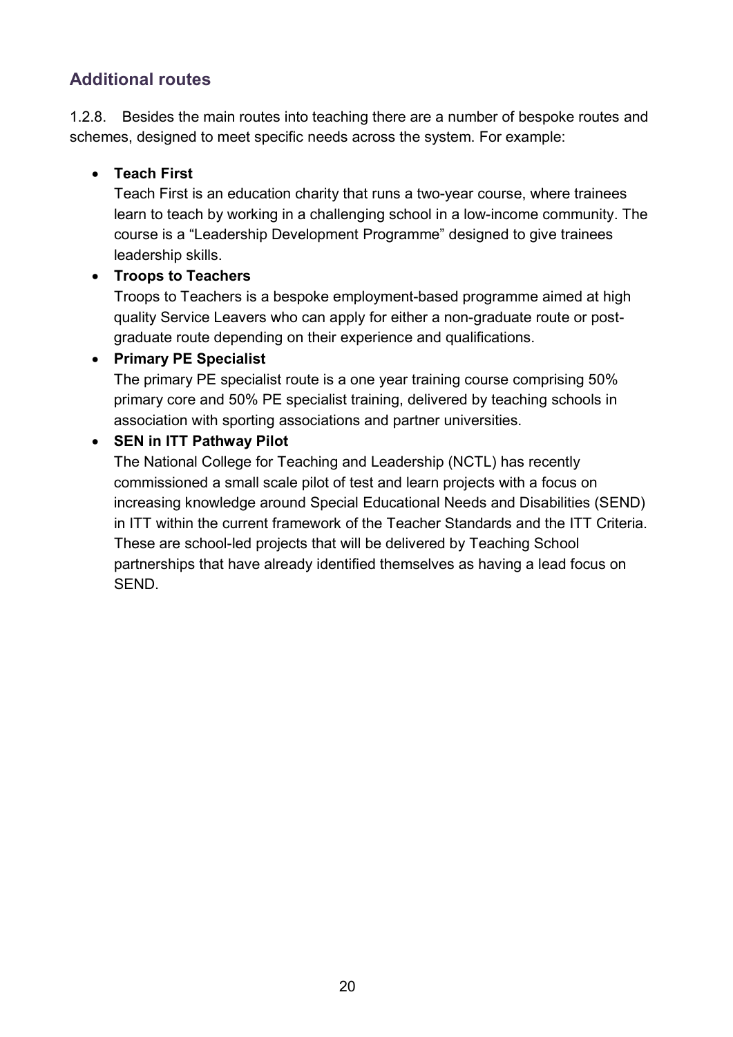## Additional routes

1.2.8. Besides the main routes into teaching there are a number of bespoke routes and schemes, designed to meet specific needs across the system. For example:

- **Teach First**
  Teach First is an education charity that runs a two-year course, where trainees learn to teach by working in a challenging school in a low-income community. The course is a "Leadership Development Programme" designed to give trainees leadership skills.
- **Troops to Teachers**
  Troops to Teachers is a bespoke employment-based programme aimed at high quality Service Leavers who can apply for either a non-graduate route or post-graduate route depending on their experience and qualifications.
- **Primary PE Specialist**
  The primary PE specialist route is a one year training course comprising 50% primary core and 50% PE specialist training, delivered by teaching schools in association with sporting associations and partner universities.
- **SEN in ITT Pathway Pilot**
  The National College for Teaching and Leadership (NCTL) has recently commissioned a small scale pilot of test and learn projects with a focus on increasing knowledge around Special Educational Needs and Disabilities (SEND) in ITT within the current framework of the Teacher Standards and the ITT Criteria. These are school-led projects that will be delivered by Teaching School partnerships that have already identified themselves as having a lead focus on SEND.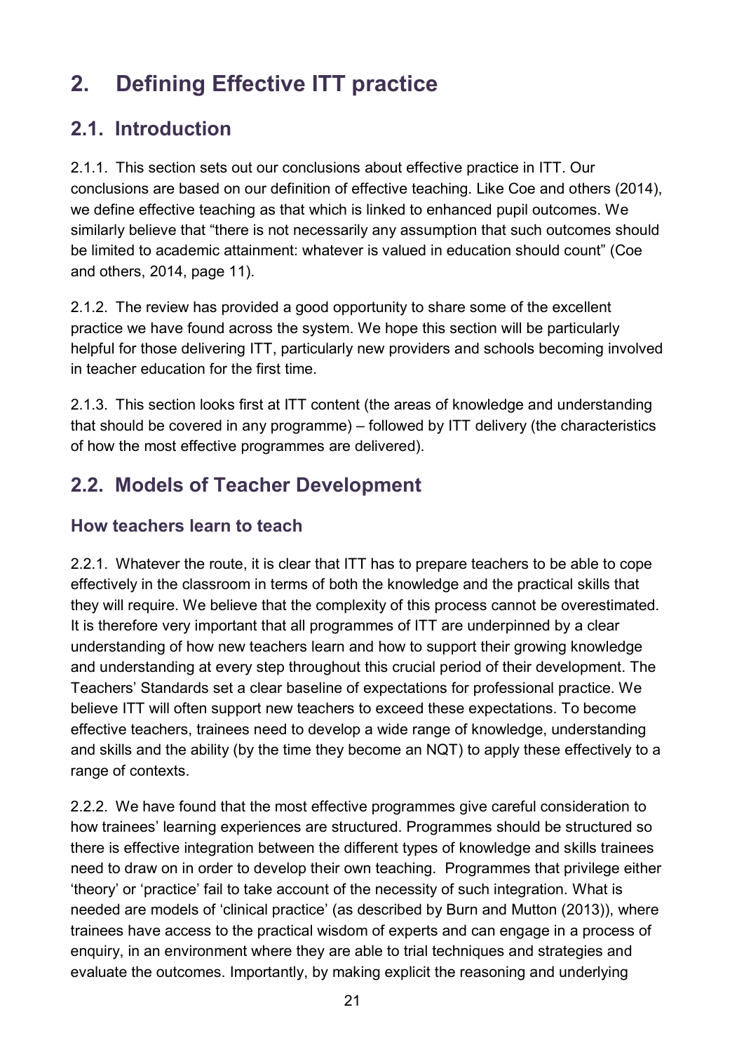# 2. Defining Effective ITT practice

## 2.1. Introduction

2.1.1. This section sets out our conclusions about effective practice in ITT. Our conclusions are based on our definition of effective teaching. Like Coe and others (2014), we define effective teaching as that which is linked to enhanced pupil outcomes. We similarly believe that "there is not necessarily any assumption that such outcomes should be limited to academic attainment: whatever is valued in education should count" (Coe and others, 2014, page 11).

2.1.2. The review has provided a good opportunity to share some of the excellent practice we have found across the system. We hope this section will be particularly helpful for those delivering ITT, particularly new providers and schools becoming involved in teacher education for the first time.

2.1.3. This section looks first at ITT content (the areas of knowledge and understanding that should be covered in any programme) – followed by ITT delivery (the characteristics of how the most effective programmes are delivered).

## 2.2. Models of Teacher Development

### How teachers learn to teach

2.2.1. Whatever the route, it is clear that ITT has to prepare teachers to be able to cope effectively in the classroom in terms of both the knowledge and the practical skills that they will require. We believe that the complexity of this process cannot be overestimated. It is therefore very important that all programmes of ITT are underpinned by a clear understanding of how new teachers learn and how to support their growing knowledge and understanding at every step throughout this crucial period of their development. The Teachers' Standards set a clear baseline of expectations for professional practice. We believe ITT will often support new teachers to exceed these expectations. To become effective teachers, trainees need to develop a wide range of knowledge, understanding and skills and the ability (by the time they become an NQT) to apply these effectively to a range of contexts.

2.2.2. We have found that the most effective programmes give careful consideration to how trainees' learning experiences are structured. Programmes should be structured so there is effective integration between the different types of knowledge and skills trainees need to draw on in order to develop their own teaching. Programmes that privilege either 'theory' or 'practice' fail to take account of the necessity of such integration. What is needed are models of 'clinical practice' (as described by Burn and Mutton (2013)), where trainees have access to the practical wisdom of experts and can engage in a process of enquiry, in an environment where they are able to trial techniques and strategies and evaluate the outcomes. Importantly, by making explicit the reasoning and underlying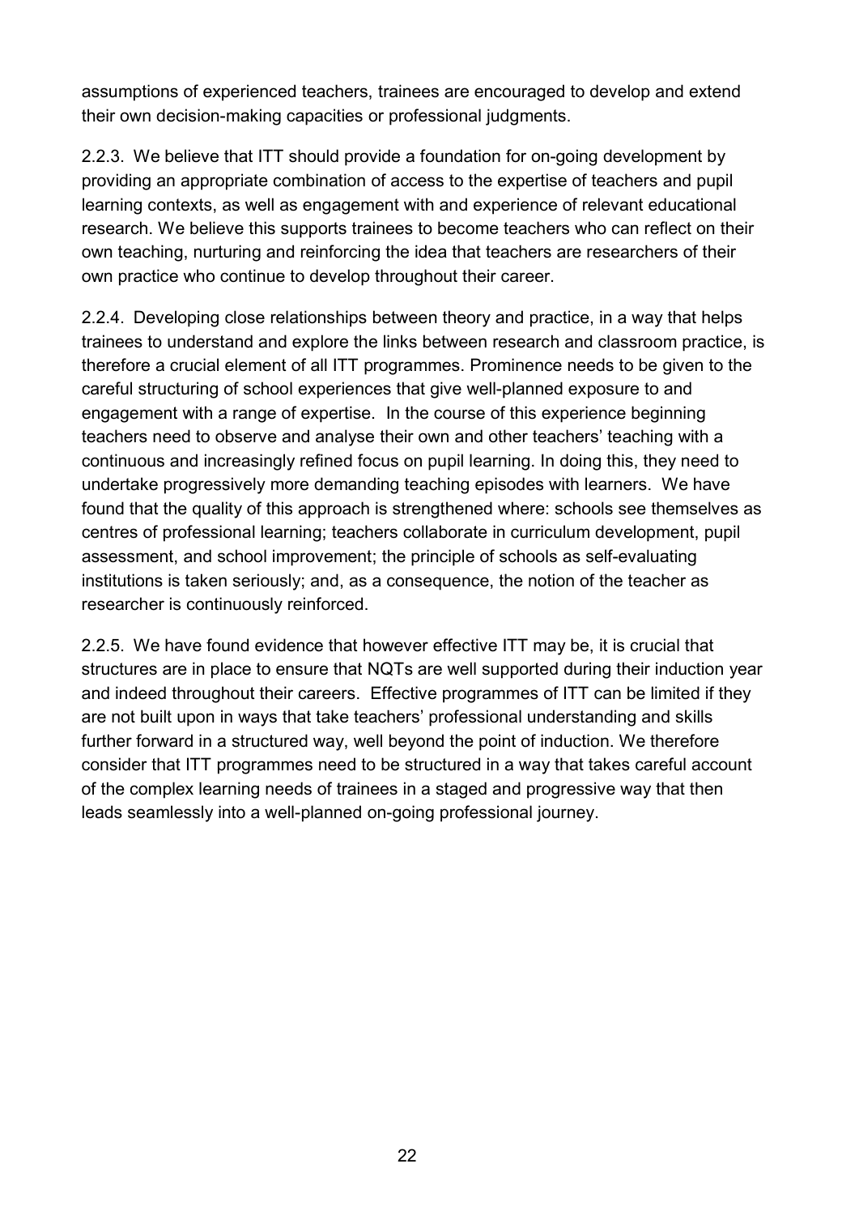assumptions of experienced teachers, trainees are encouraged to develop and extend their own decision-making capacities or professional judgments.

2.2.3. We believe that ITT should provide a foundation for on-going development by providing an appropriate combination of access to the expertise of teachers and pupil learning contexts, as well as engagement with and experience of relevant educational research. We believe this supports trainees to become teachers who can reflect on their own teaching, nurturing and reinforcing the idea that teachers are researchers of their own practice who continue to develop throughout their career.

2.2.4. Developing close relationships between theory and practice, in a way that helps trainees to understand and explore the links between research and classroom practice, is therefore a crucial element of all ITT programmes. Prominence needs to be given to the careful structuring of school experiences that give well-planned exposure to and engagement with a range of expertise. In the course of this experience beginning teachers need to observe and analyse their own and other teachers' teaching with a continuous and increasingly refined focus on pupil learning. In doing this, they need to undertake progressively more demanding teaching episodes with learners. We have found that the quality of this approach is strengthened where: schools see themselves as centres of professional learning; teachers collaborate in curriculum development, pupil assessment, and school improvement; the principle of schools as self-evaluating institutions is taken seriously; and, as a consequence, the notion of the teacher as researcher is continuously reinforced.

2.2.5. We have found evidence that however effective ITT may be, it is crucial that structures are in place to ensure that NQTs are well supported during their induction year and indeed throughout their careers. Effective programmes of ITT can be limited if they are not built upon in ways that take teachers' professional understanding and skills further forward in a structured way, well beyond the point of induction. We therefore consider that ITT programmes need to be structured in a way that takes careful account of the complex learning needs of trainees in a staged and progressive way that then leads seamlessly into a well-planned on-going professional journey.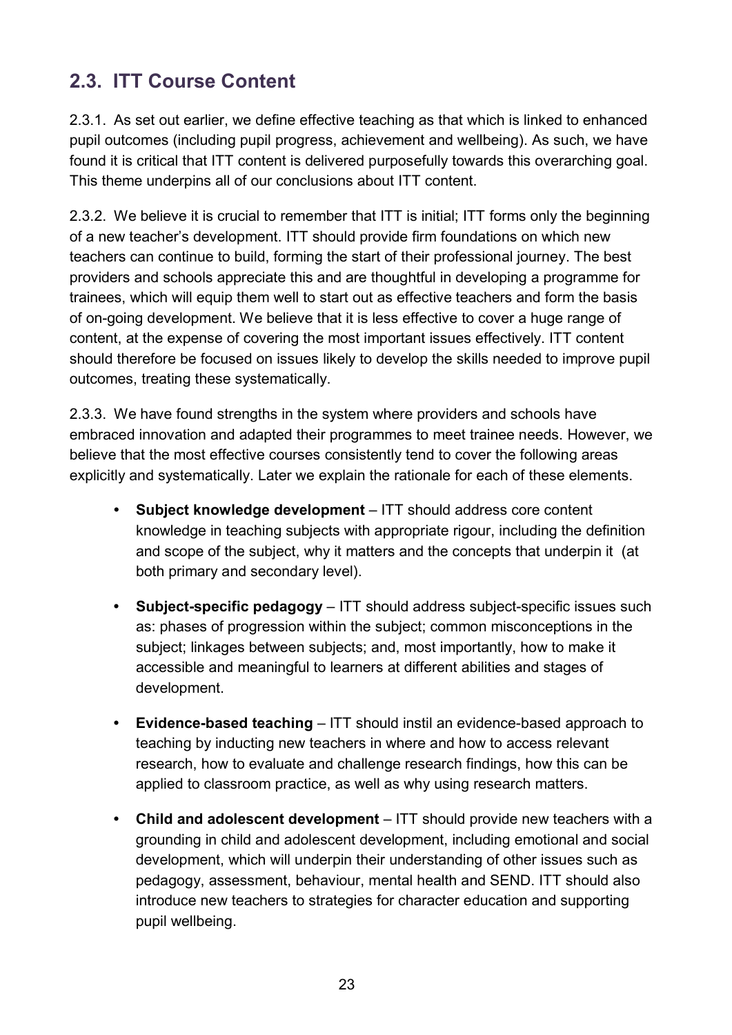## 2.3. ITT Course Content

2.3.1. As set out earlier, we define effective teaching as that which is linked to enhanced pupil outcomes (including pupil progress, achievement and wellbeing). As such, we have found it is critical that ITT content is delivered purposefully towards this overarching goal. This theme underpins all of our conclusions about ITT content.

2.3.2. We believe it is crucial to remember that ITT is initial; ITT forms only the beginning of a new teacher's development. ITT should provide firm foundations on which new teachers can continue to build, forming the start of their professional journey. The best providers and schools appreciate this and are thoughtful in developing a programme for trainees, which will equip them well to start out as effective teachers and form the basis of on-going development. We believe that it is less effective to cover a huge range of content, at the expense of covering the most important issues effectively. ITT content should therefore be focused on issues likely to develop the skills needed to improve pupil outcomes, treating these systematically.

2.3.3. We have found strengths in the system where providers and schools have embraced innovation and adapted their programmes to meet trainee needs. However, we believe that the most effective courses consistently tend to cover the following areas explicitly and systematically. Later we explain the rationale for each of these elements.

- **Subject knowledge development** – ITT should address core content knowledge in teaching subjects with appropriate rigour, including the definition and scope of the subject, why it matters and the concepts that underpin it (at both primary and secondary level).
- **Subject-specific pedagogy** – ITT should address subject-specific issues such as: phases of progression within the subject; common misconceptions in the subject; linkages between subjects; and, most importantly, how to make it accessible and meaningful to learners at different abilities and stages of development.
- **Evidence-based teaching** – ITT should instil an evidence-based approach to teaching by inducting new teachers in where and how to access relevant research, how to evaluate and challenge research findings, how this can be applied to classroom practice, as well as why using research matters.
- **Child and adolescent development** – ITT should provide new teachers with a grounding in child and adolescent development, including emotional and social development, which will underpin their understanding of other issues such as pedagogy, assessment, behaviour, mental health and SEND. ITT should also introduce new teachers to strategies for character education and supporting pupil wellbeing.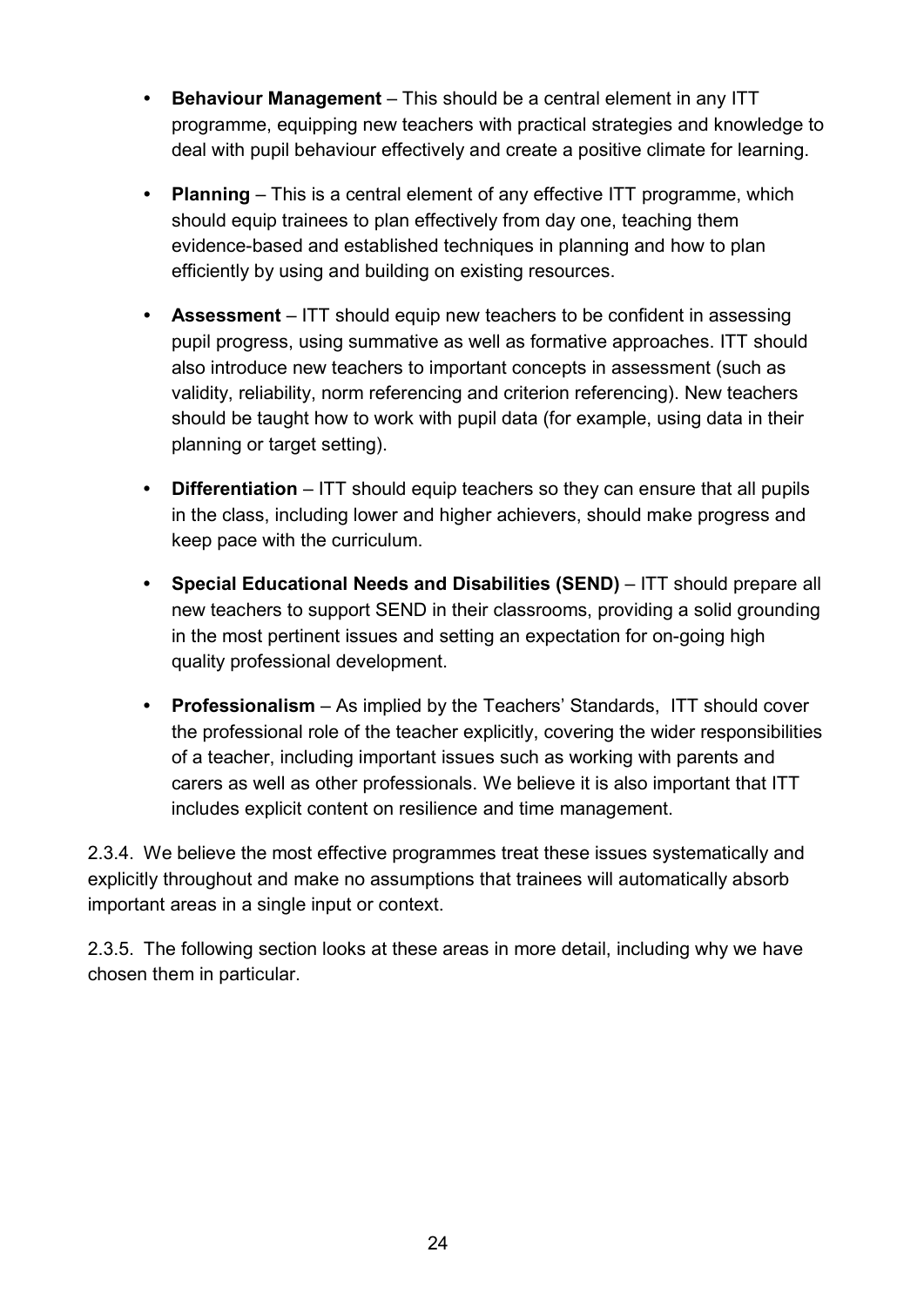- **Behaviour Management** – This should be a central element in any ITT programme, equipping new teachers with practical strategies and knowledge to deal with pupil behaviour effectively and create a positive climate for learning.

- **Planning** – This is a central element of any effective ITT programme, which should equip trainees to plan effectively from day one, teaching them evidence-based and established techniques in planning and how to plan efficiently by using and building on existing resources.

- **Assessment** – ITT should equip new teachers to be confident in assessing pupil progress, using summative as well as formative approaches. ITT should also introduce new teachers to important concepts in assessment (such as validity, reliability, norm referencing and criterion referencing). New teachers should be taught how to work with pupil data (for example, using data in their planning or target setting).

- **Differentiation** – ITT should equip teachers so they can ensure that all pupils in the class, including lower and higher achievers, should make progress and keep pace with the curriculum.

- **Special Educational Needs and Disabilities (SEND)** – ITT should prepare all new teachers to support SEND in their classrooms, providing a solid grounding in the most pertinent issues and setting an expectation for on-going high quality professional development.

- **Professionalism** – As implied by the Teachers' Standards, ITT should cover the professional role of the teacher explicitly, covering the wider responsibilities of a teacher, including important issues such as working with parents and carers as well as other professionals. We believe it is also important that ITT includes explicit content on resilience and time management.

2.3.4. We believe the most effective programmes treat these issues systematically and explicitly throughout and make no assumptions that trainees will automatically absorb important areas in a single input or context.

2.3.5. The following section looks at these areas in more detail, including why we have chosen them in particular.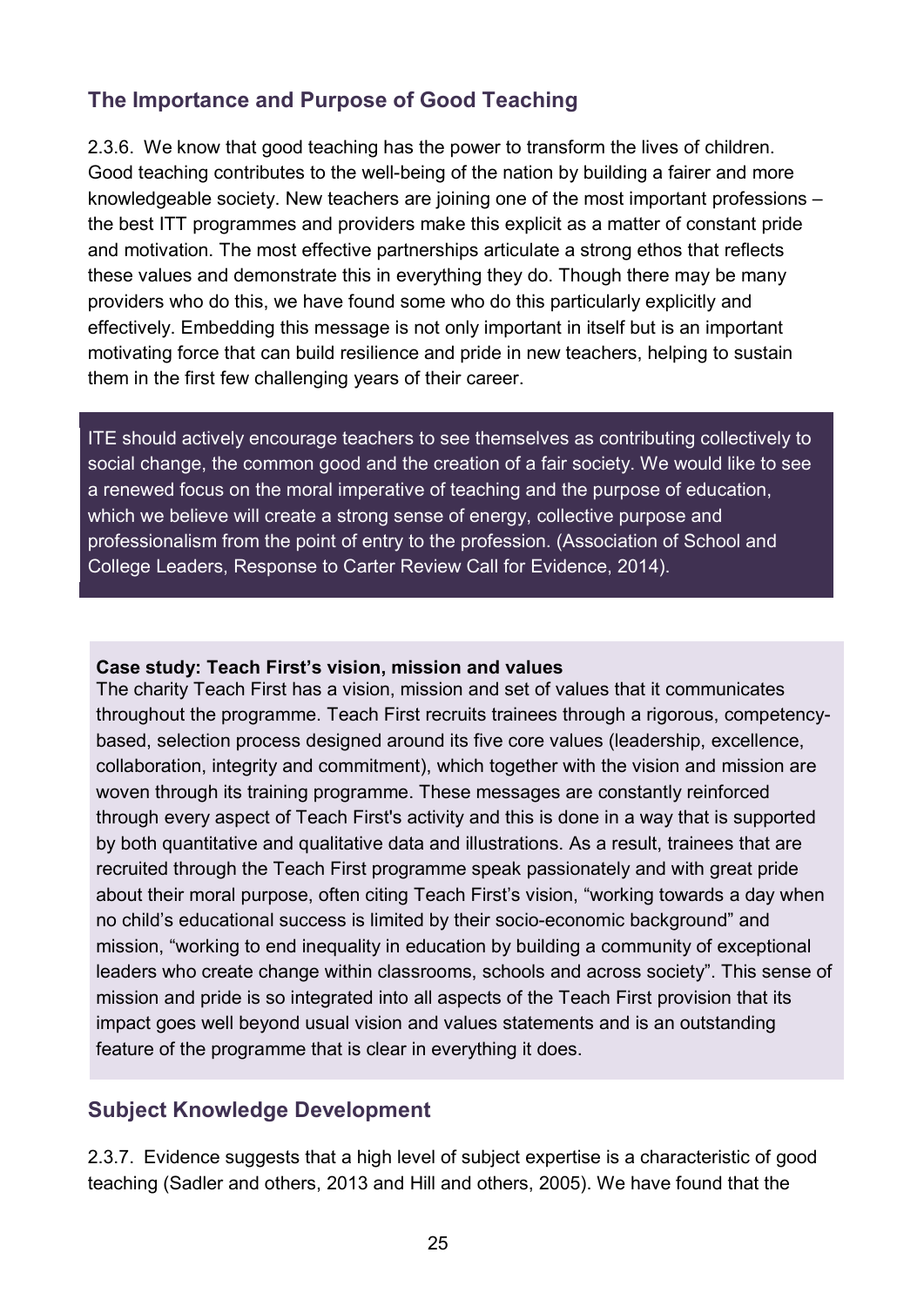## The Importance and Purpose of Good Teaching

2.3.6. We know that good teaching has the power to transform the lives of children. Good teaching contributes to the well-being of the nation by building a fairer and more knowledgeable society. New teachers are joining one of the most important professions – the best ITT programmes and providers make this explicit as a matter of constant pride and motivation. The most effective partnerships articulate a strong ethos that reflects these values and demonstrate this in everything they do. Though there may be many providers who do this, we have found some who do this particularly explicitly and effectively. Embedding this message is not only important in itself but is an important motivating force that can build resilience and pride in new teachers, helping to sustain them in the first few challenging years of their career.

> ITE should actively encourage teachers to see themselves as contributing collectively to social change, the common good and the creation of a fair society. We would like to see a renewed focus on the moral imperative of teaching and the purpose of education, which we believe will create a strong sense of energy, collective purpose and professionalism from the point of entry to the profession. (Association of School and College Leaders, Response to Carter Review Call for Evidence, 2014).

**Case study: Teach First's vision, mission and values**

The charity Teach First has a vision, mission and set of values that it communicates throughout the programme. Teach First recruits trainees through a rigorous, competency-based, selection process designed around its five core values (leadership, excellence, collaboration, integrity and commitment), which together with the vision and mission are woven through its training programme. These messages are constantly reinforced through every aspect of Teach First's activity and this is done in a way that is supported by both quantitative and qualitative data and illustrations. As a result, trainees that are recruited through the Teach First programme speak passionately and with great pride about their moral purpose, often citing Teach First's vision, "working towards a day when no child's educational success is limited by their socio-economic background" and mission, "working to end inequality in education by building a community of exceptional leaders who create change within classrooms, schools and across society". This sense of mission and pride is so integrated into all aspects of the Teach First provision that its impact goes well beyond usual vision and values statements and is an outstanding feature of the programme that is clear in everything it does.

## Subject Knowledge Development

2.3.7. Evidence suggests that a high level of subject expertise is a characteristic of good teaching (Sadler and others, 2013 and Hill and others, 2005). We have found that the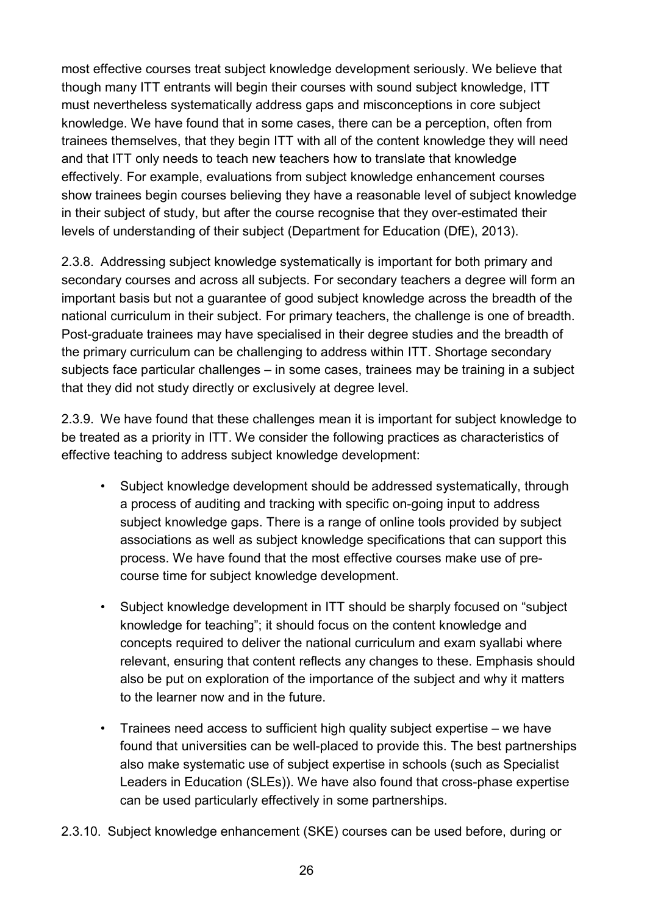most effective courses treat subject knowledge development seriously. We believe that though many ITT entrants will begin their courses with sound subject knowledge, ITT must nevertheless systematically address gaps and misconceptions in core subject knowledge. We have found that in some cases, there can be a perception, often from trainees themselves, that they begin ITT with all of the content knowledge they will need and that ITT only needs to teach new teachers how to translate that knowledge effectively. For example, evaluations from subject knowledge enhancement courses show trainees begin courses believing they have a reasonable level of subject knowledge in their subject of study, but after the course recognise that they over-estimated their levels of understanding of their subject (Department for Education (DfE), 2013).

2.3.8. Addressing subject knowledge systematically is important for both primary and secondary courses and across all subjects. For secondary teachers a degree will form an important basis but not a guarantee of good subject knowledge across the breadth of the national curriculum in their subject. For primary teachers, the challenge is one of breadth. Post-graduate trainees may have specialised in their degree studies and the breadth of the primary curriculum can be challenging to address within ITT. Shortage secondary subjects face particular challenges – in some cases, trainees may be training in a subject that they did not study directly or exclusively at degree level.

2.3.9. We have found that these challenges mean it is important for subject knowledge to be treated as a priority in ITT. We consider the following practices as characteristics of effective teaching to address subject knowledge development:

- Subject knowledge development should be addressed systematically, through a process of auditing and tracking with specific on-going input to address subject knowledge gaps. There is a range of online tools provided by subject associations as well as subject knowledge specifications that can support this process. We have found that the most effective courses make use of pre-course time for subject knowledge development.
- Subject knowledge development in ITT should be sharply focused on "subject knowledge for teaching"; it should focus on the content knowledge and concepts required to deliver the national curriculum and exam syllabi where relevant, ensuring that content reflects any changes to these. Emphasis should also be put on exploration of the importance of the subject and why it matters to the learner now and in the future.
- Trainees need access to sufficient high quality subject expertise – we have found that universities can be well-placed to provide this. The best partnerships also make systematic use of subject expertise in schools (such as Specialist Leaders in Education (SLEs)). We have also found that cross-phase expertise can be used particularly effectively in some partnerships.

2.3.10. Subject knowledge enhancement (SKE) courses can be used before, during or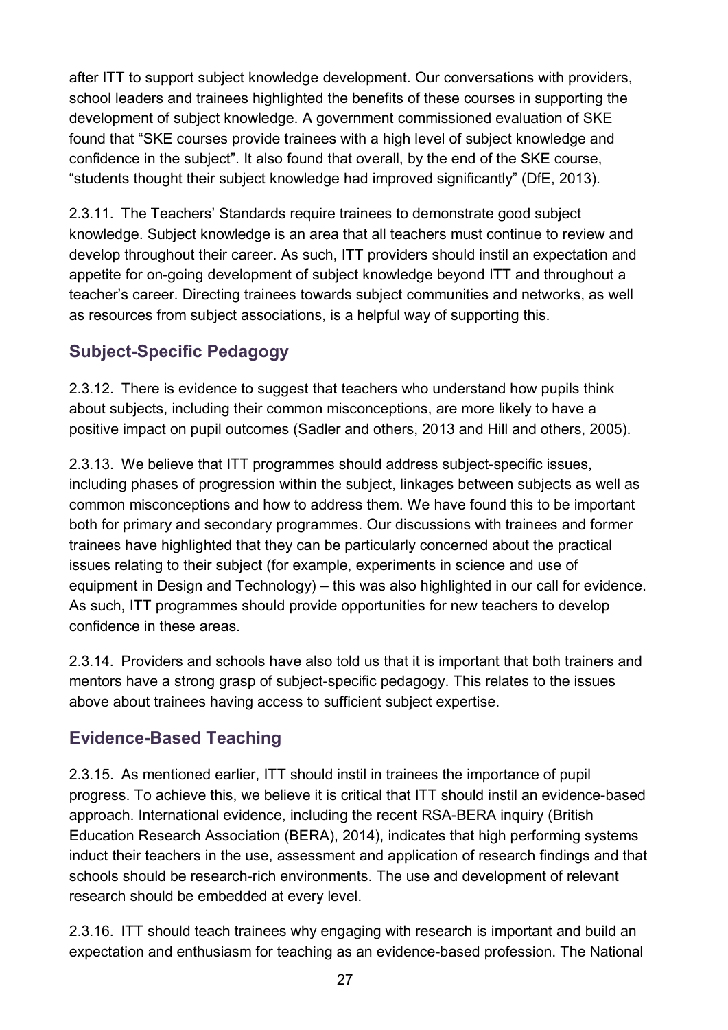after ITT to support subject knowledge development. Our conversations with providers, school leaders and trainees highlighted the benefits of these courses in supporting the development of subject knowledge. A government commissioned evaluation of SKE found that "SKE courses provide trainees with a high level of subject knowledge and confidence in the subject". It also found that overall, by the end of the SKE course, "students thought their subject knowledge had improved significantly" (DfE, 2013).

2.3.11. The Teachers' Standards require trainees to demonstrate good subject knowledge. Subject knowledge is an area that all teachers must continue to review and develop throughout their career. As such, ITT providers should instil an expectation and appetite for on-going development of subject knowledge beyond ITT and throughout a teacher's career. Directing trainees towards subject communities and networks, as well as resources from subject associations, is a helpful way of supporting this.

## Subject-Specific Pedagogy

2.3.12. There is evidence to suggest that teachers who understand how pupils think about subjects, including their common misconceptions, are more likely to have a positive impact on pupil outcomes (Sadler and others, 2013 and Hill and others, 2005).

2.3.13. We believe that ITT programmes should address subject-specific issues, including phases of progression within the subject, linkages between subjects as well as common misconceptions and how to address them. We have found this to be important both for primary and secondary programmes. Our discussions with trainees and former trainees have highlighted that they can be particularly concerned about the practical issues relating to their subject (for example, experiments in science and use of equipment in Design and Technology) – this was also highlighted in our call for evidence. As such, ITT programmes should provide opportunities for new teachers to develop confidence in these areas.

2.3.14. Providers and schools have also told us that it is important that both trainers and mentors have a strong grasp of subject-specific pedagogy. This relates to the issues above about trainees having access to sufficient subject expertise.

## Evidence-Based Teaching

2.3.15. As mentioned earlier, ITT should instil in trainees the importance of pupil progress. To achieve this, we believe it is critical that ITT should instil an evidence-based approach. International evidence, including the recent RSA-BERA inquiry (British Education Research Association (BERA), 2014), indicates that high performing systems induct their teachers in the use, assessment and application of research findings and that schools should be research-rich environments. The use and development of relevant research should be embedded at every level.

2.3.16. ITT should teach trainees why engaging with research is important and build an expectation and enthusiasm for teaching as an evidence-based profession. The National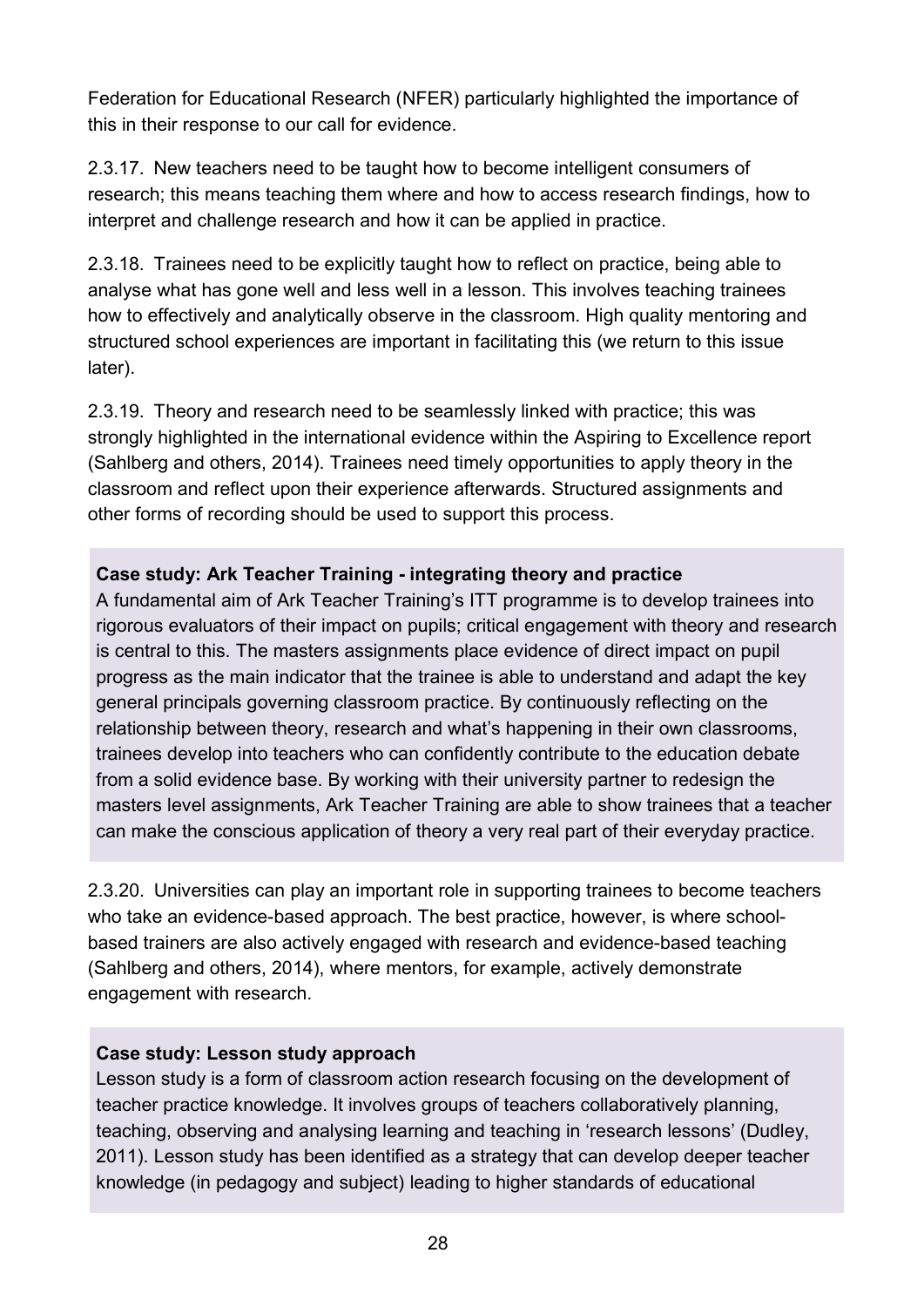Federation for Educational Research (NFER) particularly highlighted the importance of this in their response to our call for evidence.

2.3.17. New teachers need to be taught how to become intelligent consumers of research; this means teaching them where and how to access research findings, how to interpret and challenge research and how it can be applied in practice.

2.3.18. Trainees need to be explicitly taught how to reflect on practice, being able to analyse what has gone well and less well in a lesson. This involves teaching trainees how to effectively and analytically observe in the classroom. High quality mentoring and structured school experiences are important in facilitating this (we return to this issue later).

2.3.19. Theory and research need to be seamlessly linked with practice; this was strongly highlighted in the international evidence within the Aspiring to Excellence report (Sahlberg and others, 2014). Trainees need timely opportunities to apply theory in the classroom and reflect upon their experience afterwards. Structured assignments and other forms of recording should be used to support this process.

**Case study: Ark Teacher Training - integrating theory and practice**

A fundamental aim of Ark Teacher Training's ITT programme is to develop trainees into rigorous evaluators of their impact on pupils; critical engagement with theory and research is central to this. The masters assignments place evidence of direct impact on pupil progress as the main indicator that the trainee is able to understand and adapt the key general principals governing classroom practice. By continuously reflecting on the relationship between theory, research and what's happening in their own classrooms, trainees develop into teachers who can confidently contribute to the education debate from a solid evidence base. By working with their university partner to redesign the masters level assignments, Ark Teacher Training are able to show trainees that a teacher can make the conscious application of theory a very real part of their everyday practice.

2.3.20. Universities can play an important role in supporting trainees to become teachers who take an evidence-based approach. The best practice, however, is where school-based trainers are also actively engaged with research and evidence-based teaching (Sahlberg and others, 2014), where mentors, for example, actively demonstrate engagement with research.

**Case study: Lesson study approach**

Lesson study is a form of classroom action research focusing on the development of teacher practice knowledge. It involves groups of teachers collaboratively planning, teaching, observing and analysing learning and teaching in 'research lessons' (Dudley, 2011). Lesson study has been identified as a strategy that can develop deeper teacher knowledge (in pedagogy and subject) leading to higher standards of educational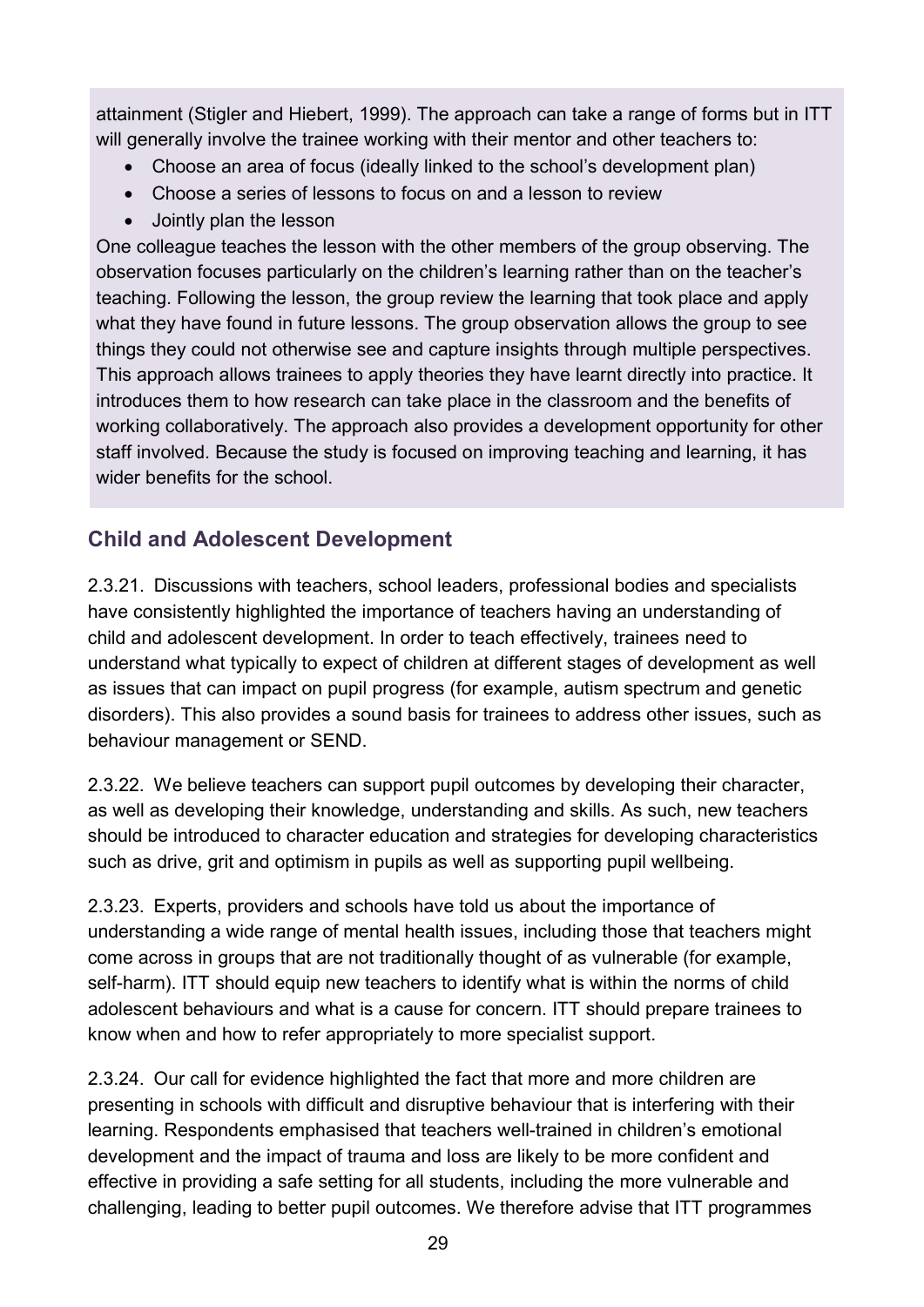attainment (Stigler and Hiebert, 1999). The approach can take a range of forms but in ITT will generally involve the trainee working with their mentor and other teachers to:

- Choose an area of focus (ideally linked to the school's development plan)
- Choose a series of lessons to focus on and a lesson to review
- Jointly plan the lesson

One colleague teaches the lesson with the other members of the group observing. The observation focuses particularly on the children's learning rather than on the teacher's teaching. Following the lesson, the group review the learning that took place and apply what they have found in future lessons. The group observation allows the group to see things they could not otherwise see and capture insights through multiple perspectives. This approach allows trainees to apply theories they have learnt directly into practice. It introduces them to how research can take place in the classroom and the benefits of working collaboratively. The approach also provides a development opportunity for other staff involved. Because the study is focused on improving teaching and learning, it has wider benefits for the school.

## Child and Adolescent Development

2.3.21. Discussions with teachers, school leaders, professional bodies and specialists have consistently highlighted the importance of teachers having an understanding of child and adolescent development. In order to teach effectively, trainees need to understand what typically to expect of children at different stages of development as well as issues that can impact on pupil progress (for example, autism spectrum and genetic disorders). This also provides a sound basis for trainees to address other issues, such as behaviour management or SEND.

2.3.22. We believe teachers can support pupil outcomes by developing their character, as well as developing their knowledge, understanding and skills. As such, new teachers should be introduced to character education and strategies for developing characteristics such as drive, grit and optimism in pupils as well as supporting pupil wellbeing.

2.3.23. Experts, providers and schools have told us about the importance of understanding a wide range of mental health issues, including those that teachers might come across in groups that are not traditionally thought of as vulnerable (for example, self-harm). ITT should equip new teachers to identify what is within the norms of child adolescent behaviours and what is a cause for concern. ITT should prepare trainees to know when and how to refer appropriately to more specialist support.

2.3.24. Our call for evidence highlighted the fact that more and more children are presenting in schools with difficult and disruptive behaviour that is interfering with their learning. Respondents emphasised that teachers well-trained in children's emotional development and the impact of trauma and loss are likely to be more confident and effective in providing a safe setting for all students, including the more vulnerable and challenging, leading to better pupil outcomes. We therefore advise that ITT programmes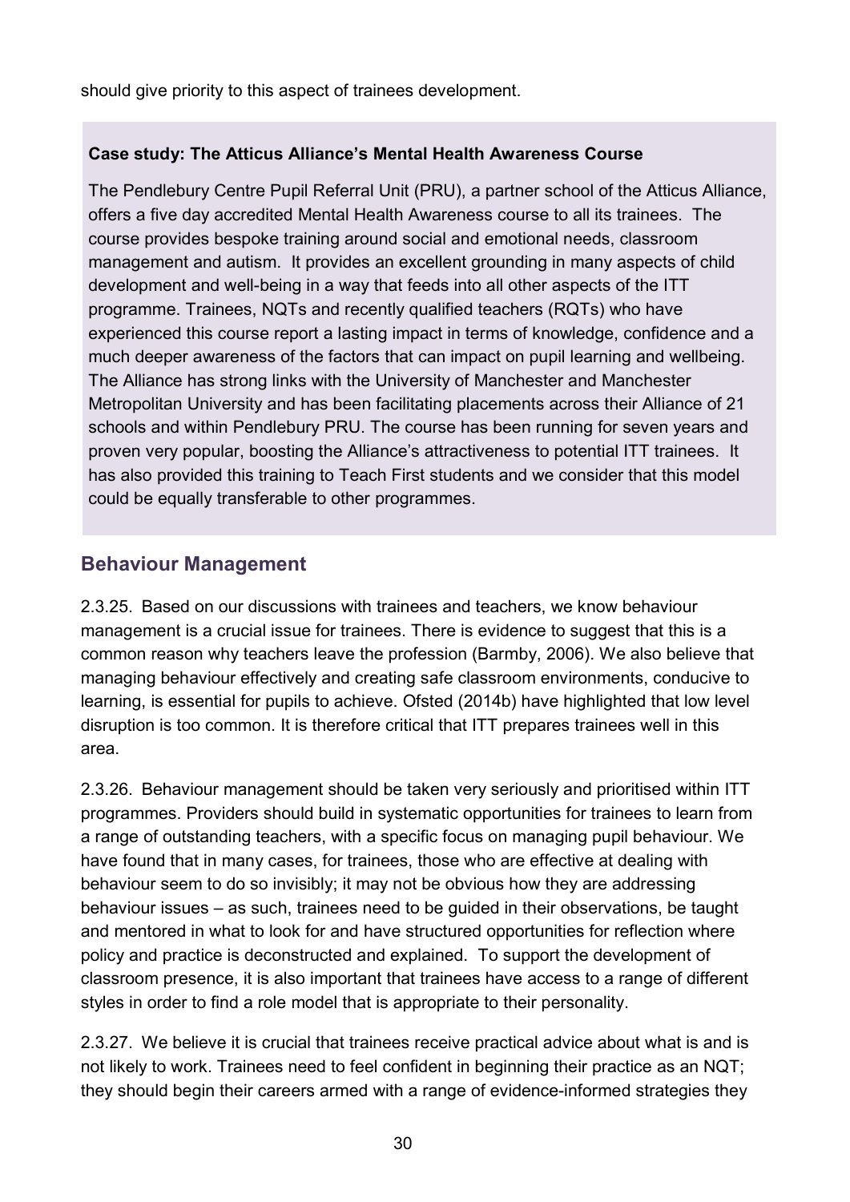should give priority to this aspect of trainees development.

> **Case study: The Atticus Alliance's Mental Health Awareness Course**
>
> The Pendlebury Centre Pupil Referral Unit (PRU), a partner school of the Atticus Alliance, offers a five day accredited Mental Health Awareness course to all its trainees. The course provides bespoke training around social and emotional needs, classroom management and autism. It provides an excellent grounding in many aspects of child development and well-being in a way that feeds into all other aspects of the ITT programme. Trainees, NQTs and recently qualified teachers (RQTs) who have experienced this course report a lasting impact in terms of knowledge, confidence and a much deeper awareness of the factors that can impact on pupil learning and wellbeing. The Alliance has strong links with the University of Manchester and Manchester Metropolitan University and has been facilitating placements across their Alliance of 21 schools and within Pendlebury PRU. The course has been running for seven years and proven very popular, boosting the Alliance's attractiveness to potential ITT trainees. It has also provided this training to Teach First students and we consider that this model could be equally transferable to other programmes.

## Behaviour Management

2.3.25. Based on our discussions with trainees and teachers, we know behaviour management is a crucial issue for trainees. There is evidence to suggest that this is a common reason why teachers leave the profession (Barmby, 2006). We also believe that managing behaviour effectively and creating safe classroom environments, conducive to learning, is essential for pupils to achieve. Ofsted (2014b) have highlighted that low level disruption is too common. It is therefore critical that ITT prepares trainees well in this area.

2.3.26. Behaviour management should be taken very seriously and prioritised within ITT programmes. Providers should build in systematic opportunities for trainees to learn from a range of outstanding teachers, with a specific focus on managing pupil behaviour. We have found that in many cases, for trainees, those who are effective at dealing with behaviour seem to do so invisibly; it may not be obvious how they are addressing behaviour issues – as such, trainees need to be guided in their observations, be taught and mentored in what to look for and have structured opportunities for reflection where policy and practice is deconstructed and explained. To support the development of classroom presence, it is also important that trainees have access to a range of different styles in order to find a role model that is appropriate to their personality.

2.3.27. We believe it is crucial that trainees receive practical advice about what is and is not likely to work. Trainees need to feel confident in beginning their practice as an NQT; they should begin their careers armed with a range of evidence-informed strategies they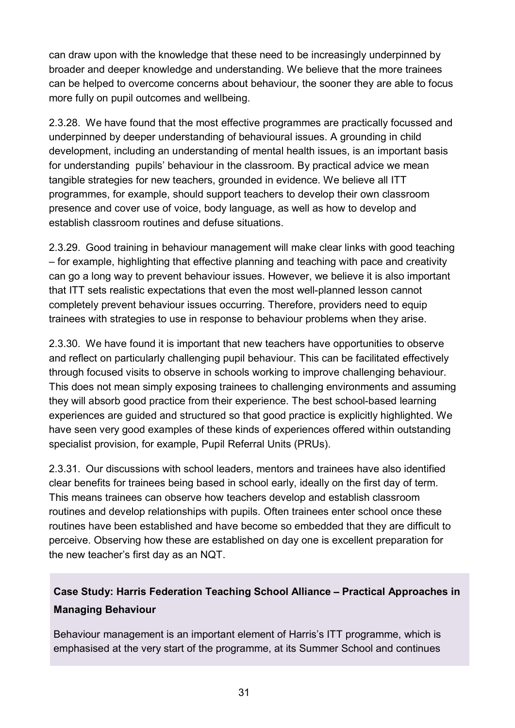can draw upon with the knowledge that these need to be increasingly underpinned by broader and deeper knowledge and understanding. We believe that the more trainees can be helped to overcome concerns about behaviour, the sooner they are able to focus more fully on pupil outcomes and wellbeing.

2.3.28. We have found that the most effective programmes are practically focussed and underpinned by deeper understanding of behavioural issues. A grounding in child development, including an understanding of mental health issues, is an important basis for understanding pupils' behaviour in the classroom. By practical advice we mean tangible strategies for new teachers, grounded in evidence. We believe all ITT programmes, for example, should support teachers to develop their own classroom presence and cover use of voice, body language, as well as how to develop and establish classroom routines and defuse situations.

2.3.29. Good training in behaviour management will make clear links with good teaching – for example, highlighting that effective planning and teaching with pace and creativity can go a long way to prevent behaviour issues. However, we believe it is also important that ITT sets realistic expectations that even the most well-planned lesson cannot completely prevent behaviour issues occurring. Therefore, providers need to equip trainees with strategies to use in response to behaviour problems when they arise.

2.3.30. We have found it is important that new teachers have opportunities to observe and reflect on particularly challenging pupil behaviour. This can be facilitated effectively through focused visits to observe in schools working to improve challenging behaviour. This does not mean simply exposing trainees to challenging environments and assuming they will absorb good practice from their experience. The best school-based learning experiences are guided and structured so that good practice is explicitly highlighted. We have seen very good examples of these kinds of experiences offered within outstanding specialist provision, for example, Pupil Referral Units (PRUs).

2.3.31. Our discussions with school leaders, mentors and trainees have also identified clear benefits for trainees being based in school early, ideally on the first day of term. This means trainees can observe how teachers develop and establish classroom routines and develop relationships with pupils. Often trainees enter school once these routines have been established and have become so embedded that they are difficult to perceive. Observing how these are established on day one is excellent preparation for the new teacher's first day as an NQT.

**Case Study: Harris Federation Teaching School Alliance – Practical Approaches in Managing Behaviour**

Behaviour management is an important element of Harris's ITT programme, which is emphasised at the very start of the programme, at its Summer School and continues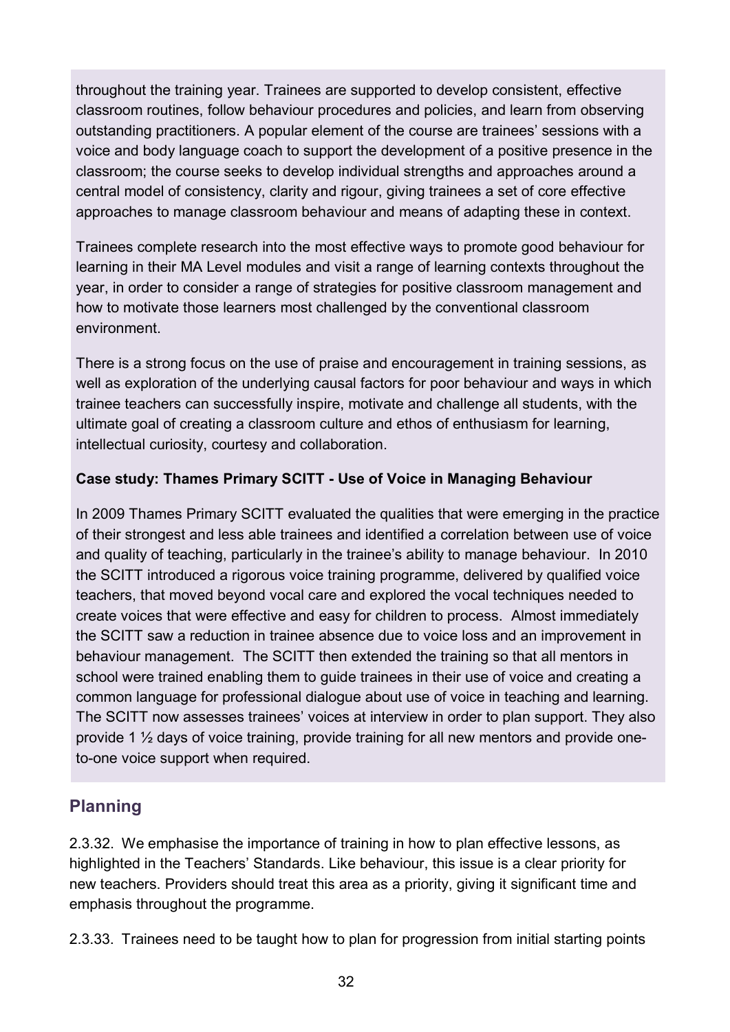throughout the training year. Trainees are supported to develop consistent, effective classroom routines, follow behaviour procedures and policies, and learn from observing outstanding practitioners. A popular element of the course are trainees' sessions with a voice and body language coach to support the development of a positive presence in the classroom; the course seeks to develop individual strengths and approaches around a central model of consistency, clarity and rigour, giving trainees a set of core effective approaches to manage classroom behaviour and means of adapting these in context.

Trainees complete research into the most effective ways to promote good behaviour for learning in their MA Level modules and visit a range of learning contexts throughout the year, in order to consider a range of strategies for positive classroom management and how to motivate those learners most challenged by the conventional classroom environment.

There is a strong focus on the use of praise and encouragement in training sessions, as well as exploration of the underlying causal factors for poor behaviour and ways in which trainee teachers can successfully inspire, motivate and challenge all students, with the ultimate goal of creating a classroom culture and ethos of enthusiasm for learning, intellectual curiosity, courtesy and collaboration.

**Case study: Thames Primary SCITT - Use of Voice in Managing Behaviour**

In 2009 Thames Primary SCITT evaluated the qualities that were emerging in the practice of their strongest and less able trainees and identified a correlation between use of voice and quality of teaching, particularly in the trainee's ability to manage behaviour. In 2010 the SCITT introduced a rigorous voice training programme, delivered by qualified voice teachers, that moved beyond vocal care and explored the vocal techniques needed to create voices that were effective and easy for children to process. Almost immediately the SCITT saw a reduction in trainee absence due to voice loss and an improvement in behaviour management. The SCITT then extended the training so that all mentors in school were trained enabling them to guide trainees in their use of voice and creating a common language for professional dialogue about use of voice in teaching and learning. The SCITT now assesses trainees' voices at interview in order to plan support. They also provide 1 ½ days of voice training, provide training for all new mentors and provide one-to-one voice support when required.

## Planning

2.3.32. We emphasise the importance of training in how to plan effective lessons, as highlighted in the Teachers' Standards. Like behaviour, this issue is a clear priority for new teachers. Providers should treat this area as a priority, giving it significant time and emphasis throughout the programme.

2.3.33. Trainees need to be taught how to plan for progression from initial starting points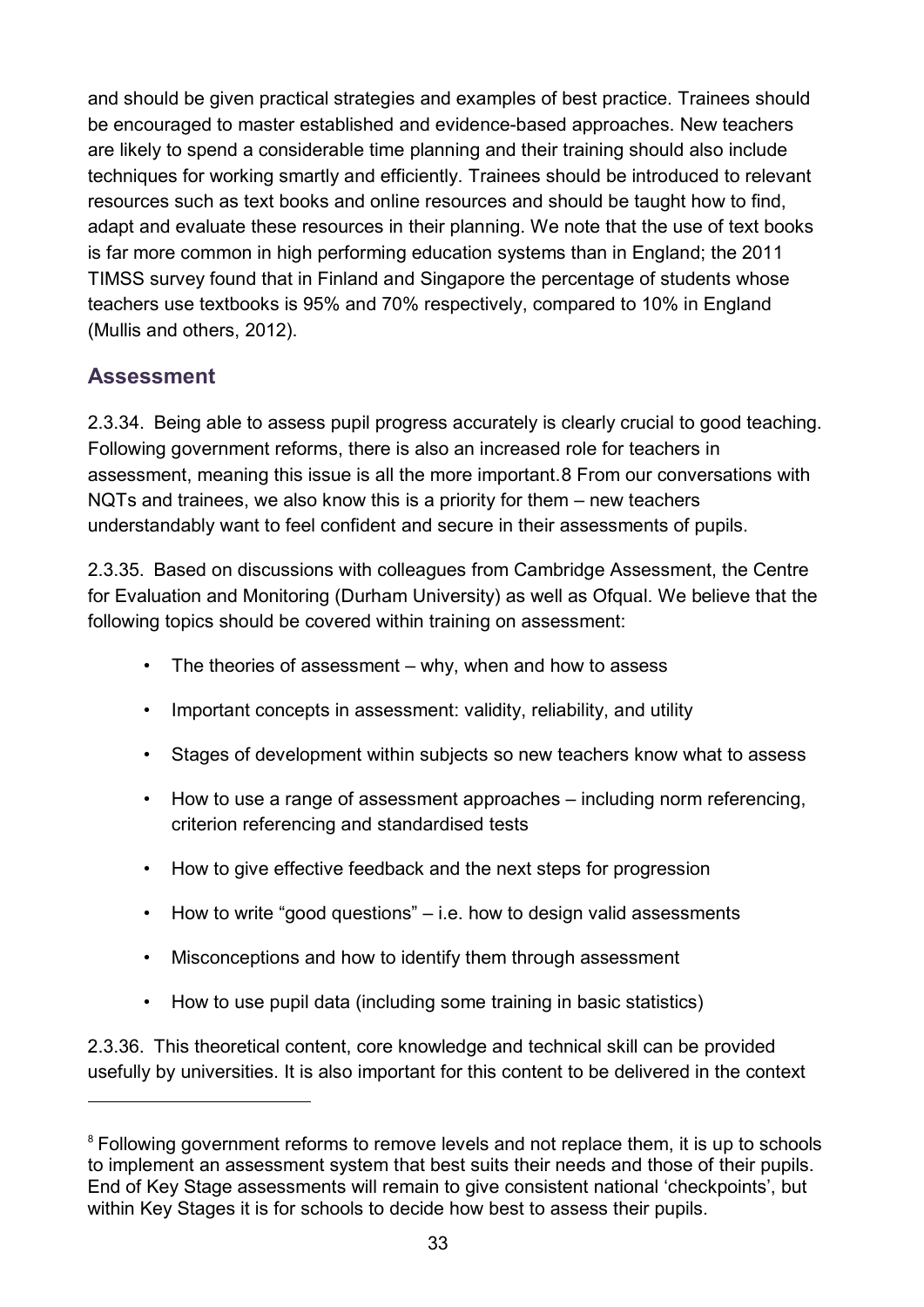and should be given practical strategies and examples of best practice. Trainees should be encouraged to master established and evidence-based approaches. New teachers are likely to spend a considerable time planning and their training should also include techniques for working smartly and efficiently. Trainees should be introduced to relevant resources such as text books and online resources and should be taught how to find, adapt and evaluate these resources in their planning. We note that the use of text books is far more common in high performing education systems than in England; the 2011 TIMSS survey found that in Finland and Singapore the percentage of students whose teachers use textbooks is 95% and 70% respectively, compared to 10% in England (Mullis and others, 2012).

## Assessment

2.3.34. Being able to assess pupil progress accurately is clearly crucial to good teaching. Following government reforms, there is also an increased role for teachers in assessment, meaning this issue is all the more important.[8] From our conversations with NQTs and trainees, we also know this is a priority for them – new teachers understandably want to feel confident and secure in their assessments of pupils.

2.3.35. Based on discussions with colleagues from Cambridge Assessment, the Centre for Evaluation and Monitoring (Durham University) as well as Ofqual. We believe that the following topics should be covered within training on assessment:

- The theories of assessment – why, when and how to assess
- Important concepts in assessment: validity, reliability, and utility
- Stages of development within subjects so new teachers know what to assess
- How to use a range of assessment approaches – including norm referencing, criterion referencing and standardised tests
- How to give effective feedback and the next steps for progression
- How to write "good questions" – i.e. how to design valid assessments
- Misconceptions and how to identify them through assessment
- How to use pupil data (including some training in basic statistics)

2.3.36. This theoretical content, core knowledge and technical skill can be provided usefully by universities. It is also important for this content to be delivered in the context

---

[8] Following government reforms to remove levels and not replace them, it is up to schools to implement an assessment system that best suits their needs and those of their pupils. End of Key Stage assessments will remain to give consistent national 'checkpoints', but within Key Stages it is for schools to decide how best to assess their pupils.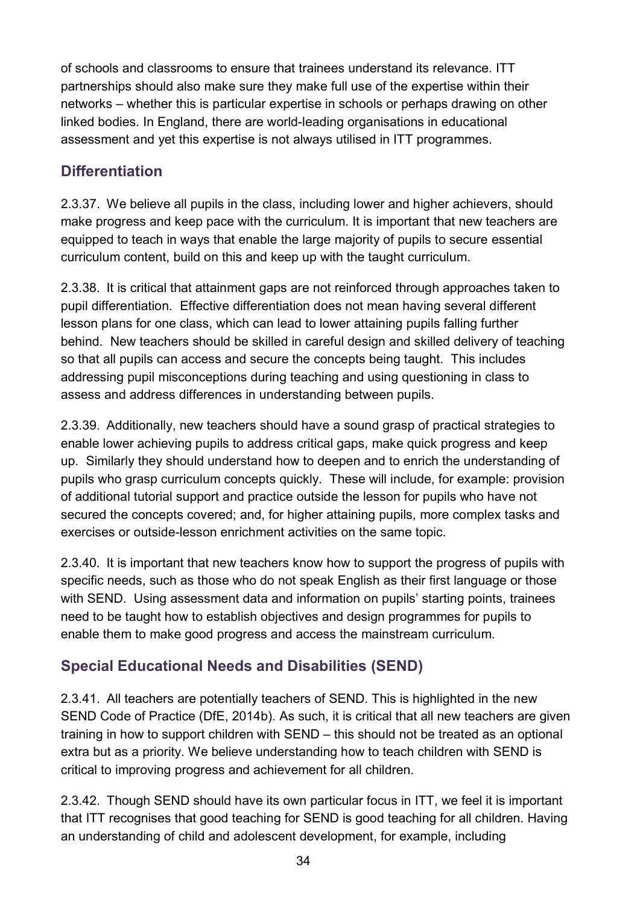of schools and classrooms to ensure that trainees understand its relevance. ITT partnerships should also make sure they make full use of the expertise within their networks – whether this is particular expertise in schools or perhaps drawing on other linked bodies. In England, there are world-leading organisations in educational assessment and yet this expertise is not always utilised in ITT programmes.

## Differentiation

2.3.37. We believe all pupils in the class, including lower and higher achievers, should make progress and keep pace with the curriculum. It is important that new teachers are equipped to teach in ways that enable the large majority of pupils to secure essential curriculum content, build on this and keep up with the taught curriculum.

2.3.38. It is critical that attainment gaps are not reinforced through approaches taken to pupil differentiation. Effective differentiation does not mean having several different lesson plans for one class, which can lead to lower attaining pupils falling further behind. New teachers should be skilled in careful design and skilled delivery of teaching so that all pupils can access and secure the concepts being taught. This includes addressing pupil misconceptions during teaching and using questioning in class to assess and address differences in understanding between pupils.

2.3.39. Additionally, new teachers should have a sound grasp of practical strategies to enable lower achieving pupils to address critical gaps, make quick progress and keep up. Similarly they should understand how to deepen and to enrich the understanding of pupils who grasp curriculum concepts quickly. These will include, for example: provision of additional tutorial support and practice outside the lesson for pupils who have not secured the concepts covered; and, for higher attaining pupils, more complex tasks and exercises or outside-lesson enrichment activities on the same topic.

2.3.40. It is important that new teachers know how to support the progress of pupils with specific needs, such as those who do not speak English as their first language or those with SEND. Using assessment data and information on pupils' starting points, trainees need to be taught how to establish objectives and design programmes for pupils to enable them to make good progress and access the mainstream curriculum.

## Special Educational Needs and Disabilities (SEND)

2.3.41. All teachers are potentially teachers of SEND. This is highlighted in the new SEND Code of Practice (DfE, 2014b). As such, it is critical that all new teachers are given training in how to support children with SEND – this should not be treated as an optional extra but as a priority. We believe understanding how to teach children with SEND is critical to improving progress and achievement for all children.

2.3.42. Though SEND should have its own particular focus in ITT, we feel it is important that ITT recognises that good teaching for SEND is good teaching for all children. Having an understanding of child and adolescent development, for example, including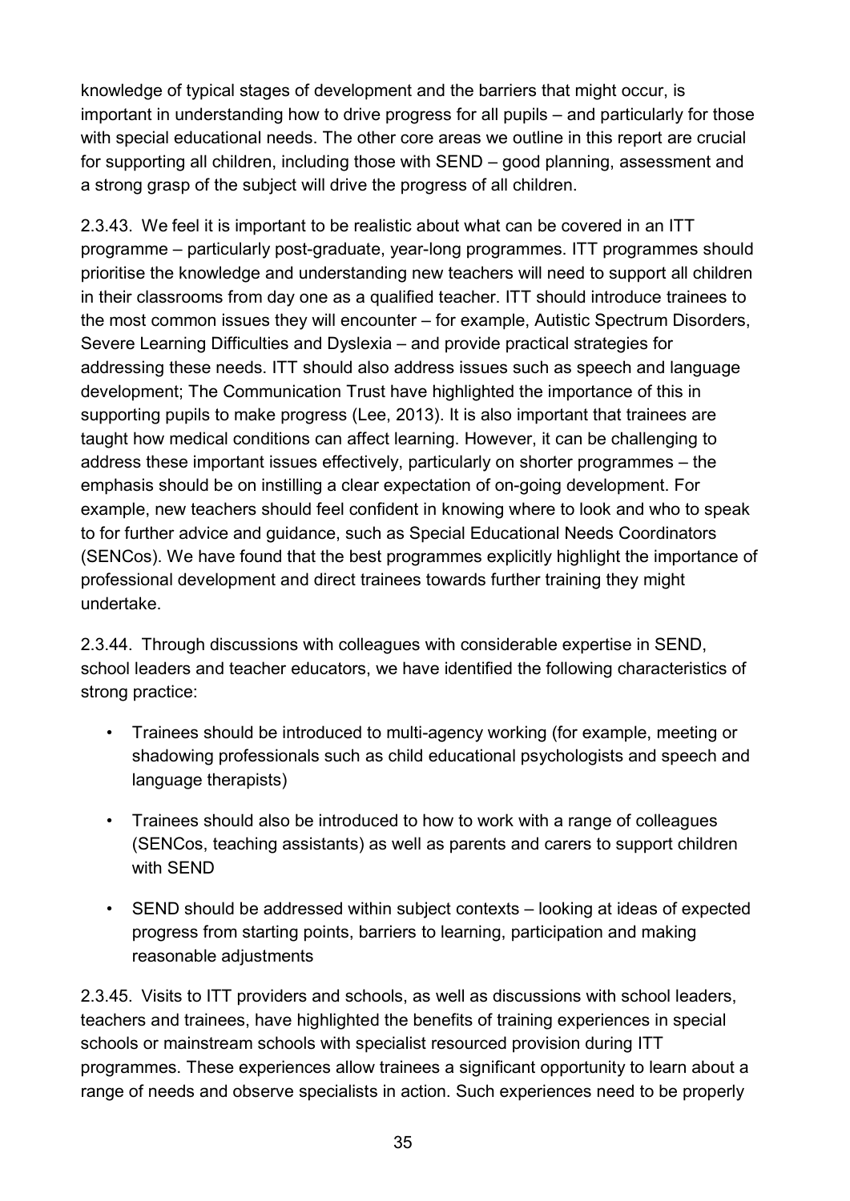knowledge of typical stages of development and the barriers that might occur, is important in understanding how to drive progress for all pupils – and particularly for those with special educational needs. The other core areas we outline in this report are crucial for supporting all children, including those with SEND – good planning, assessment and a strong grasp of the subject will drive the progress of all children.

2.3.43. We feel it is important to be realistic about what can be covered in an ITT programme – particularly post-graduate, year-long programmes. ITT programmes should prioritise the knowledge and understanding new teachers will need to support all children in their classrooms from day one as a qualified teacher. ITT should introduce trainees to the most common issues they will encounter – for example, Autistic Spectrum Disorders, Severe Learning Difficulties and Dyslexia – and provide practical strategies for addressing these needs. ITT should also address issues such as speech and language development; The Communication Trust have highlighted the importance of this in supporting pupils to make progress (Lee, 2013). It is also important that trainees are taught how medical conditions can affect learning. However, it can be challenging to address these important issues effectively, particularly on shorter programmes – the emphasis should be on instilling a clear expectation of on-going development. For example, new teachers should feel confident in knowing where to look and who to speak to for further advice and guidance, such as Special Educational Needs Coordinators (SENCos). We have found that the best programmes explicitly highlight the importance of professional development and direct trainees towards further training they might undertake.

2.3.44. Through discussions with colleagues with considerable expertise in SEND, school leaders and teacher educators, we have identified the following characteristics of strong practice:

- Trainees should be introduced to multi-agency working (for example, meeting or shadowing professionals such as child educational psychologists and speech and language therapists)
- Trainees should also be introduced to how to work with a range of colleagues (SENCos, teaching assistants) as well as parents and carers to support children with SEND
- SEND should be addressed within subject contexts – looking at ideas of expected progress from starting points, barriers to learning, participation and making reasonable adjustments

2.3.45. Visits to ITT providers and schools, as well as discussions with school leaders, teachers and trainees, have highlighted the benefits of training experiences in special schools or mainstream schools with specialist resourced provision during ITT programmes. These experiences allow trainees a significant opportunity to learn about a range of needs and observe specialists in action. Such experiences need to be properly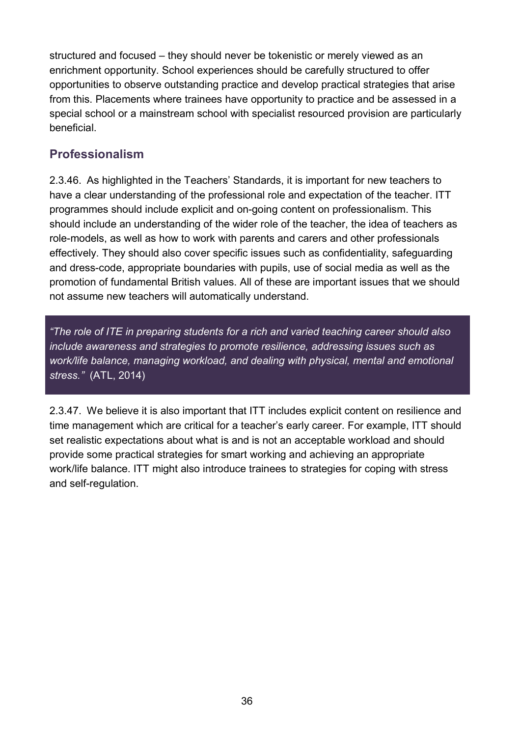structured and focused – they should never be tokenistic or merely viewed as an enrichment opportunity. School experiences should be carefully structured to offer opportunities to observe outstanding practice and develop practical strategies that arise from this. Placements where trainees have opportunity to practice and be assessed in a special school or a mainstream school with specialist resourced provision are particularly beneficial.

## Professionalism

2.3.46. As highlighted in the Teachers' Standards, it is important for new teachers to have a clear understanding of the professional role and expectation of the teacher. ITT programmes should include explicit and on-going content on professionalism. This should include an understanding of the wider role of the teacher, the idea of teachers as role-models, as well as how to work with parents and carers and other professionals effectively. They should also cover specific issues such as confidentiality, safeguarding and dress-code, appropriate boundaries with pupils, use of social media as well as the promotion of fundamental British values. All of these are important issues that we should not assume new teachers will automatically understand.

> *"The role of ITE in preparing students for a rich and varied teaching career should also include awareness and strategies to promote resilience, addressing issues such as work/life balance, managing workload, and dealing with physical, mental and emotional stress."* (ATL, 2014)

2.3.47. We believe it is also important that ITT includes explicit content on resilience and time management which are critical for a teacher's early career. For example, ITT should set realistic expectations about what is and is not an acceptable workload and should provide some practical strategies for smart working and achieving an appropriate work/life balance. ITT might also introduce trainees to strategies for coping with stress and self-regulation.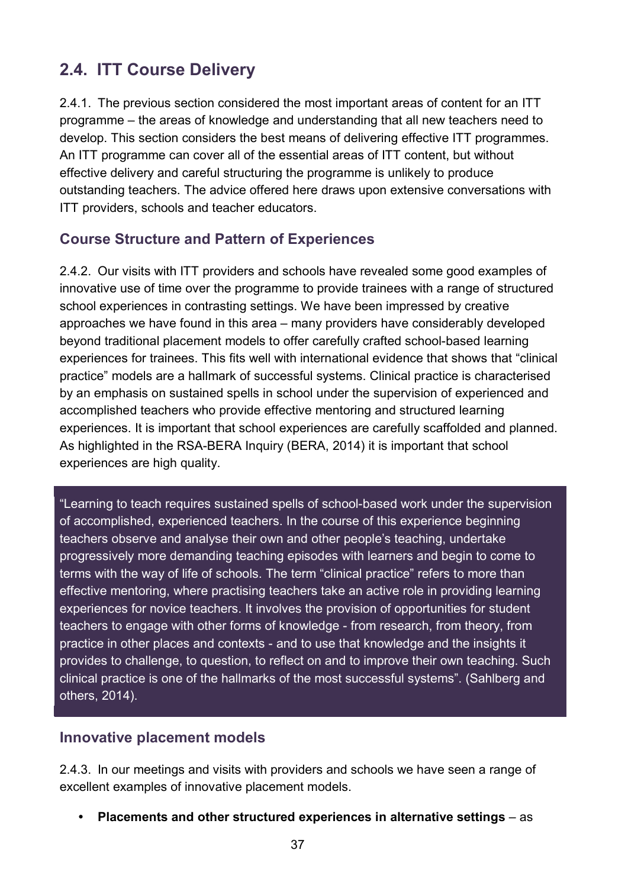## 2.4. ITT Course Delivery

2.4.1. The previous section considered the most important areas of content for an ITT programme – the areas of knowledge and understanding that all new teachers need to develop. This section considers the best means of delivering effective ITT programmes. An ITT programme can cover all of the essential areas of ITT content, but without effective delivery and careful structuring the programme is unlikely to produce outstanding teachers. The advice offered here draws upon extensive conversations with ITT providers, schools and teacher educators.

### Course Structure and Pattern of Experiences

2.4.2. Our visits with ITT providers and schools have revealed some good examples of innovative use of time over the programme to provide trainees with a range of structured school experiences in contrasting settings. We have been impressed by creative approaches we have found in this area – many providers have considerably developed beyond traditional placement models to offer carefully crafted school-based learning experiences for trainees. This fits well with international evidence that shows that "clinical practice" models are a hallmark of successful systems. Clinical practice is characterised by an emphasis on sustained spells in school under the supervision of experienced and accomplished teachers who provide effective mentoring and structured learning experiences. It is important that school experiences are carefully scaffolded and planned. As highlighted in the RSA-BERA Inquiry (BERA, 2014) it is important that school experiences are high quality.

> "Learning to teach requires sustained spells of school-based work under the supervision of accomplished, experienced teachers. In the course of this experience beginning teachers observe and analyse their own and other people's teaching, undertake progressively more demanding teaching episodes with learners and begin to come to terms with the way of life of schools. The term "clinical practice" refers to more than effective mentoring, where practising teachers take an active role in providing learning experiences for novice teachers. It involves the provision of opportunities for student teachers to engage with other forms of knowledge - from research, from theory, from practice in other places and contexts - and to use that knowledge and the insights it provides to challenge, to question, to reflect on and to improve their own teaching. Such clinical practice is one of the hallmarks of the most successful systems". (Sahlberg and others, 2014).

### Innovative placement models

2.4.3. In our meetings and visits with providers and schools we have seen a range of excellent examples of innovative placement models.

- **Placements and other structured experiences in alternative settings** – as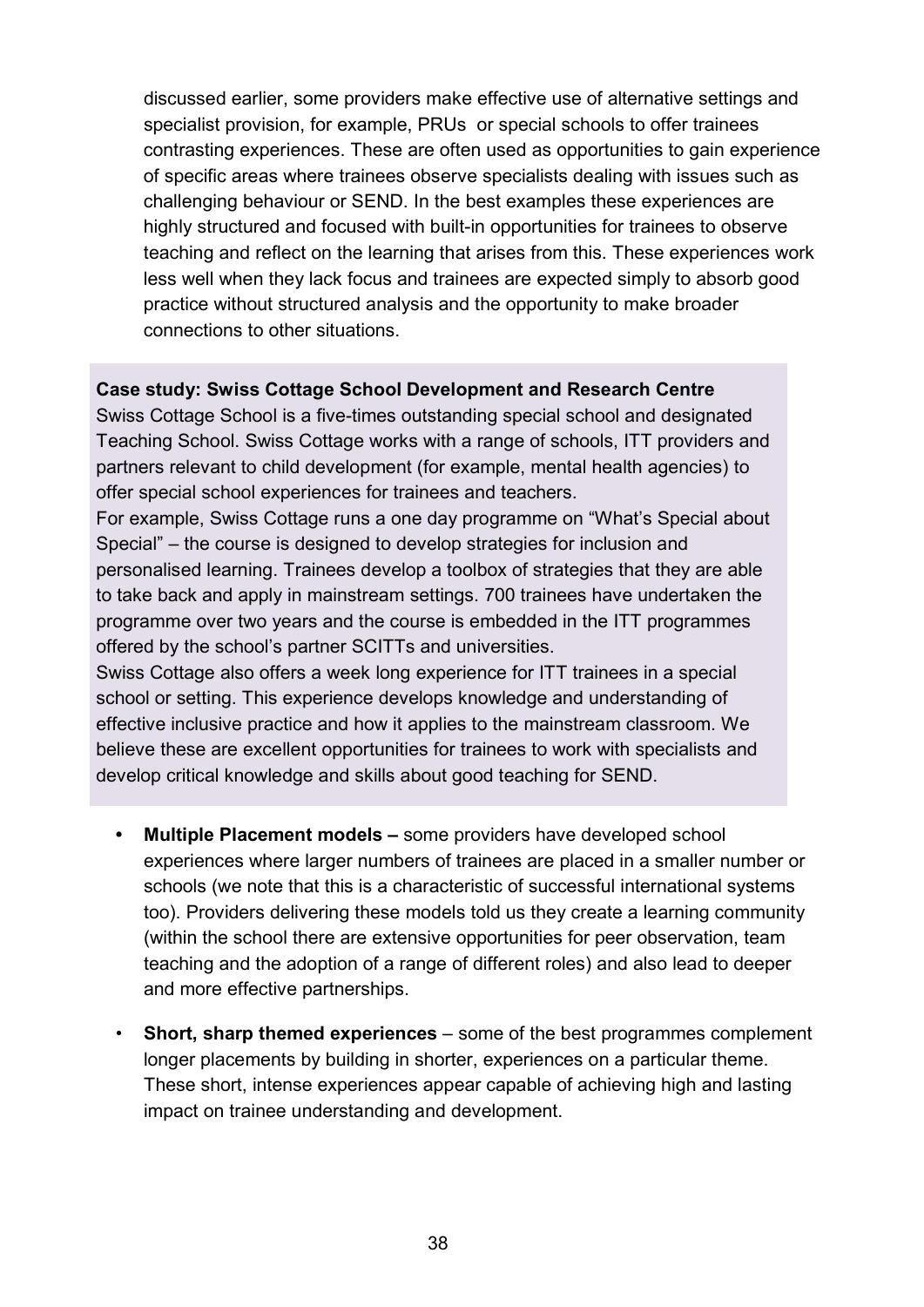discussed earlier, some providers make effective use of alternative settings and specialist provision, for example, PRUs or special schools to offer trainees contrasting experiences. These are often used as opportunities to gain experience of specific areas where trainees observe specialists dealing with issues such as challenging behaviour or SEND. In the best examples these experiences are highly structured and focused with built-in opportunities for trainees to observe teaching and reflect on the learning that arises from this. These experiences work less well when they lack focus and trainees are expected simply to absorb good practice without structured analysis and the opportunity to make broader connections to other situations.

**Case study: Swiss Cottage School Development and Research Centre**

Swiss Cottage School is a five-times outstanding special school and designated Teaching School. Swiss Cottage works with a range of schools, ITT providers and partners relevant to child development (for example, mental health agencies) to offer special school experiences for trainees and teachers.

For example, Swiss Cottage runs a one day programme on "What's Special about Special" – the course is designed to develop strategies for inclusion and personalised learning. Trainees develop a toolbox of strategies that they are able to take back and apply in mainstream settings. 700 trainees have undertaken the programme over two years and the course is embedded in the ITT programmes offered by the school's partner SCITTs and universities.

Swiss Cottage also offers a week long experience for ITT trainees in a special school or setting. This experience develops knowledge and understanding of effective inclusive practice and how it applies to the mainstream classroom. We believe these are excellent opportunities for trainees to work with specialists and develop critical knowledge and skills about good teaching for SEND.

- **Multiple Placement models –** some providers have developed school experiences where larger numbers of trainees are placed in a smaller number or schools (we note that this is a characteristic of successful international systems too). Providers delivering these models told us they create a learning community (within the school there are extensive opportunities for peer observation, team teaching and the adoption of a range of different roles) and also lead to deeper and more effective partnerships.

- **Short, sharp themed experiences** – some of the best programmes complement longer placements by building in shorter, experiences on a particular theme. These short, intense experiences appear capable of achieving high and lasting impact on trainee understanding and development.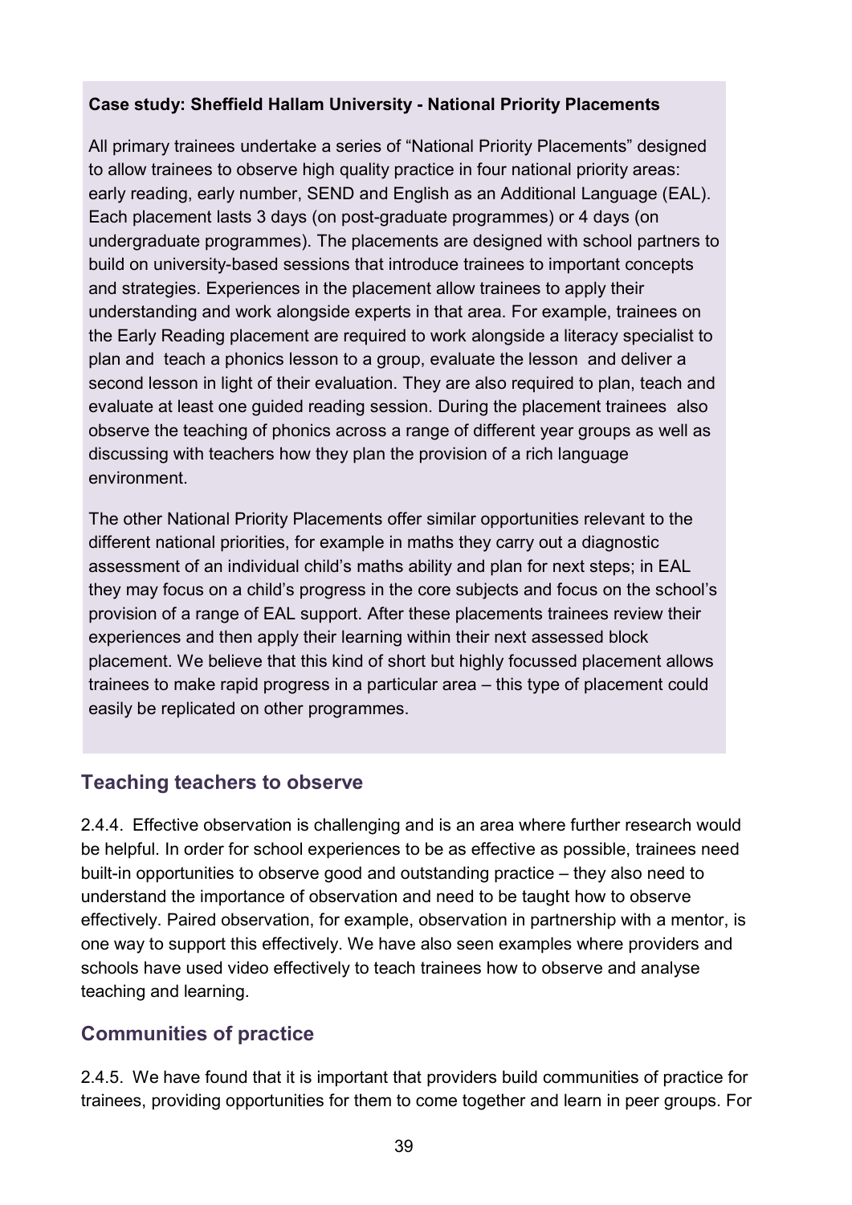**Case study: Sheffield Hallam University - National Priority Placements**

All primary trainees undertake a series of "National Priority Placements" designed to allow trainees to observe high quality practice in four national priority areas: early reading, early number, SEND and English as an Additional Language (EAL). Each placement lasts 3 days (on post-graduate programmes) or 4 days (on undergraduate programmes). The placements are designed with school partners to build on university-based sessions that introduce trainees to important concepts and strategies. Experiences in the placement allow trainees to apply their understanding and work alongside experts in that area. For example, trainees on the Early Reading placement are required to work alongside a literacy specialist to plan and teach a phonics lesson to a group, evaluate the lesson and deliver a second lesson in light of their evaluation. They are also required to plan, teach and evaluate at least one guided reading session. During the placement trainees also observe the teaching of phonics across a range of different year groups as well as discussing with teachers how they plan the provision of a rich language environment.

The other National Priority Placements offer similar opportunities relevant to the different national priorities, for example in maths they carry out a diagnostic assessment of an individual child's maths ability and plan for next steps; in EAL they may focus on a child's progress in the core subjects and focus on the school's provision of a range of EAL support. After these placements trainees review their experiences and then apply their learning within their next assessed block placement. We believe that this kind of short but highly focussed placement allows trainees to make rapid progress in a particular area – this type of placement could easily be replicated on other programmes.

## Teaching teachers to observe

2.4.4. Effective observation is challenging and is an area where further research would be helpful. In order for school experiences to be as effective as possible, trainees need built-in opportunities to observe good and outstanding practice – they also need to understand the importance of observation and need to be taught how to observe effectively. Paired observation, for example, observation in partnership with a mentor, is one way to support this effectively. We have also seen examples where providers and schools have used video effectively to teach trainees how to observe and analyse teaching and learning.

## Communities of practice

2.4.5. We have found that it is important that providers build communities of practice for trainees, providing opportunities for them to come together and learn in peer groups. For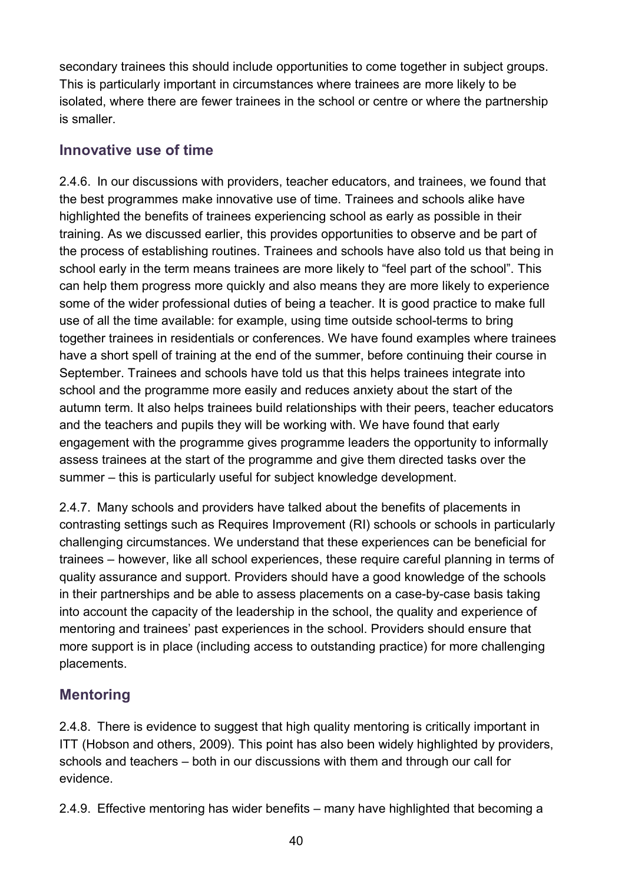secondary trainees this should include opportunities to come together in subject groups. This is particularly important in circumstances where trainees are more likely to be isolated, where there are fewer trainees in the school or centre or where the partnership is smaller.

## Innovative use of time

2.4.6. In our discussions with providers, teacher educators, and trainees, we found that the best programmes make innovative use of time. Trainees and schools alike have highlighted the benefits of trainees experiencing school as early as possible in their training. As we discussed earlier, this provides opportunities to observe and be part of the process of establishing routines. Trainees and schools have also told us that being in school early in the term means trainees are more likely to "feel part of the school". This can help them progress more quickly and also means they are more likely to experience some of the wider professional duties of being a teacher. It is good practice to make full use of all the time available: for example, using time outside school-terms to bring together trainees in residentials or conferences. We have found examples where trainees have a short spell of training at the end of the summer, before continuing their course in September. Trainees and schools have told us that this helps trainees integrate into school and the programme more easily and reduces anxiety about the start of the autumn term. It also helps trainees build relationships with their peers, teacher educators and the teachers and pupils they will be working with. We have found that early engagement with the programme gives programme leaders the opportunity to informally assess trainees at the start of the programme and give them directed tasks over the summer – this is particularly useful for subject knowledge development.

2.4.7. Many schools and providers have talked about the benefits of placements in contrasting settings such as Requires Improvement (RI) schools or schools in particularly challenging circumstances. We understand that these experiences can be beneficial for trainees – however, like all school experiences, these require careful planning in terms of quality assurance and support. Providers should have a good knowledge of the schools in their partnerships and be able to assess placements on a case-by-case basis taking into account the capacity of the leadership in the school, the quality and experience of mentoring and trainees' past experiences in the school. Providers should ensure that more support is in place (including access to outstanding practice) for more challenging placements.

## Mentoring

2.4.8. There is evidence to suggest that high quality mentoring is critically important in ITT (Hobson and others, 2009). This point has also been widely highlighted by providers, schools and teachers – both in our discussions with them and through our call for evidence.

2.4.9. Effective mentoring has wider benefits – many have highlighted that becoming a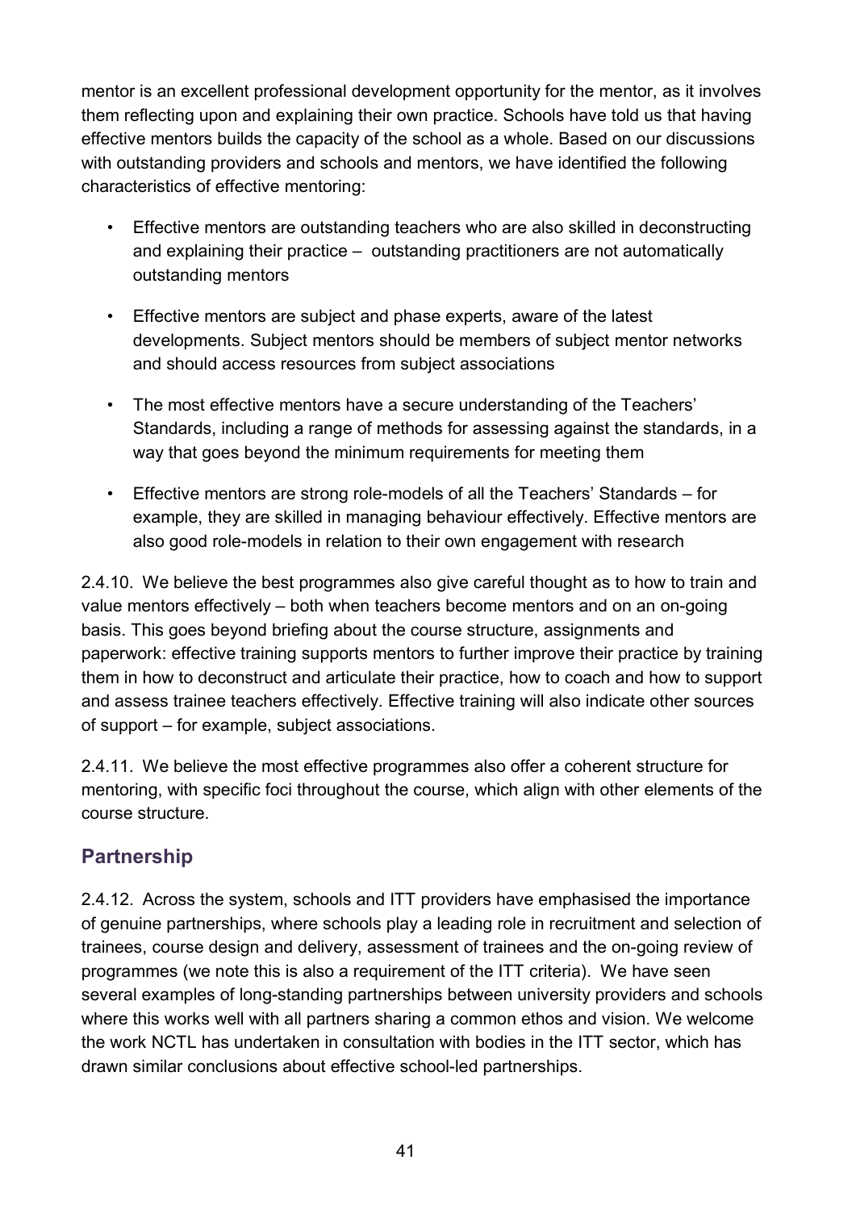mentor is an excellent professional development opportunity for the mentor, as it involves them reflecting upon and explaining their own practice. Schools have told us that having effective mentors builds the capacity of the school as a whole. Based on our discussions with outstanding providers and schools and mentors, we have identified the following characteristics of effective mentoring:

- Effective mentors are outstanding teachers who are also skilled in deconstructing and explaining their practice – outstanding practitioners are not automatically outstanding mentors
- Effective mentors are subject and phase experts, aware of the latest developments. Subject mentors should be members of subject mentor networks and should access resources from subject associations
- The most effective mentors have a secure understanding of the Teachers' Standards, including a range of methods for assessing against the standards, in a way that goes beyond the minimum requirements for meeting them
- Effective mentors are strong role-models of all the Teachers' Standards – for example, they are skilled in managing behaviour effectively. Effective mentors are also good role-models in relation to their own engagement with research

2.4.10. We believe the best programmes also give careful thought as to how to train and value mentors effectively – both when teachers become mentors and on an on-going basis. This goes beyond briefing about the course structure, assignments and paperwork: effective training supports mentors to further improve their practice by training them in how to deconstruct and articulate their practice, how to coach and how to support and assess trainee teachers effectively. Effective training will also indicate other sources of support – for example, subject associations.

2.4.11. We believe the most effective programmes also offer a coherent structure for mentoring, with specific foci throughout the course, which align with other elements of the course structure.

## Partnership

2.4.12. Across the system, schools and ITT providers have emphasised the importance of genuine partnerships, where schools play a leading role in recruitment and selection of trainees, course design and delivery, assessment of trainees and the on-going review of programmes (we note this is also a requirement of the ITT criteria). We have seen several examples of long-standing partnerships between university providers and schools where this works well with all partners sharing a common ethos and vision. We welcome the work NCTL has undertaken in consultation with bodies in the ITT sector, which has drawn similar conclusions about effective school-led partnerships.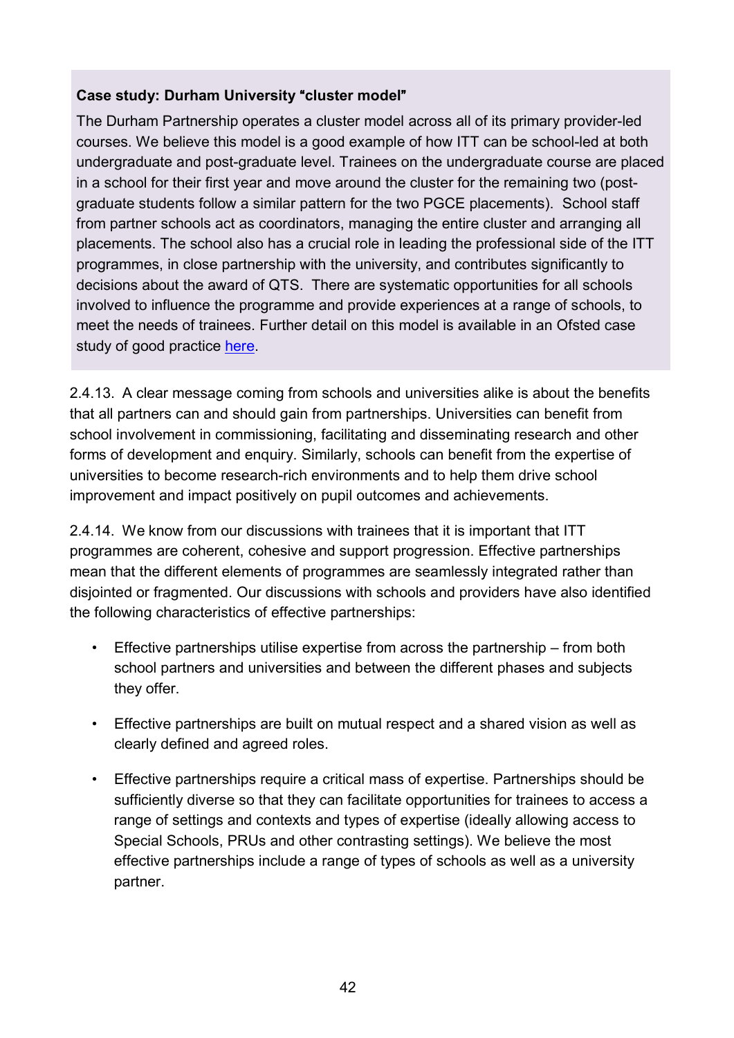**Case study: Durham University "cluster model"**

The Durham Partnership operates a cluster model across all of its primary provider-led courses. We believe this model is a good example of how ITT can be school-led at both undergraduate and post-graduate level. Trainees on the undergraduate course are placed in a school for their first year and move around the cluster for the remaining two (post-graduate students follow a similar pattern for the two PGCE placements). School staff from partner schools act as coordinators, managing the entire cluster and arranging all placements. The school also has a crucial role in leading the professional side of the ITT programmes, in close partnership with the university, and contributes significantly to decisions about the award of QTS. There are systematic opportunities for all schools involved to influence the programme and provide experiences at a range of schools, to meet the needs of trainees. Further detail on this model is available in an Ofsted case study of good practice here.

2.4.13. A clear message coming from schools and universities alike is about the benefits that all partners can and should gain from partnerships. Universities can benefit from school involvement in commissioning, facilitating and disseminating research and other forms of development and enquiry. Similarly, schools can benefit from the expertise of universities to become research-rich environments and to help them drive school improvement and impact positively on pupil outcomes and achievements.

2.4.14. We know from our discussions with trainees that it is important that ITT programmes are coherent, cohesive and support progression. Effective partnerships mean that the different elements of programmes are seamlessly integrated rather than disjointed or fragmented. Our discussions with schools and providers have also identified the following characteristics of effective partnerships:

- Effective partnerships utilise expertise from across the partnership – from both school partners and universities and between the different phases and subjects they offer.
- Effective partnerships are built on mutual respect and a shared vision as well as clearly defined and agreed roles.
- Effective partnerships require a critical mass of expertise. Partnerships should be sufficiently diverse so that they can facilitate opportunities for trainees to access a range of settings and contexts and types of expertise (ideally allowing access to Special Schools, PRUs and other contrasting settings). We believe the most effective partnerships include a range of types of schools as well as a university partner.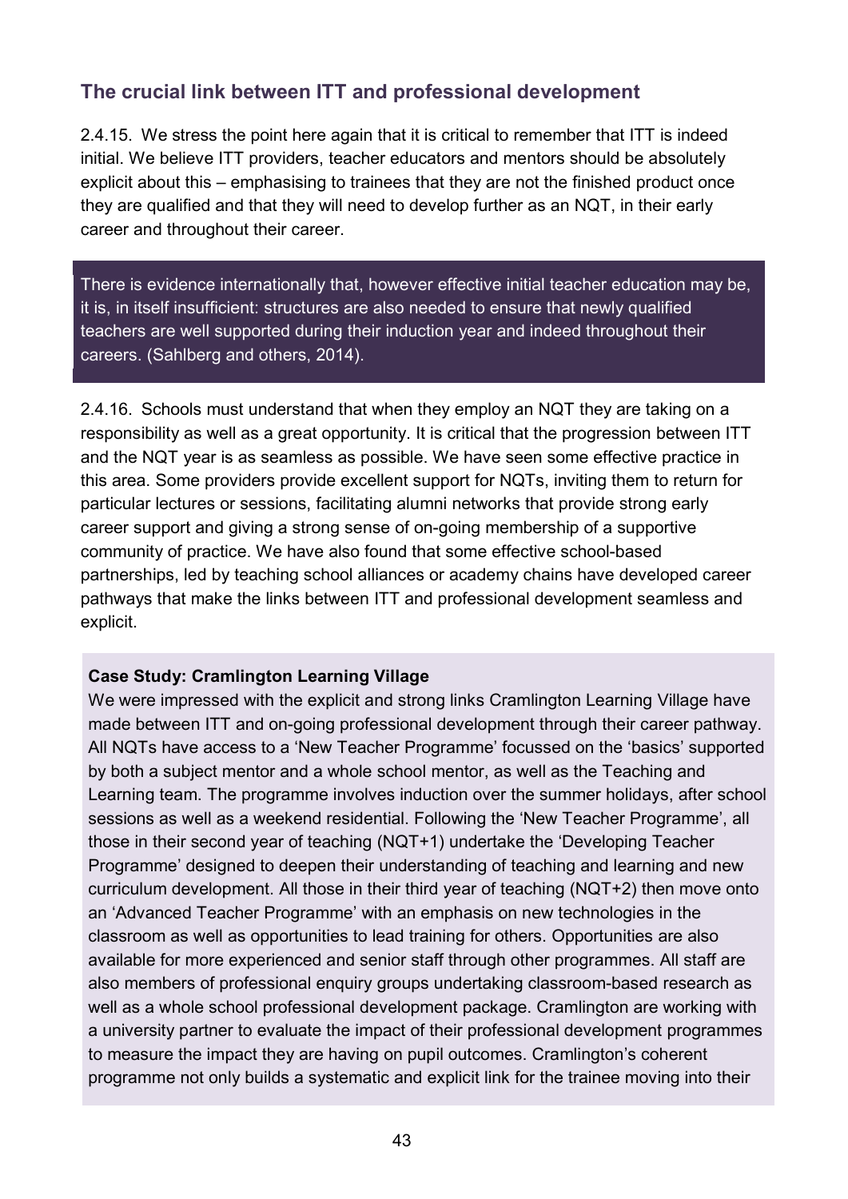## The crucial link between ITT and professional development

2.4.15. We stress the point here again that it is critical to remember that ITT is indeed initial. We believe ITT providers, teacher educators and mentors should be absolutely explicit about this – emphasising to trainees that they are not the finished product once they are qualified and that they will need to develop further as an NQT, in their early career and throughout their career.

> There is evidence internationally that, however effective initial teacher education may be, it is, in itself insufficient: structures are also needed to ensure that newly qualified teachers are well supported during their induction year and indeed throughout their careers. (Sahlberg and others, 2014).

2.4.16. Schools must understand that when they employ an NQT they are taking on a responsibility as well as a great opportunity. It is critical that the progression between ITT and the NQT year is as seamless as possible. We have seen some effective practice in this area. Some providers provide excellent support for NQTs, inviting them to return for particular lectures or sessions, facilitating alumni networks that provide strong early career support and giving a strong sense of on-going membership of a supportive community of practice. We have also found that some effective school-based partnerships, led by teaching school alliances or academy chains have developed career pathways that make the links between ITT and professional development seamless and explicit.

**Case Study: Cramlington Learning Village**

We were impressed with the explicit and strong links Cramlington Learning Village have made between ITT and on-going professional development through their career pathway. All NQTs have access to a 'New Teacher Programme' focussed on the 'basics' supported by both a subject mentor and a whole school mentor, as well as the Teaching and Learning team. The programme involves induction over the summer holidays, after school sessions as well as a weekend residential. Following the 'New Teacher Programme', all those in their second year of teaching (NQT+1) undertake the 'Developing Teacher Programme' designed to deepen their understanding of teaching and learning and new curriculum development. All those in their third year of teaching (NQT+2) then move onto an 'Advanced Teacher Programme' with an emphasis on new technologies in the classroom as well as opportunities to lead training for others. Opportunities are also available for more experienced and senior staff through other programmes. All staff are also members of professional enquiry groups undertaking classroom-based research as well as a whole school professional development package. Cramlington are working with a university partner to evaluate the impact of their professional development programmes to measure the impact they are having on pupil outcomes. Cramlington's coherent programme not only builds a systematic and explicit link for the trainee moving into their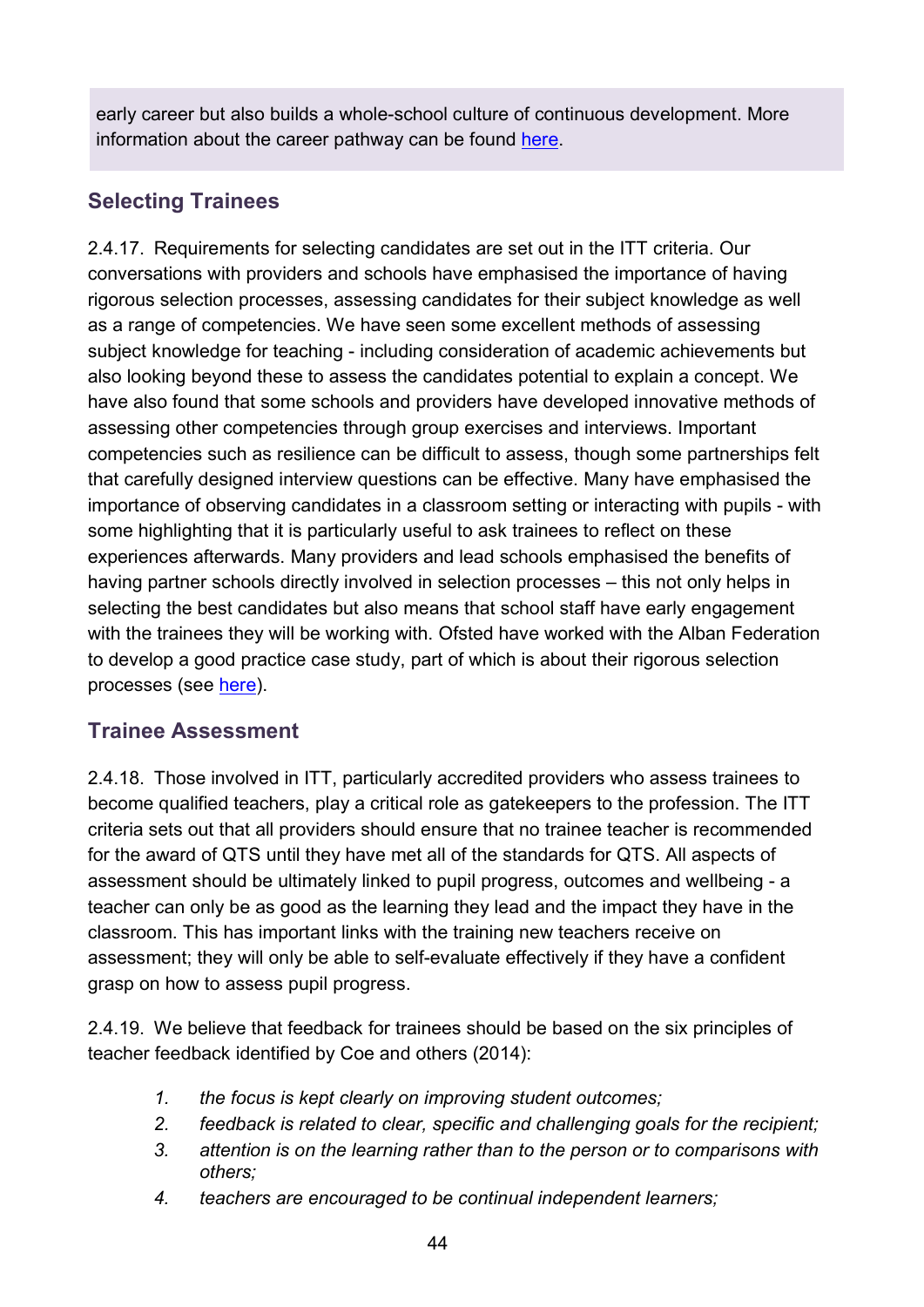early career but also builds a whole-school culture of continuous development. More information about the career pathway can be found here.

## Selecting Trainees

2.4.17. Requirements for selecting candidates are set out in the ITT criteria. Our conversations with providers and schools have emphasised the importance of having rigorous selection processes, assessing candidates for their subject knowledge as well as a range of competencies. We have seen some excellent methods of assessing subject knowledge for teaching - including consideration of academic achievements but also looking beyond these to assess the candidates potential to explain a concept. We have also found that some schools and providers have developed innovative methods of assessing other competencies through group exercises and interviews. Important competencies such as resilience can be difficult to assess, though some partnerships felt that carefully designed interview questions can be effective. Many have emphasised the importance of observing candidates in a classroom setting or interacting with pupils - with some highlighting that it is particularly useful to ask trainees to reflect on these experiences afterwards. Many providers and lead schools emphasised the benefits of having partner schools directly involved in selection processes – this not only helps in selecting the best candidates but also means that school staff have early engagement with the trainees they will be working with. Ofsted have worked with the Alban Federation to develop a good practice case study, part of which is about their rigorous selection processes (see here).

## Trainee Assessment

2.4.18. Those involved in ITT, particularly accredited providers who assess trainees to become qualified teachers, play a critical role as gatekeepers to the profession. The ITT criteria sets out that all providers should ensure that no trainee teacher is recommended for the award of QTS until they have met all of the standards for QTS. All aspects of assessment should be ultimately linked to pupil progress, outcomes and wellbeing - a teacher can only be as good as the learning they lead and the impact they have in the classroom. This has important links with the training new teachers receive on assessment; they will only be able to self-evaluate effectively if they have a confident grasp on how to assess pupil progress.

2.4.19. We believe that feedback for trainees should be based on the six principles of teacher feedback identified by Coe and others (2014):

1. *the focus is kept clearly on improving student outcomes;*
2. *feedback is related to clear, specific and challenging goals for the recipient;*
3. *attention is on the learning rather than to the person or to comparisons with others;*
4. *teachers are encouraged to be continual independent learners;*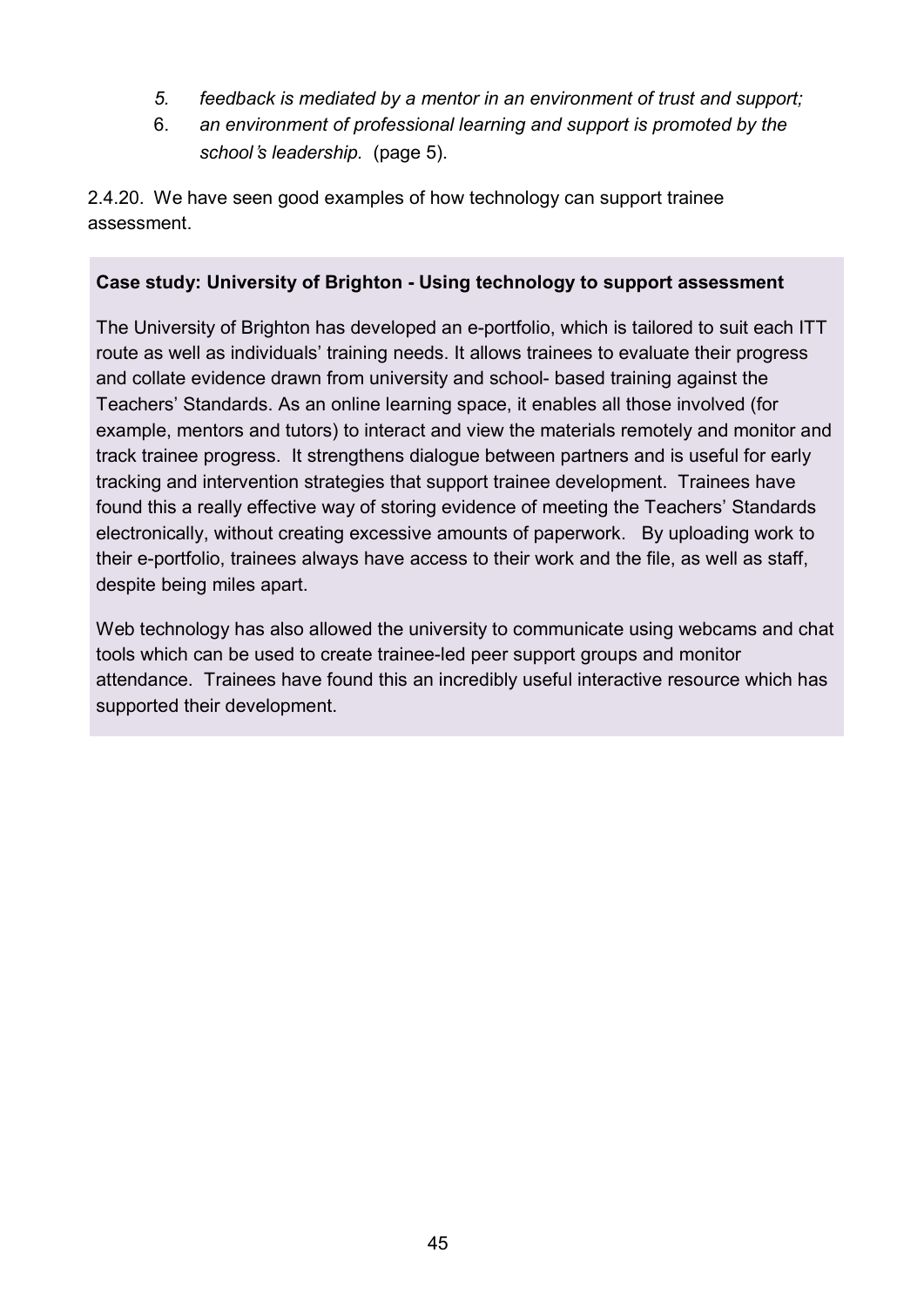5. *feedback is mediated by a mentor in an environment of trust and support;*
6. *an environment of professional learning and support is promoted by the school's leadership.* (page 5).

2.4.20. We have seen good examples of how technology can support trainee assessment.

**Case study: University of Brighton - Using technology to support assessment**

The University of Brighton has developed an e-portfolio, which is tailored to suit each ITT route as well as individuals' training needs. It allows trainees to evaluate their progress and collate evidence drawn from university and school- based training against the Teachers' Standards. As an online learning space, it enables all those involved (for example, mentors and tutors) to interact and view the materials remotely and monitor and track trainee progress. It strengthens dialogue between partners and is useful for early tracking and intervention strategies that support trainee development. Trainees have found this a really effective way of storing evidence of meeting the Teachers' Standards electronically, without creating excessive amounts of paperwork. By uploading work to their e-portfolio, trainees always have access to their work and the file, as well as staff, despite being miles apart.

Web technology has also allowed the university to communicate using webcams and chat tools which can be used to create trainee-led peer support groups and monitor attendance. Trainees have found this an incredibly useful interactive resource which has supported their development.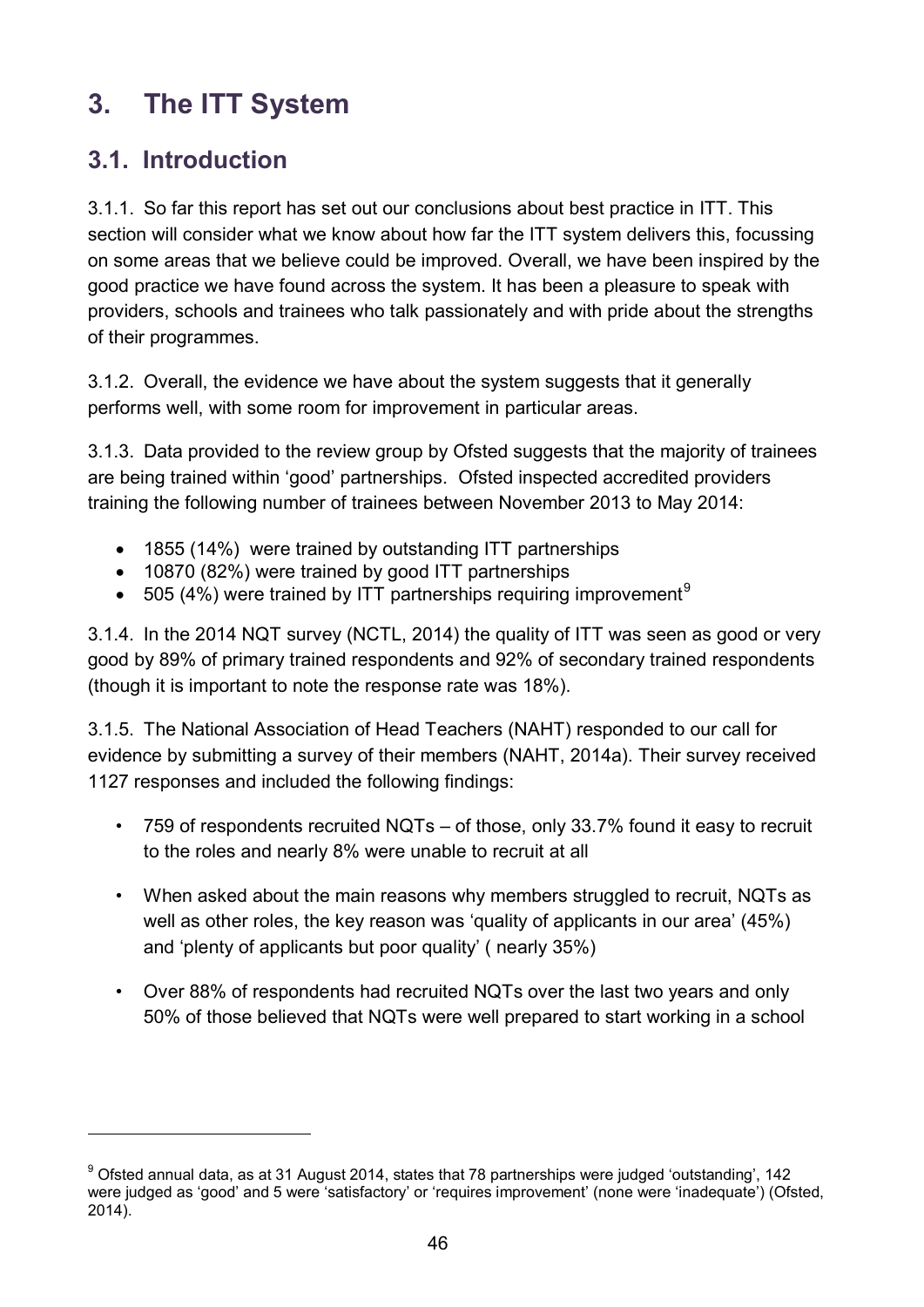# 3. The ITT System

## 3.1. Introduction

3.1.1. So far this report has set out our conclusions about best practice in ITT. This section will consider what we know about how far the ITT system delivers this, focussing on some areas that we believe could be improved. Overall, we have been inspired by the good practice we have found across the system. It has been a pleasure to speak with providers, schools and trainees who talk passionately and with pride about the strengths of their programmes.

3.1.2. Overall, the evidence we have about the system suggests that it generally performs well, with some room for improvement in particular areas.

3.1.3. Data provided to the review group by Ofsted suggests that the majority of trainees are being trained within 'good' partnerships. Ofsted inspected accredited providers training the following number of trainees between November 2013 to May 2014:

- 1855 (14%) were trained by outstanding ITT partnerships
- 10870 (82%) were trained by good ITT partnerships
- 505 (4%) were trained by ITT partnerships requiring improvement[9]

3.1.4. In the 2014 NQT survey (NCTL, 2014) the quality of ITT was seen as good or very good by 89% of primary trained respondents and 92% of secondary trained respondents (though it is important to note the response rate was 18%).

3.1.5. The National Association of Head Teachers (NAHT) responded to our call for evidence by submitting a survey of their members (NAHT, 2014a). Their survey received 1127 responses and included the following findings:

- 759 of respondents recruited NQTs – of those, only 33.7% found it easy to recruit to the roles and nearly 8% were unable to recruit at all
- When asked about the main reasons why members struggled to recruit, NQTs as well as other roles, the key reason was 'quality of applicants in our area' (45%) and 'plenty of applicants but poor quality' ( nearly 35%)
- Over 88% of respondents had recruited NQTs over the last two years and only 50% of those believed that NQTs were well prepared to start working in a school

[9] Ofsted annual data, as at 31 August 2014, states that 78 partnerships were judged 'outstanding', 142 were judged as 'good' and 5 were 'satisfactory' or 'requires improvement' (none were 'inadequate') (Ofsted, 2014).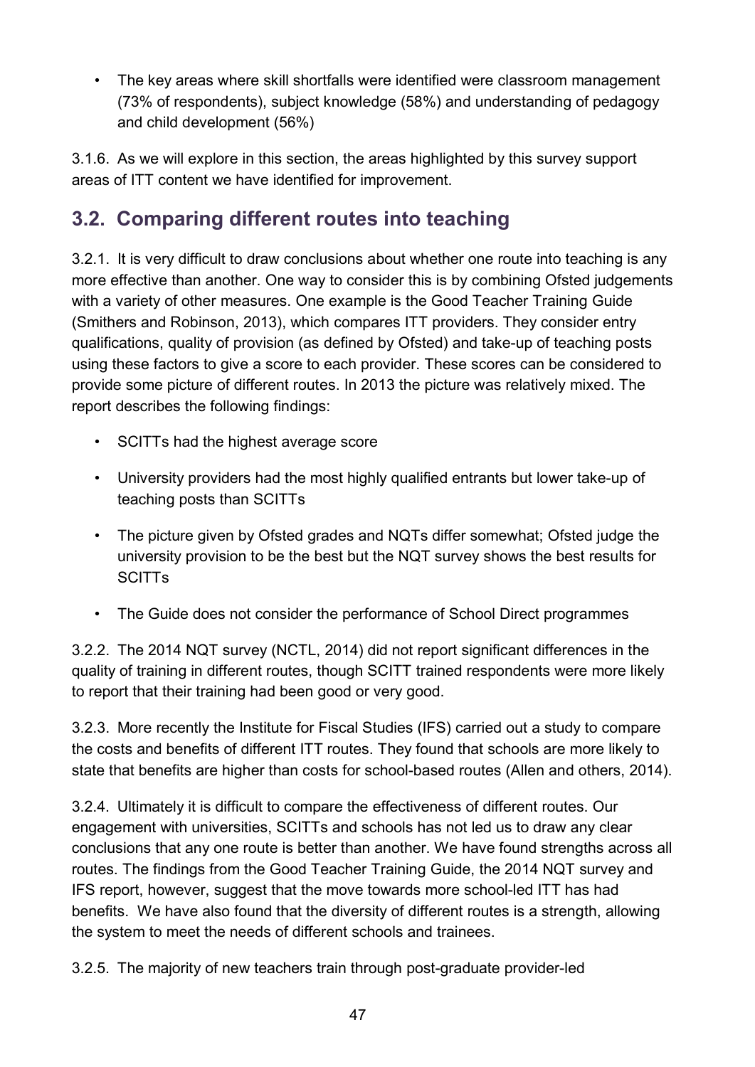- The key areas where skill shortfalls were identified were classroom management (73% of respondents), subject knowledge (58%) and understanding of pedagogy and child development (56%)

3.1.6. As we will explore in this section, the areas highlighted by this survey support areas of ITT content we have identified for improvement.

## 3.2. Comparing different routes into teaching

3.2.1. It is very difficult to draw conclusions about whether one route into teaching is any more effective than another. One way to consider this is by combining Ofsted judgements with a variety of other measures. One example is the Good Teacher Training Guide (Smithers and Robinson, 2013), which compares ITT providers. They consider entry qualifications, quality of provision (as defined by Ofsted) and take-up of teaching posts using these factors to give a score to each provider. These scores can be considered to provide some picture of different routes. In 2013 the picture was relatively mixed. The report describes the following findings:

- SCITTs had the highest average score
- University providers had the most highly qualified entrants but lower take-up of teaching posts than SCITTs
- The picture given by Ofsted grades and NQTs differ somewhat; Ofsted judge the university provision to be the best but the NQT survey shows the best results for SCITTs
- The Guide does not consider the performance of School Direct programmes

3.2.2. The 2014 NQT survey (NCTL, 2014) did not report significant differences in the quality of training in different routes, though SCITT trained respondents were more likely to report that their training had been good or very good.

3.2.3. More recently the Institute for Fiscal Studies (IFS) carried out a study to compare the costs and benefits of different ITT routes. They found that schools are more likely to state that benefits are higher than costs for school-based routes (Allen and others, 2014).

3.2.4. Ultimately it is difficult to compare the effectiveness of different routes. Our engagement with universities, SCITTs and schools has not led us to draw any clear conclusions that any one route is better than another. We have found strengths across all routes. The findings from the Good Teacher Training Guide, the 2014 NQT survey and IFS report, however, suggest that the move towards more school-led ITT has had benefits. We have also found that the diversity of different routes is a strength, allowing the system to meet the needs of different schools and trainees.

3.2.5. The majority of new teachers train through post-graduate provider-led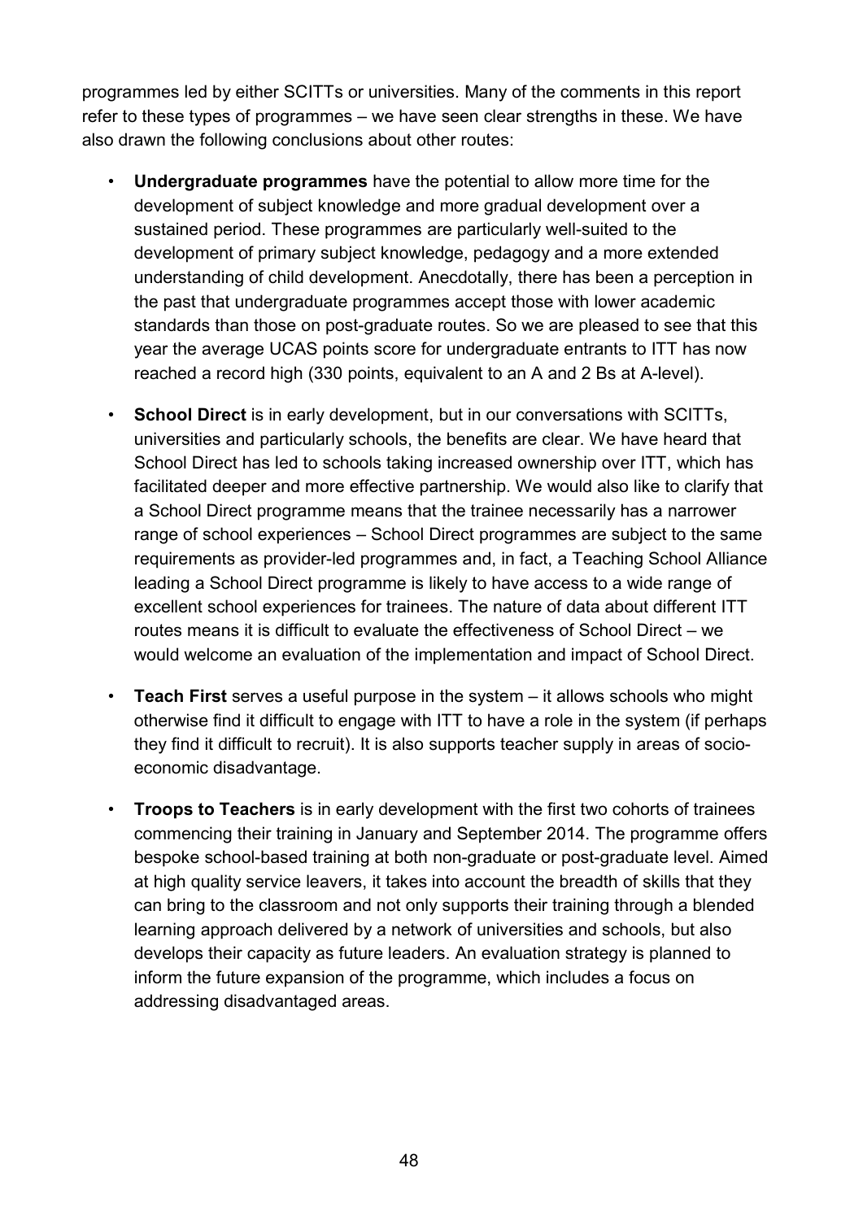programmes led by either SCITTs or universities. Many of the comments in this report refer to these types of programmes – we have seen clear strengths in these. We have also drawn the following conclusions about other routes:

- **Undergraduate programmes** have the potential to allow more time for the development of subject knowledge and more gradual development over a sustained period. These programmes are particularly well-suited to the development of primary subject knowledge, pedagogy and a more extended understanding of child development. Anecdotally, there has been a perception in the past that undergraduate programmes accept those with lower academic standards than those on post-graduate routes. So we are pleased to see that this year the average UCAS points score for undergraduate entrants to ITT has now reached a record high (330 points, equivalent to an A and 2 Bs at A-level).

- **School Direct** is in early development, but in our conversations with SCITTs, universities and particularly schools, the benefits are clear. We have heard that School Direct has led to schools taking increased ownership over ITT, which has facilitated deeper and more effective partnership. We would also like to clarify that a School Direct programme means that the trainee necessarily has a narrower range of school experiences – School Direct programmes are subject to the same requirements as provider-led programmes and, in fact, a Teaching School Alliance leading a School Direct programme is likely to have access to a wide range of excellent school experiences for trainees. The nature of data about different ITT routes means it is difficult to evaluate the effectiveness of School Direct – we would welcome an evaluation of the implementation and impact of School Direct.

- **Teach First** serves a useful purpose in the system – it allows schools who might otherwise find it difficult to engage with ITT to have a role in the system (if perhaps they find it difficult to recruit). It is also supports teacher supply in areas of socio-economic disadvantage.

- **Troops to Teachers** is in early development with the first two cohorts of trainees commencing their training in January and September 2014. The programme offers bespoke school-based training at both non-graduate or post-graduate level. Aimed at high quality service leavers, it takes into account the breadth of skills that they can bring to the classroom and not only supports their training through a blended learning approach delivered by a network of universities and schools, but also develops their capacity as future leaders. An evaluation strategy is planned to inform the future expansion of the programme, which includes a focus on addressing disadvantaged areas.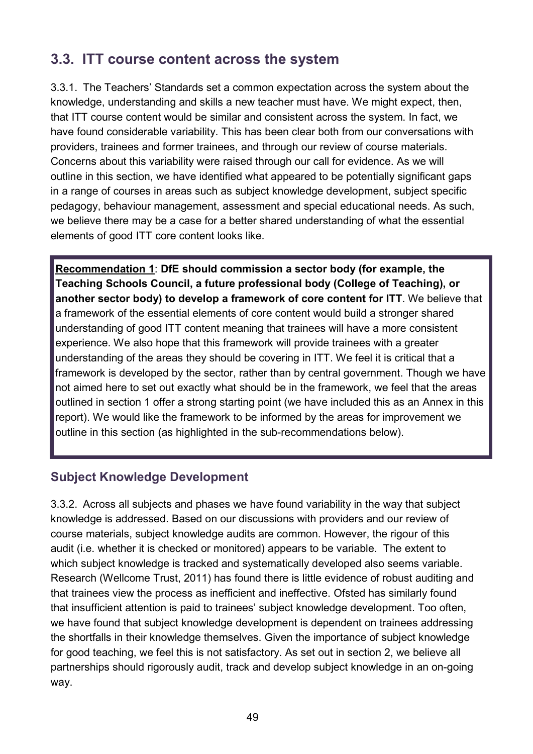## 3.3. ITT course content across the system

3.3.1. The Teachers' Standards set a common expectation across the system about the knowledge, understanding and skills a new teacher must have. We might expect, then, that ITT course content would be similar and consistent across the system. In fact, we have found considerable variability. This has been clear both from our conversations with providers, trainees and former trainees, and through our review of course materials. Concerns about this variability were raised through our call for evidence. As we will outline in this section, we have identified what appeared to be potentially significant gaps in a range of courses in areas such as subject knowledge development, subject specific pedagogy, behaviour management, assessment and special educational needs. As such, we believe there may be a case for a better shared understanding of what the essential elements of good ITT core content looks like.

> **Recommendation 1**: **DfE should commission a sector body (for example, the Teaching Schools Council, a future professional body (College of Teaching), or another sector body) to develop a framework of core content for ITT**. We believe that a framework of the essential elements of core content would build a stronger shared understanding of good ITT content meaning that trainees will have a more consistent experience. We also hope that this framework will provide trainees with a greater understanding of the areas they should be covering in ITT. We feel it is critical that a framework is developed by the sector, rather than by central government. Though we have not aimed here to set out exactly what should be in the framework, we feel that the areas outlined in section 1 offer a strong starting point (we have included this as an Annex in this report). We would like the framework to be informed by the areas for improvement we outline in this section (as highlighted in the sub-recommendations below).

### Subject Knowledge Development

3.3.2. Across all subjects and phases we have found variability in the way that subject knowledge is addressed. Based on our discussions with providers and our review of course materials, subject knowledge audits are common. However, the rigour of this audit (i.e. whether it is checked or monitored) appears to be variable. The extent to which subject knowledge is tracked and systematically developed also seems variable. Research (Wellcome Trust, 2011) has found there is little evidence of robust auditing and that trainees view the process as inefficient and ineffective. Ofsted has similarly found that insufficient attention is paid to trainees' subject knowledge development. Too often, we have found that subject knowledge development is dependent on trainees addressing the shortfalls in their knowledge themselves. Given the importance of subject knowledge for good teaching, we feel this is not satisfactory. As set out in section 2, we believe all partnerships should rigorously audit, track and develop subject knowledge in an on-going way.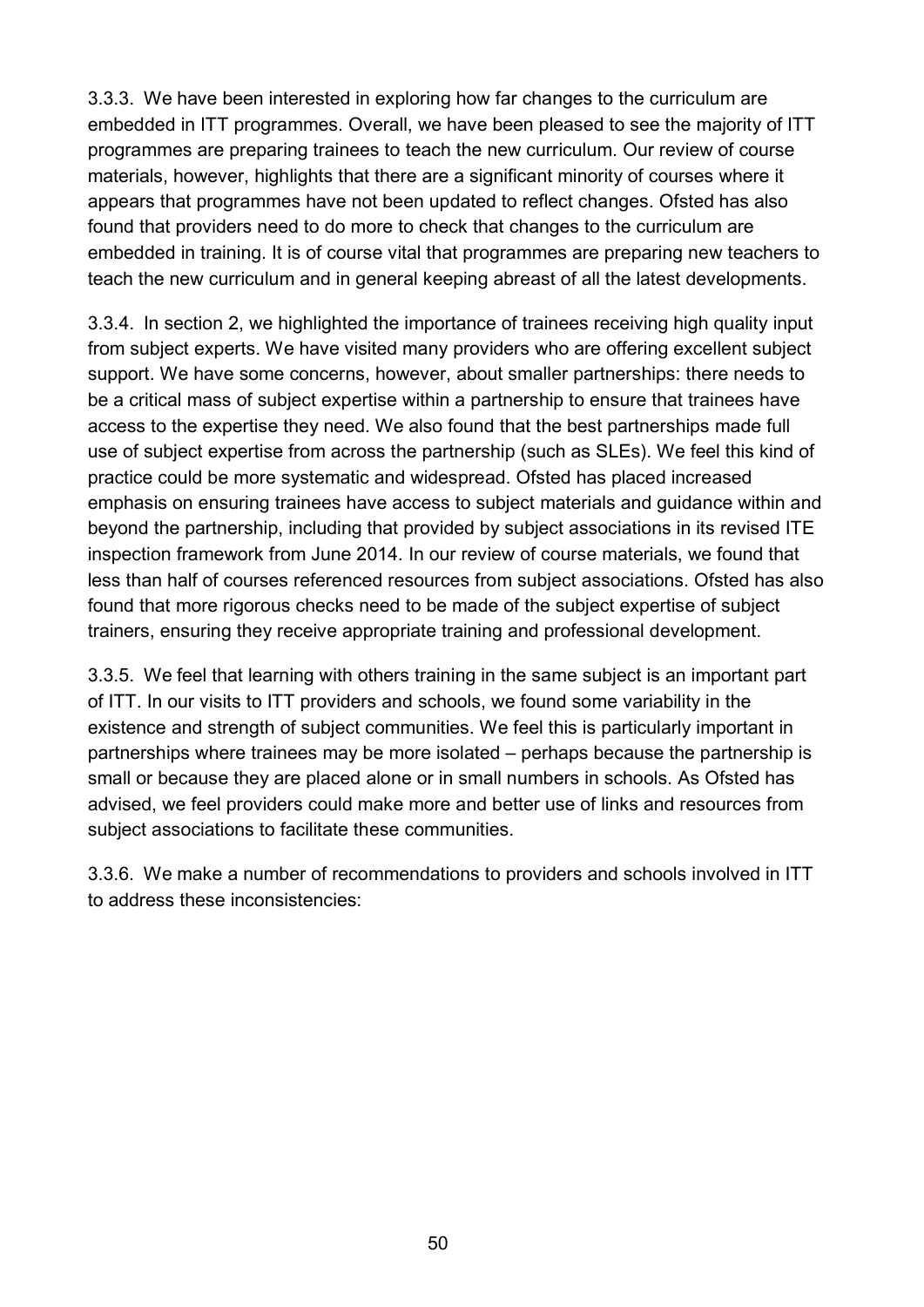3.3.3. We have been interested in exploring how far changes to the curriculum are embedded in ITT programmes. Overall, we have been pleased to see the majority of ITT programmes are preparing trainees to teach the new curriculum. Our review of course materials, however, highlights that there are a significant minority of courses where it appears that programmes have not been updated to reflect changes. Ofsted has also found that providers need to do more to check that changes to the curriculum are embedded in training. It is of course vital that programmes are preparing new teachers to teach the new curriculum and in general keeping abreast of all the latest developments.

3.3.4. In section 2, we highlighted the importance of trainees receiving high quality input from subject experts. We have visited many providers who are offering excellent subject support. We have some concerns, however, about smaller partnerships: there needs to be a critical mass of subject expertise within a partnership to ensure that trainees have access to the expertise they need. We also found that the best partnerships made full use of subject expertise from across the partnership (such as SLEs). We feel this kind of practice could be more systematic and widespread. Ofsted has placed increased emphasis on ensuring trainees have access to subject materials and guidance within and beyond the partnership, including that provided by subject associations in its revised ITE inspection framework from June 2014. In our review of course materials, we found that less than half of courses referenced resources from subject associations. Ofsted has also found that more rigorous checks need to be made of the subject expertise of subject trainers, ensuring they receive appropriate training and professional development.

3.3.5. We feel that learning with others training in the same subject is an important part of ITT. In our visits to ITT providers and schools, we found some variability in the existence and strength of subject communities. We feel this is particularly important in partnerships where trainees may be more isolated – perhaps because the partnership is small or because they are placed alone or in small numbers in schools. As Ofsted has advised, we feel providers could make more and better use of links and resources from subject associations to facilitate these communities.

3.3.6. We make a number of recommendations to providers and schools involved in ITT to address these inconsistencies: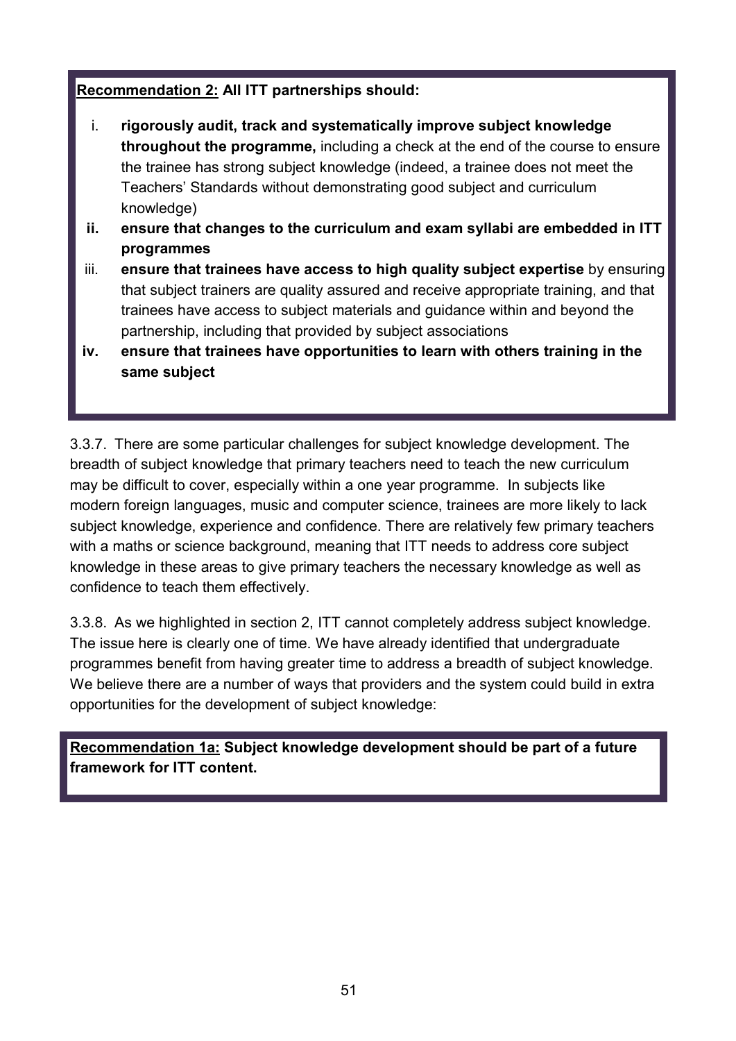**Recommendation 2: All ITT partnerships should:**

i. **rigorously audit, track and systematically improve subject knowledge throughout the programme,** including a check at the end of the course to ensure the trainee has strong subject knowledge (indeed, a trainee does not meet the Teachers' Standards without demonstrating good subject and curriculum knowledge)

ii. **ensure that changes to the curriculum and exam syllabi are embedded in ITT programmes**

iii. **ensure that trainees have access to high quality subject expertise** by ensuring that subject trainers are quality assured and receive appropriate training, and that trainees have access to subject materials and guidance within and beyond the partnership, including that provided by subject associations

iv. **ensure that trainees have opportunities to learn with others training in the same subject**

3.3.7. There are some particular challenges for subject knowledge development. The breadth of subject knowledge that primary teachers need to teach the new curriculum may be difficult to cover, especially within a one year programme. In subjects like modern foreign languages, music and computer science, trainees are more likely to lack subject knowledge, experience and confidence. There are relatively few primary teachers with a maths or science background, meaning that ITT needs to address core subject knowledge in these areas to give primary teachers the necessary knowledge as well as confidence to teach them effectively.

3.3.8. As we highlighted in section 2, ITT cannot completely address subject knowledge. The issue here is clearly one of time. We have already identified that undergraduate programmes benefit from having greater time to address a breadth of subject knowledge. We believe there are a number of ways that providers and the system could build in extra opportunities for the development of subject knowledge:

**Recommendation 1a: Subject knowledge development should be part of a future framework for ITT content.**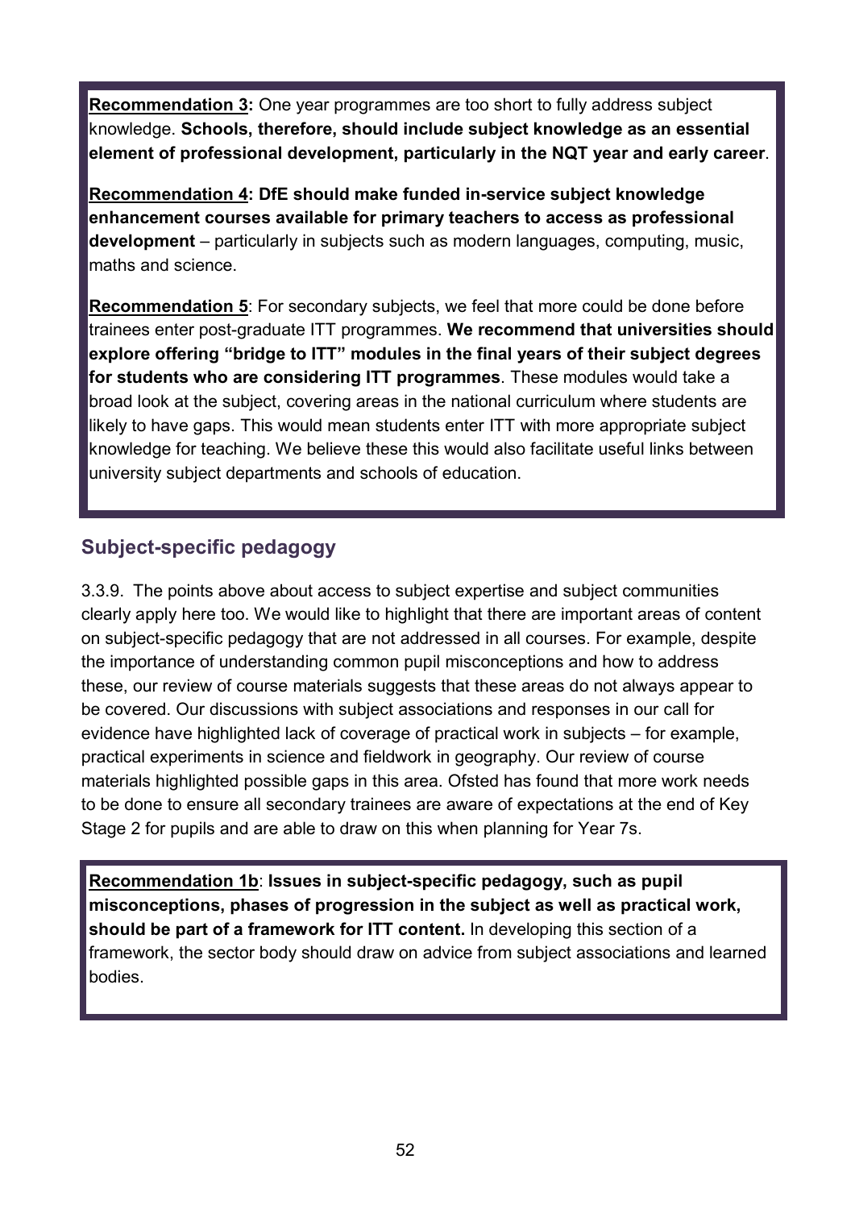**Recommendation 3:** One year programmes are too short to fully address subject knowledge. **Schools, therefore, should include subject knowledge as an essential element of professional development, particularly in the NQT year and early career**.

**Recommendation 4: DfE should make funded in-service subject knowledge enhancement courses available for primary teachers to access as professional development** – particularly in subjects such as modern languages, computing, music, maths and science.

**Recommendation 5**: For secondary subjects, we feel that more could be done before trainees enter post-graduate ITT programmes. **We recommend that universities should explore offering "bridge to ITT" modules in the final years of their subject degrees for students who are considering ITT programmes**. These modules would take a broad look at the subject, covering areas in the national curriculum where students are likely to have gaps. This would mean students enter ITT with more appropriate subject knowledge for teaching. We believe these this would also facilitate useful links between university subject departments and schools of education.

## Subject-specific pedagogy

3.3.9. The points above about access to subject expertise and subject communities clearly apply here too. We would like to highlight that there are important areas of content on subject-specific pedagogy that are not addressed in all courses. For example, despite the importance of understanding common pupil misconceptions and how to address these, our review of course materials suggests that these areas do not always appear to be covered. Our discussions with subject associations and responses in our call for evidence have highlighted lack of coverage of practical work in subjects – for example, practical experiments in science and fieldwork in geography. Our review of course materials highlighted possible gaps in this area. Ofsted has found that more work needs to be done to ensure all secondary trainees are aware of expectations at the end of Key Stage 2 for pupils and are able to draw on this when planning for Year 7s.

**Recommendation 1b**: **Issues in subject-specific pedagogy, such as pupil misconceptions, phases of progression in the subject as well as practical work, should be part of a framework for ITT content.** In developing this section of a framework, the sector body should draw on advice from subject associations and learned bodies.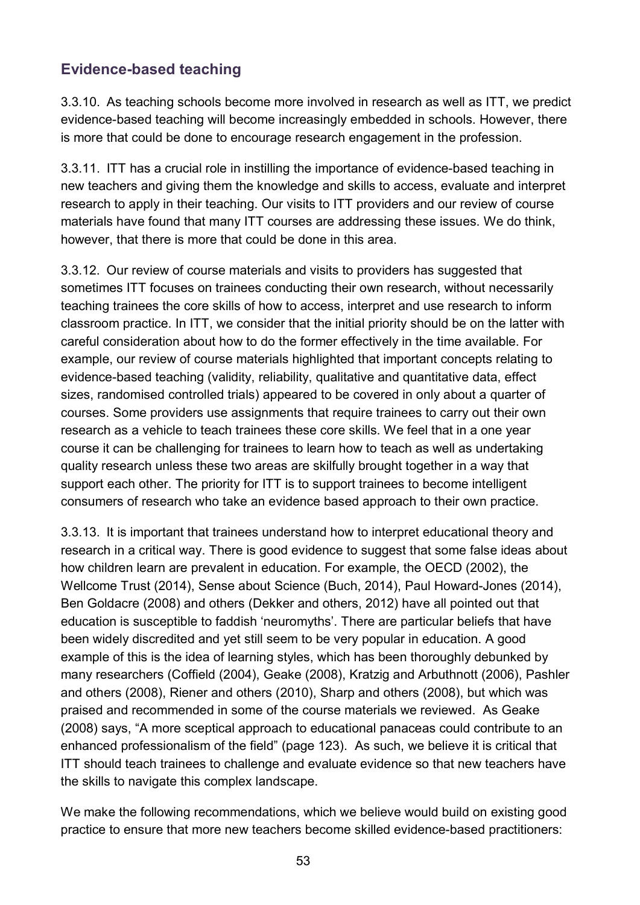## Evidence-based teaching

3.3.10. As teaching schools become more involved in research as well as ITT, we predict evidence-based teaching will become increasingly embedded in schools. However, there is more that could be done to encourage research engagement in the profession.

3.3.11. ITT has a crucial role in instilling the importance of evidence-based teaching in new teachers and giving them the knowledge and skills to access, evaluate and interpret research to apply in their teaching. Our visits to ITT providers and our review of course materials have found that many ITT courses are addressing these issues. We do think, however, that there is more that could be done in this area.

3.3.12. Our review of course materials and visits to providers has suggested that sometimes ITT focuses on trainees conducting their own research, without necessarily teaching trainees the core skills of how to access, interpret and use research to inform classroom practice. In ITT, we consider that the initial priority should be on the latter with careful consideration about how to do the former effectively in the time available. For example, our review of course materials highlighted that important concepts relating to evidence-based teaching (validity, reliability, qualitative and quantitative data, effect sizes, randomised controlled trials) appeared to be covered in only about a quarter of courses. Some providers use assignments that require trainees to carry out their own research as a vehicle to teach trainees these core skills. We feel that in a one year course it can be challenging for trainees to learn how to teach as well as undertaking quality research unless these two areas are skilfully brought together in a way that support each other. The priority for ITT is to support trainees to become intelligent consumers of research who take an evidence based approach to their own practice.

3.3.13. It is important that trainees understand how to interpret educational theory and research in a critical way. There is good evidence to suggest that some false ideas about how children learn are prevalent in education. For example, the OECD (2002), the Wellcome Trust (2014), Sense about Science (Buch, 2014), Paul Howard-Jones (2014), Ben Goldacre (2008) and others (Dekker and others, 2012) have all pointed out that education is susceptible to faddish 'neuromyths'. There are particular beliefs that have been widely discredited and yet still seem to be very popular in education. A good example of this is the idea of learning styles, which has been thoroughly debunked by many researchers (Coffield (2004), Geake (2008), Kratzig and Arbuthnott (2006), Pashler and others (2008), Riener and others (2010), Sharp and others (2008), but which was praised and recommended in some of the course materials we reviewed. As Geake (2008) says, "A more sceptical approach to educational panaceas could contribute to an enhanced professionalism of the field" (page 123). As such, we believe it is critical that ITT should teach trainees to challenge and evaluate evidence so that new teachers have the skills to navigate this complex landscape.

We make the following recommendations, which we believe would build on existing good practice to ensure that more new teachers become skilled evidence-based practitioners: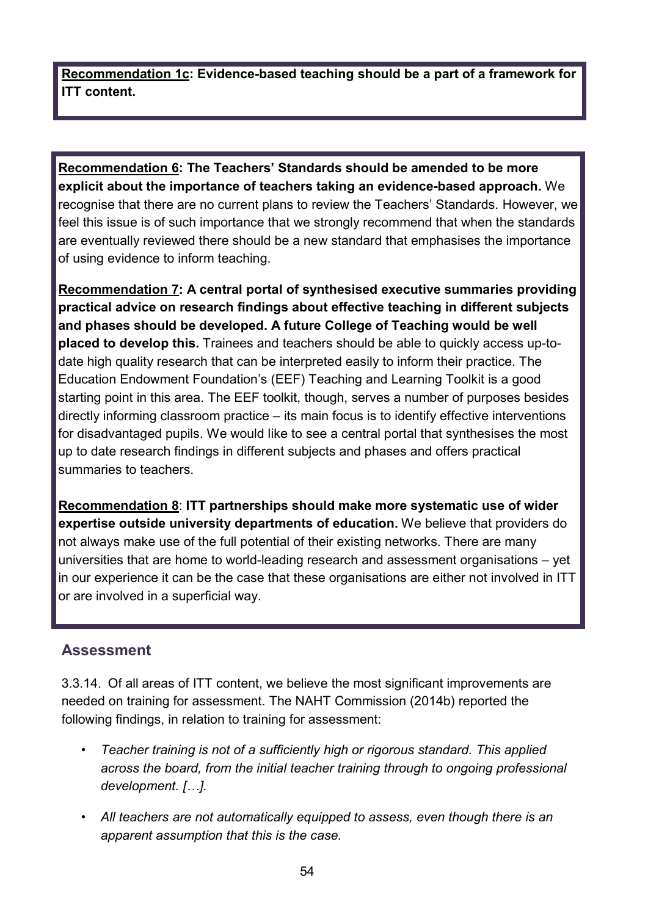**Recommendation 1c: Evidence-based teaching should be a part of a framework for ITT content.**

**Recommendation 6: The Teachers' Standards should be amended to be more explicit about the importance of teachers taking an evidence-based approach.** We recognise that there are no current plans to review the Teachers' Standards. However, we feel this issue is of such importance that we strongly recommend that when the standards are eventually reviewed there should be a new standard that emphasises the importance of using evidence to inform teaching.

**Recommendation 7: A central portal of synthesised executive summaries providing practical advice on research findings about effective teaching in different subjects and phases should be developed. A future College of Teaching would be well placed to develop this.** Trainees and teachers should be able to quickly access up-to-date high quality research that can be interpreted easily to inform their practice. The Education Endowment Foundation's (EEF) Teaching and Learning Toolkit is a good starting point in this area. The EEF toolkit, though, serves a number of purposes besides directly informing classroom practice – its main focus is to identify effective interventions for disadvantaged pupils. We would like to see a central portal that synthesises the most up to date research findings in different subjects and phases and offers practical summaries to teachers.

**Recommendation 8**: **ITT partnerships should make more systematic use of wider expertise outside university departments of education.** We believe that providers do not always make use of the full potential of their existing networks. There are many universities that are home to world-leading research and assessment organisations – yet in our experience it can be the case that these organisations are either not involved in ITT or are involved in a superficial way.

## Assessment

3.3.14. Of all areas of ITT content, we believe the most significant improvements are needed on training for assessment. The NAHT Commission (2014b) reported the following findings, in relation to training for assessment:

- *Teacher training is not of a sufficiently high or rigorous standard. This applied across the board, from the initial teacher training through to ongoing professional development. […].*
- *All teachers are not automatically equipped to assess, even though there is an apparent assumption that this is the case.*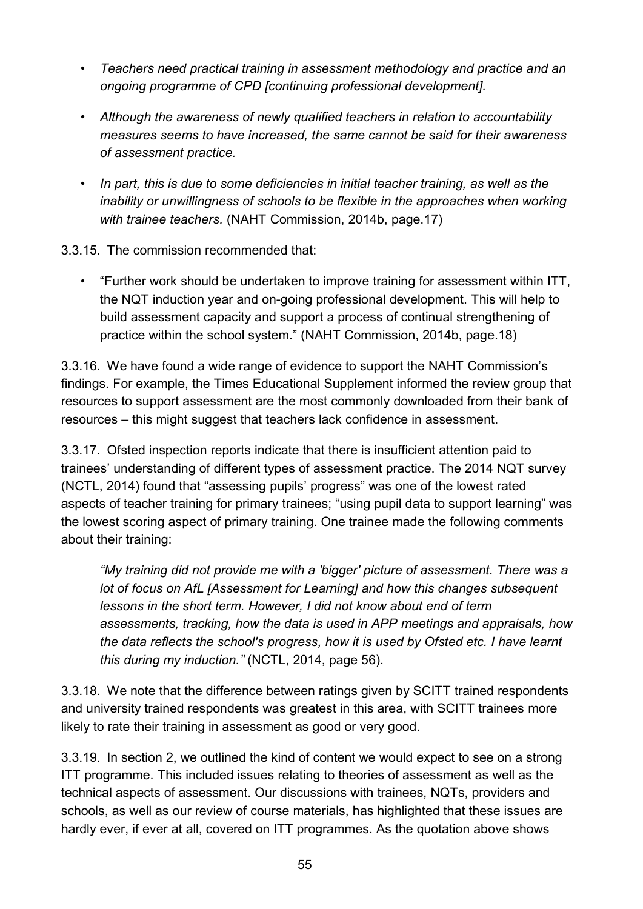- *Teachers need practical training in assessment methodology and practice and an ongoing programme of CPD [continuing professional development].*
- *Although the awareness of newly qualified teachers in relation to accountability measures seems to have increased, the same cannot be said for their awareness of assessment practice.*
- *In part, this is due to some deficiencies in initial teacher training, as well as the inability or unwillingness of schools to be flexible in the approaches when working with trainee teachers.* (NAHT Commission, 2014b, page.17)

3.3.15. The commission recommended that:

- "Further work should be undertaken to improve training for assessment within ITT, the NQT induction year and on-going professional development. This will help to build assessment capacity and support a process of continual strengthening of practice within the school system." (NAHT Commission, 2014b, page.18)

3.3.16. We have found a wide range of evidence to support the NAHT Commission's findings. For example, the Times Educational Supplement informed the review group that resources to support assessment are the most commonly downloaded from their bank of resources – this might suggest that teachers lack confidence in assessment.

3.3.17. Ofsted inspection reports indicate that there is insufficient attention paid to trainees' understanding of different types of assessment practice. The 2014 NQT survey (NCTL, 2014) found that "assessing pupils' progress" was one of the lowest rated aspects of teacher training for primary trainees; "using pupil data to support learning" was the lowest scoring aspect of primary training. One trainee made the following comments about their training:

> *"My training did not provide me with a 'bigger' picture of assessment. There was a lot of focus on AfL [Assessment for Learning] and how this changes subsequent lessons in the short term. However, I did not know about end of term assessments, tracking, how the data is used in APP meetings and appraisals, how the data reflects the school's progress, how it is used by Ofsted etc. I have learnt this during my induction."* (NCTL, 2014, page 56).

3.3.18. We note that the difference between ratings given by SCITT trained respondents and university trained respondents was greatest in this area, with SCITT trainees more likely to rate their training in assessment as good or very good.

3.3.19. In section 2, we outlined the kind of content we would expect to see on a strong ITT programme. This included issues relating to theories of assessment as well as the technical aspects of assessment. Our discussions with trainees, NQTs, providers and schools, as well as our review of course materials, has highlighted that these issues are hardly ever, if ever at all, covered on ITT programmes. As the quotation above shows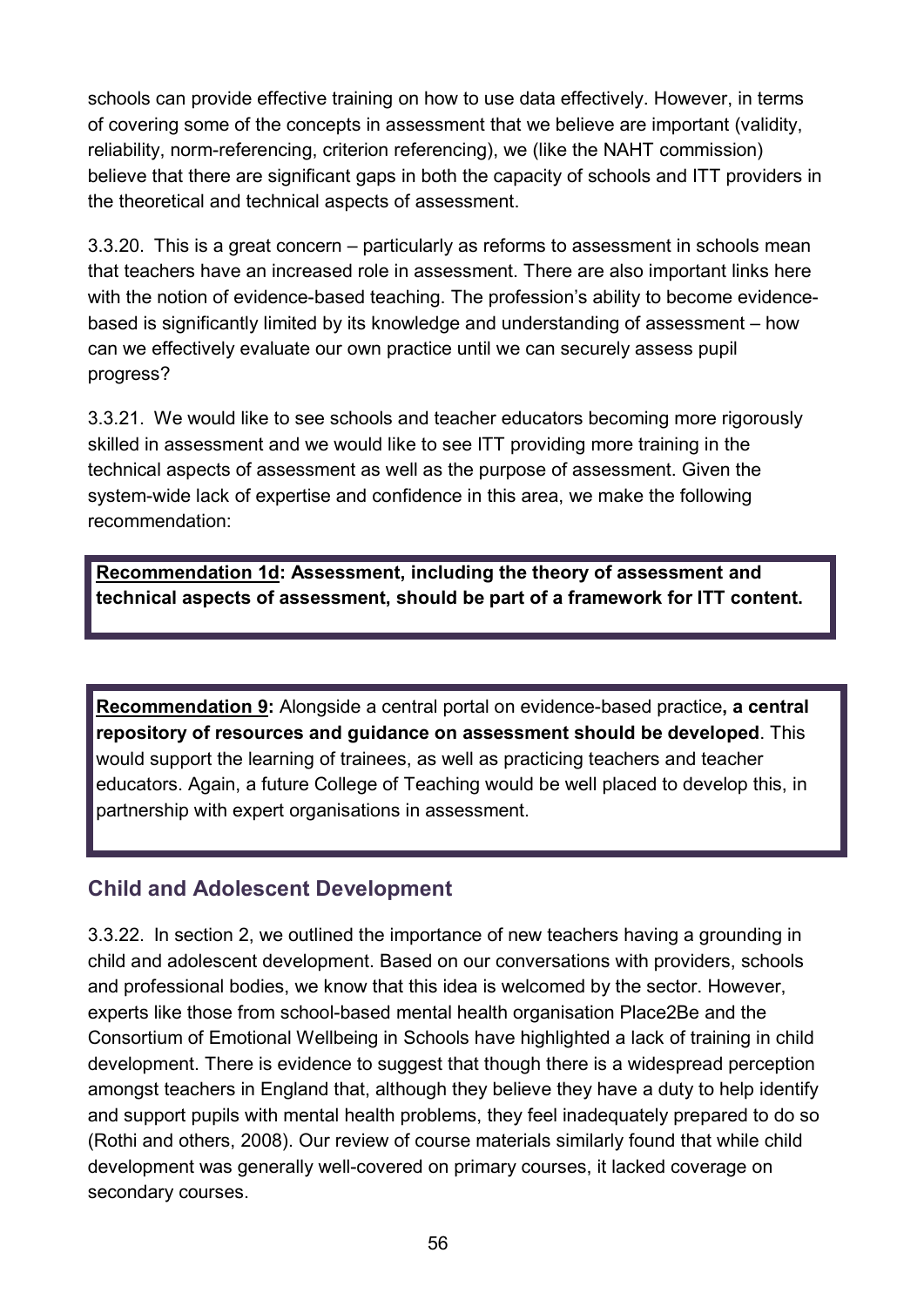schools can provide effective training on how to use data effectively. However, in terms of covering some of the concepts in assessment that we believe are important (validity, reliability, norm-referencing, criterion referencing), we (like the NAHT commission) believe that there are significant gaps in both the capacity of schools and ITT providers in the theoretical and technical aspects of assessment.

3.3.20. This is a great concern – particularly as reforms to assessment in schools mean that teachers have an increased role in assessment. There are also important links here with the notion of evidence-based teaching. The profession's ability to become evidence-based is significantly limited by its knowledge and understanding of assessment – how can we effectively evaluate our own practice until we can securely assess pupil progress?

3.3.21. We would like to see schools and teacher educators becoming more rigorously skilled in assessment and we would like to see ITT providing more training in the technical aspects of assessment as well as the purpose of assessment. Given the system-wide lack of expertise and confidence in this area, we make the following recommendation:

> **Recommendation 1d: Assessment, including the theory of assessment and technical aspects of assessment, should be part of a framework for ITT content.**

> **Recommendation 9:** Alongside a central portal on evidence-based practice**, a central repository of resources and guidance on assessment should be developed**. This would support the learning of trainees, as well as practicing teachers and teacher educators. Again, a future College of Teaching would be well placed to develop this, in partnership with expert organisations in assessment.

## Child and Adolescent Development

3.3.22. In section 2, we outlined the importance of new teachers having a grounding in child and adolescent development. Based on our conversations with providers, schools and professional bodies, we know that this idea is welcomed by the sector. However, experts like those from school-based mental health organisation Place2Be and the Consortium of Emotional Wellbeing in Schools have highlighted a lack of training in child development. There is evidence to suggest that though there is a widespread perception amongst teachers in England that, although they believe they have a duty to help identify and support pupils with mental health problems, they feel inadequately prepared to do so (Rothi and others, 2008). Our review of course materials similarly found that while child development was generally well-covered on primary courses, it lacked coverage on secondary courses.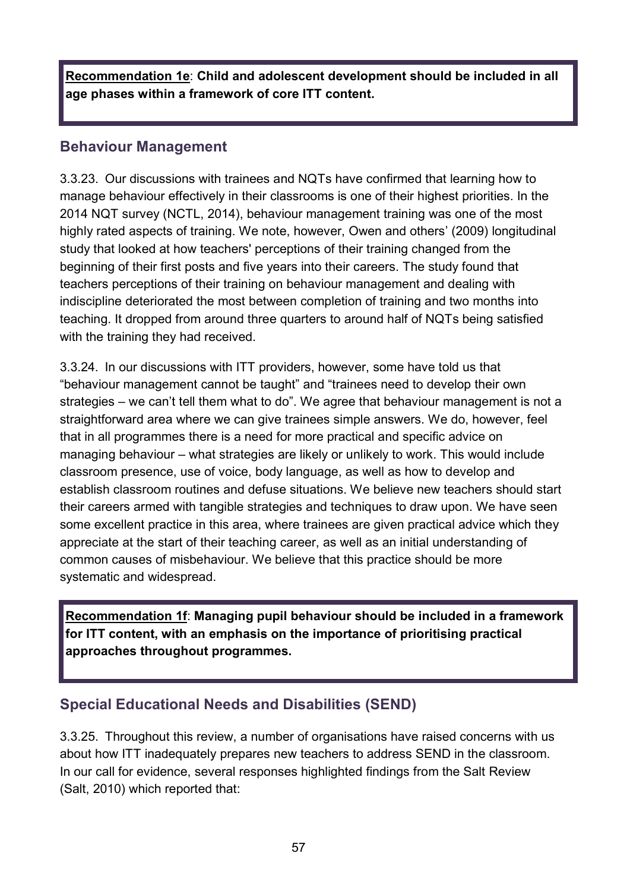> **Recommendation 1e**: **Child and adolescent development should be included in all age phases within a framework of core ITT content.**

## Behaviour Management

3.3.23. Our discussions with trainees and NQTs have confirmed that learning how to manage behaviour effectively in their classrooms is one of their highest priorities. In the 2014 NQT survey (NCTL, 2014), behaviour management training was one of the most highly rated aspects of training. We note, however, Owen and others' (2009) longitudinal study that looked at how teachers' perceptions of their training changed from the beginning of their first posts and five years into their careers. The study found that teachers perceptions of their training on behaviour management and dealing with indiscipline deteriorated the most between completion of training and two months into teaching. It dropped from around three quarters to around half of NQTs being satisfied with the training they had received.

3.3.24. In our discussions with ITT providers, however, some have told us that "behaviour management cannot be taught" and "trainees need to develop their own strategies – we can't tell them what to do". We agree that behaviour management is not a straightforward area where we can give trainees simple answers. We do, however, feel that in all programmes there is a need for more practical and specific advice on managing behaviour – what strategies are likely or unlikely to work. This would include classroom presence, use of voice, body language, as well as how to develop and establish classroom routines and defuse situations. We believe new teachers should start their careers armed with tangible strategies and techniques to draw upon. We have seen some excellent practice in this area, where trainees are given practical advice which they appreciate at the start of their teaching career, as well as an initial understanding of common causes of misbehaviour. We believe that this practice should be more systematic and widespread.

> **Recommendation 1f**: **Managing pupil behaviour should be included in a framework for ITT content, with an emphasis on the importance of prioritising practical approaches throughout programmes.**

## Special Educational Needs and Disabilities (SEND)

3.3.25. Throughout this review, a number of organisations have raised concerns with us about how ITT inadequately prepares new teachers to address SEND in the classroom. In our call for evidence, several responses highlighted findings from the Salt Review (Salt, 2010) which reported that: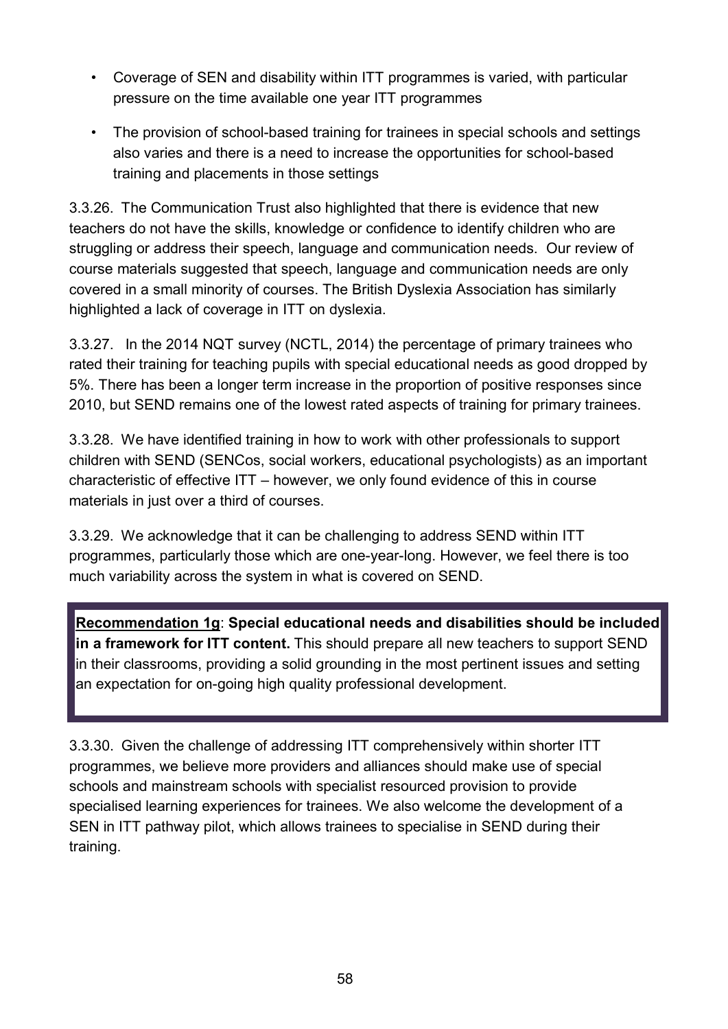- Coverage of SEN and disability within ITT programmes is varied, with particular pressure on the time available one year ITT programmes
- The provision of school-based training for trainees in special schools and settings also varies and there is a need to increase the opportunities for school-based training and placements in those settings

3.3.26. The Communication Trust also highlighted that there is evidence that new teachers do not have the skills, knowledge or confidence to identify children who are struggling or address their speech, language and communication needs. Our review of course materials suggested that speech, language and communication needs are only covered in a small minority of courses. The British Dyslexia Association has similarly highlighted a lack of coverage in ITT on dyslexia.

3.3.27. In the 2014 NQT survey (NCTL, 2014) the percentage of primary trainees who rated their training for teaching pupils with special educational needs as good dropped by 5%. There has been a longer term increase in the proportion of positive responses since 2010, but SEND remains one of the lowest rated aspects of training for primary trainees.

3.3.28. We have identified training in how to work with other professionals to support children with SEND (SENCos, social workers, educational psychologists) as an important characteristic of effective ITT – however, we only found evidence of this in course materials in just over a third of courses.

3.3.29. We acknowledge that it can be challenging to address SEND within ITT programmes, particularly those which are one-year-long. However, we feel there is too much variability across the system in what is covered on SEND.

> **Recommendation 1g**: **Special educational needs and disabilities should be included in a framework for ITT content.** This should prepare all new teachers to support SEND in their classrooms, providing a solid grounding in the most pertinent issues and setting an expectation for on-going high quality professional development.

3.3.30. Given the challenge of addressing ITT comprehensively within shorter ITT programmes, we believe more providers and alliances should make use of special schools and mainstream schools with specialist resourced provision to provide specialised learning experiences for trainees. We also welcome the development of a SEN in ITT pathway pilot, which allows trainees to specialise in SEND during their training.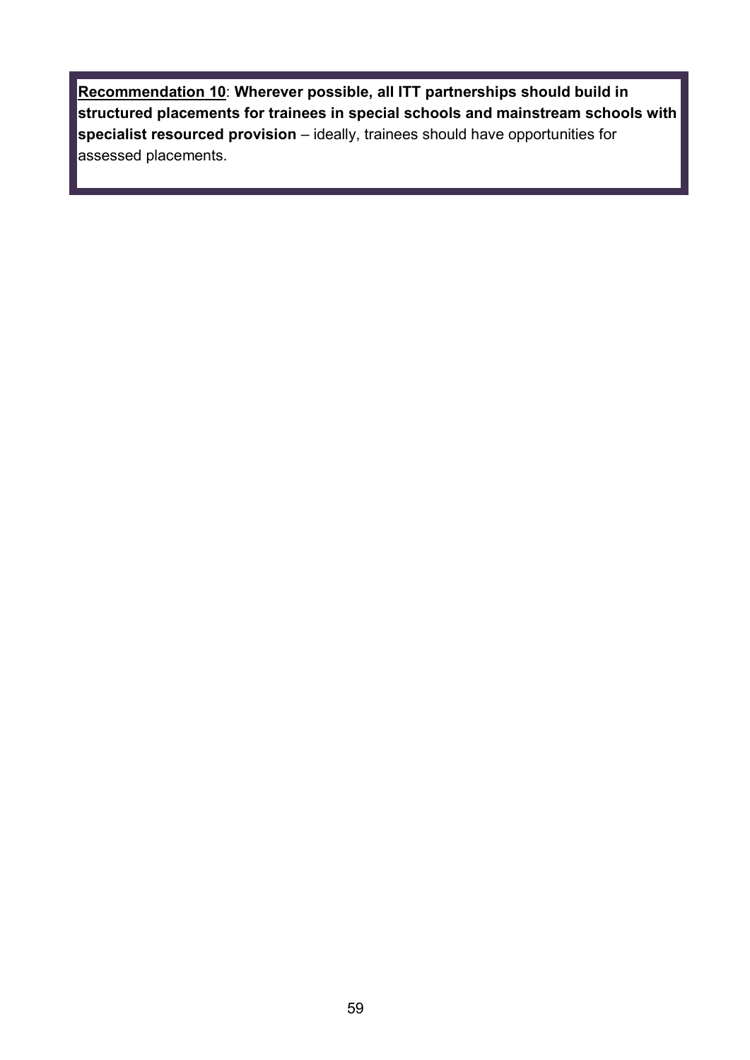<u>**Recommendation 10**</u>: **Wherever possible, all ITT partnerships should build in structured placements for trainees in special schools and mainstream schools with specialist resourced provision** – ideally, trainees should have opportunities for assessed placements.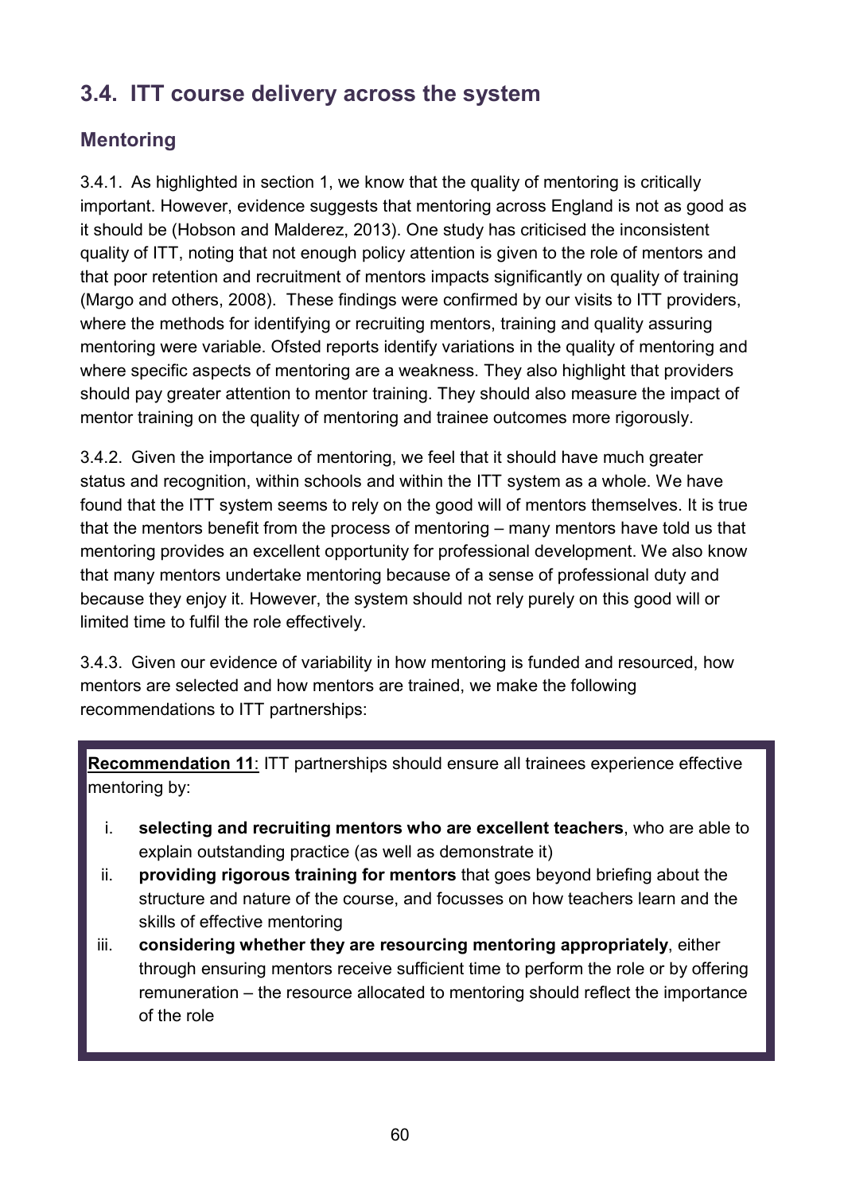## 3.4. ITT course delivery across the system

### Mentoring

3.4.1. As highlighted in section 1, we know that the quality of mentoring is critically important. However, evidence suggests that mentoring across England is not as good as it should be (Hobson and Malderez, 2013). One study has criticised the inconsistent quality of ITT, noting that not enough policy attention is given to the role of mentors and that poor retention and recruitment of mentors impacts significantly on quality of training (Margo and others, 2008). These findings were confirmed by our visits to ITT providers, where the methods for identifying or recruiting mentors, training and quality assuring mentoring were variable. Ofsted reports identify variations in the quality of mentoring and where specific aspects of mentoring are a weakness. They also highlight that providers should pay greater attention to mentor training. They should also measure the impact of mentor training on the quality of mentoring and trainee outcomes more rigorously.

3.4.2. Given the importance of mentoring, we feel that it should have much greater status and recognition, within schools and within the ITT system as a whole. We have found that the ITT system seems to rely on the good will of mentors themselves. It is true that the mentors benefit from the process of mentoring – many mentors have told us that mentoring provides an excellent opportunity for professional development. We also know that many mentors undertake mentoring because of a sense of professional duty and because they enjoy it. However, the system should not rely purely on this good will or limited time to fulfil the role effectively.

3.4.3. Given our evidence of variability in how mentoring is funded and resourced, how mentors are selected and how mentors are trained, we make the following recommendations to ITT partnerships:

**Recommendation 11**: ITT partnerships should ensure all trainees experience effective mentoring by:

i. **selecting and recruiting mentors who are excellent teachers**, who are able to explain outstanding practice (as well as demonstrate it)
ii. **providing rigorous training for mentors** that goes beyond briefing about the structure and nature of the course, and focusses on how teachers learn and the skills of effective mentoring
iii. **considering whether they are resourcing mentoring appropriately**, either through ensuring mentors receive sufficient time to perform the role or by offering remuneration – the resource allocated to mentoring should reflect the importance of the role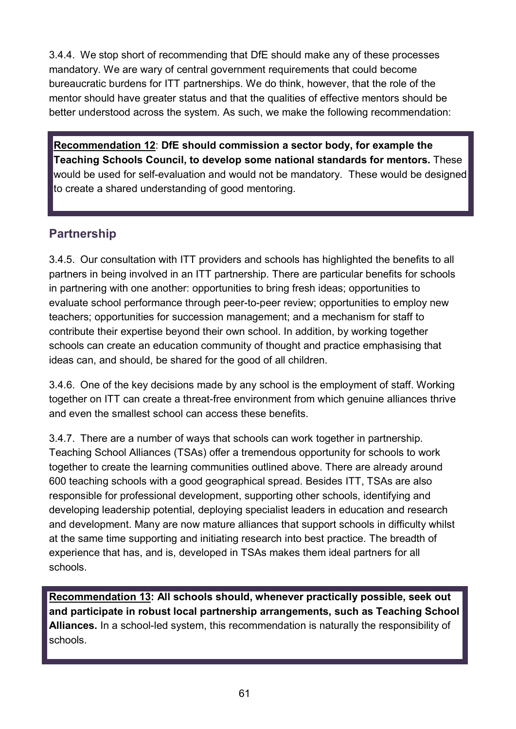3.4.4. We stop short of recommending that DfE should make any of these processes mandatory. We are wary of central government requirements that could become bureaucratic burdens for ITT partnerships. We do think, however, that the role of the mentor should have greater status and that the qualities of effective mentors should be better understood across the system. As such, we make the following recommendation:

> **Recommendation 12**: **DfE should commission a sector body, for example the Teaching Schools Council, to develop some national standards for mentors.** These would be used for self-evaluation and would not be mandatory. These would be designed to create a shared understanding of good mentoring.

## Partnership

3.4.5. Our consultation with ITT providers and schools has highlighted the benefits to all partners in being involved in an ITT partnership. There are particular benefits for schools in partnering with one another: opportunities to bring fresh ideas; opportunities to evaluate school performance through peer-to-peer review; opportunities to employ new teachers; opportunities for succession management; and a mechanism for staff to contribute their expertise beyond their own school. In addition, by working together schools can create an education community of thought and practice emphasising that ideas can, and should, be shared for the good of all children.

3.4.6. One of the key decisions made by any school is the employment of staff. Working together on ITT can create a threat-free environment from which genuine alliances thrive and even the smallest school can access these benefits.

3.4.7. There are a number of ways that schools can work together in partnership. Teaching School Alliances (TSAs) offer a tremendous opportunity for schools to work together to create the learning communities outlined above. There are already around 600 teaching schools with a good geographical spread. Besides ITT, TSAs are also responsible for professional development, supporting other schools, identifying and developing leadership potential, deploying specialist leaders in education and research and development. Many are now mature alliances that support schools in difficulty whilst at the same time supporting and initiating research into best practice. The breadth of experience that has, and is, developed in TSAs makes them ideal partners for all schools.

> **Recommendation 13: All schools should, whenever practically possible, seek out and participate in robust local partnership arrangements, such as Teaching School Alliances.** In a school-led system, this recommendation is naturally the responsibility of schools.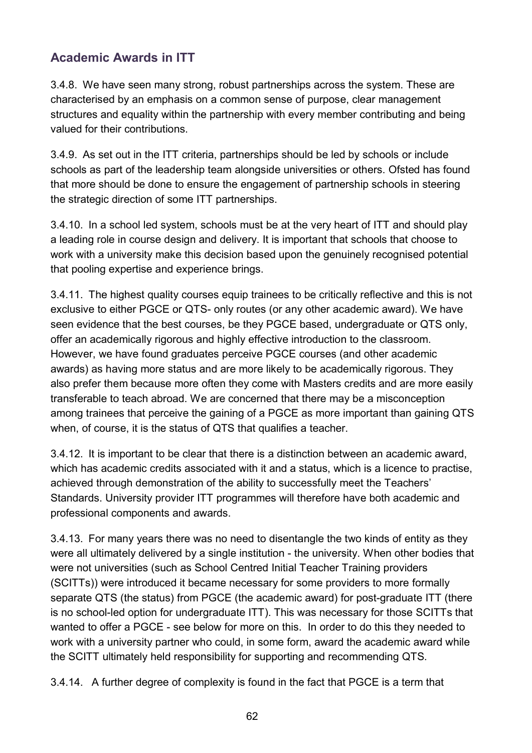## Academic Awards in ITT

3.4.8. We have seen many strong, robust partnerships across the system. These are characterised by an emphasis on a common sense of purpose, clear management structures and equality within the partnership with every member contributing and being valued for their contributions.

3.4.9. As set out in the ITT criteria, partnerships should be led by schools or include schools as part of the leadership team alongside universities or others. Ofsted has found that more should be done to ensure the engagement of partnership schools in steering the strategic direction of some ITT partnerships.

3.4.10. In a school led system, schools must be at the very heart of ITT and should play a leading role in course design and delivery. It is important that schools that choose to work with a university make this decision based upon the genuinely recognised potential that pooling expertise and experience brings.

3.4.11. The highest quality courses equip trainees to be critically reflective and this is not exclusive to either PGCE or QTS- only routes (or any other academic award). We have seen evidence that the best courses, be they PGCE based, undergraduate or QTS only, offer an academically rigorous and highly effective introduction to the classroom. However, we have found graduates perceive PGCE courses (and other academic awards) as having more status and are more likely to be academically rigorous. They also prefer them because more often they come with Masters credits and are more easily transferable to teach abroad. We are concerned that there may be a misconception among trainees that perceive the gaining of a PGCE as more important than gaining QTS when, of course, it is the status of QTS that qualifies a teacher.

3.4.12. It is important to be clear that there is a distinction between an academic award, which has academic credits associated with it and a status, which is a licence to practise, achieved through demonstration of the ability to successfully meet the Teachers' Standards. University provider ITT programmes will therefore have both academic and professional components and awards.

3.4.13. For many years there was no need to disentangle the two kinds of entity as they were all ultimately delivered by a single institution - the university. When other bodies that were not universities (such as School Centred Initial Teacher Training providers (SCITTs)) were introduced it became necessary for some providers to more formally separate QTS (the status) from PGCE (the academic award) for post-graduate ITT (there is no school-led option for undergraduate ITT). This was necessary for those SCITTs that wanted to offer a PGCE - see below for more on this. In order to do this they needed to work with a university partner who could, in some form, award the academic award while the SCITT ultimately held responsibility for supporting and recommending QTS.

3.4.14. A further degree of complexity is found in the fact that PGCE is a term that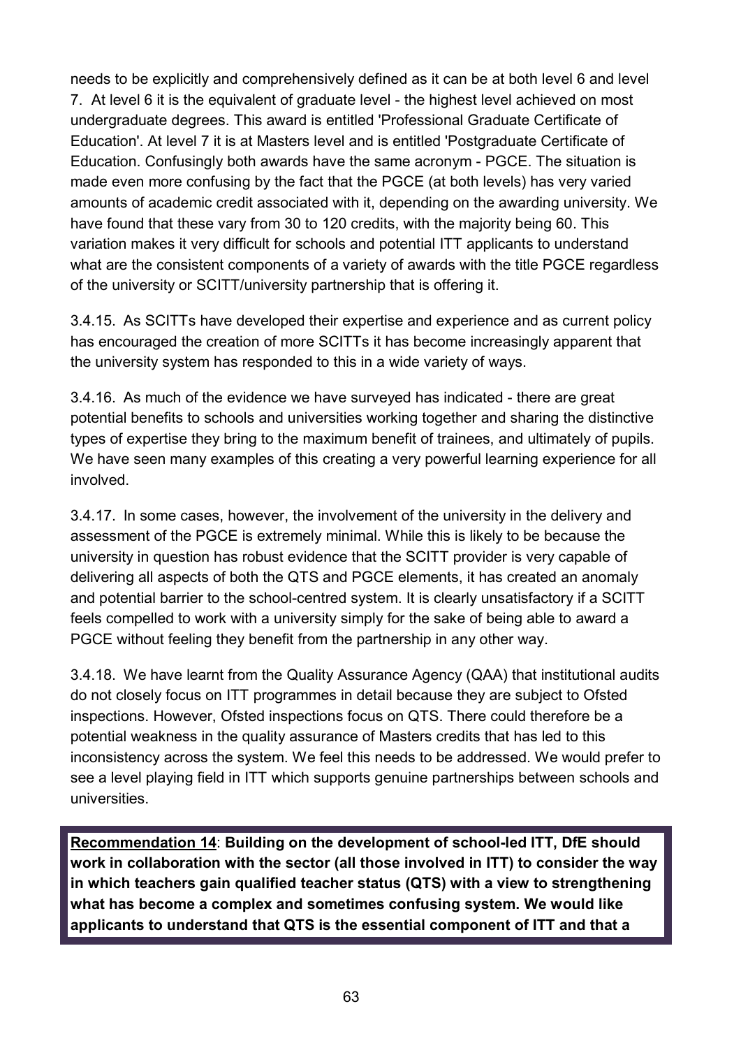needs to be explicitly and comprehensively defined as it can be at both level 6 and level 7. At level 6 it is the equivalent of graduate level - the highest level achieved on most undergraduate degrees. This award is entitled 'Professional Graduate Certificate of Education'. At level 7 it is at Masters level and is entitled 'Postgraduate Certificate of Education. Confusingly both awards have the same acronym - PGCE. The situation is made even more confusing by the fact that the PGCE (at both levels) has very varied amounts of academic credit associated with it, depending on the awarding university. We have found that these vary from 30 to 120 credits, with the majority being 60. This variation makes it very difficult for schools and potential ITT applicants to understand what are the consistent components of a variety of awards with the title PGCE regardless of the university or SCITT/university partnership that is offering it.

3.4.15. As SCITTs have developed their expertise and experience and as current policy has encouraged the creation of more SCITTs it has become increasingly apparent that the university system has responded to this in a wide variety of ways.

3.4.16. As much of the evidence we have surveyed has indicated - there are great potential benefits to schools and universities working together and sharing the distinctive types of expertise they bring to the maximum benefit of trainees, and ultimately of pupils. We have seen many examples of this creating a very powerful learning experience for all involved.

3.4.17. In some cases, however, the involvement of the university in the delivery and assessment of the PGCE is extremely minimal. While this is likely to be because the university in question has robust evidence that the SCITT provider is very capable of delivering all aspects of both the QTS and PGCE elements, it has created an anomaly and potential barrier to the school-centred system. It is clearly unsatisfactory if a SCITT feels compelled to work with a university simply for the sake of being able to award a PGCE without feeling they benefit from the partnership in any other way.

3.4.18. We have learnt from the Quality Assurance Agency (QAA) that institutional audits do not closely focus on ITT programmes in detail because they are subject to Ofsted inspections. However, Ofsted inspections focus on QTS. There could therefore be a potential weakness in the quality assurance of Masters credits that has led to this inconsistency across the system. We feel this needs to be addressed. We would prefer to see a level playing field in ITT which supports genuine partnerships between schools and universities.

**Recommendation 14**: **Building on the development of school-led ITT, DfE should work in collaboration with the sector (all those involved in ITT) to consider the way in which teachers gain qualified teacher status (QTS) with a view to strengthening what has become a complex and sometimes confusing system. We would like applicants to understand that QTS is the essential component of ITT and that a**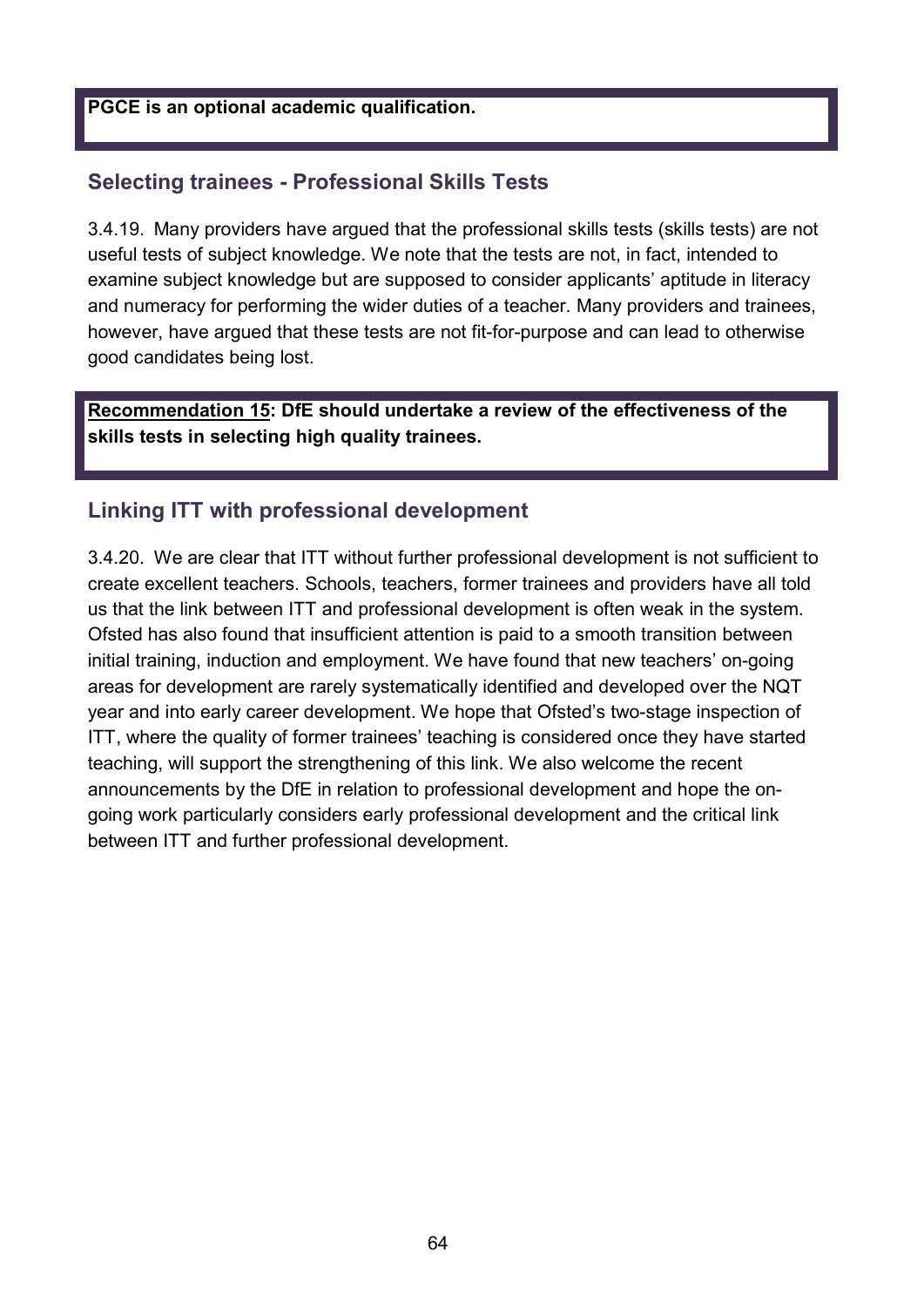**PGCE is an optional academic qualification.**

## Selecting trainees - Professional Skills Tests

3.4.19. Many providers have argued that the professional skills tests (skills tests) are not useful tests of subject knowledge. We note that the tests are not, in fact, intended to examine subject knowledge but are supposed to consider applicants' aptitude in literacy and numeracy for performing the wider duties of a teacher. Many providers and trainees, however, have argued that these tests are not fit-for-purpose and can lead to otherwise good candidates being lost.

**Recommendation 15: DfE should undertake a review of the effectiveness of the skills tests in selecting high quality trainees.**

## Linking ITT with professional development

3.4.20. We are clear that ITT without further professional development is not sufficient to create excellent teachers. Schools, teachers, former trainees and providers have all told us that the link between ITT and professional development is often weak in the system. Ofsted has also found that insufficient attention is paid to a smooth transition between initial training, induction and employment. We have found that new teachers' on-going areas for development are rarely systematically identified and developed over the NQT year and into early career development. We hope that Ofsted's two-stage inspection of ITT, where the quality of former trainees' teaching is considered once they have started teaching, will support the strengthening of this link. We also welcome the recent announcements by the DfE in relation to professional development and hope the on-going work particularly considers early professional development and the critical link between ITT and further professional development.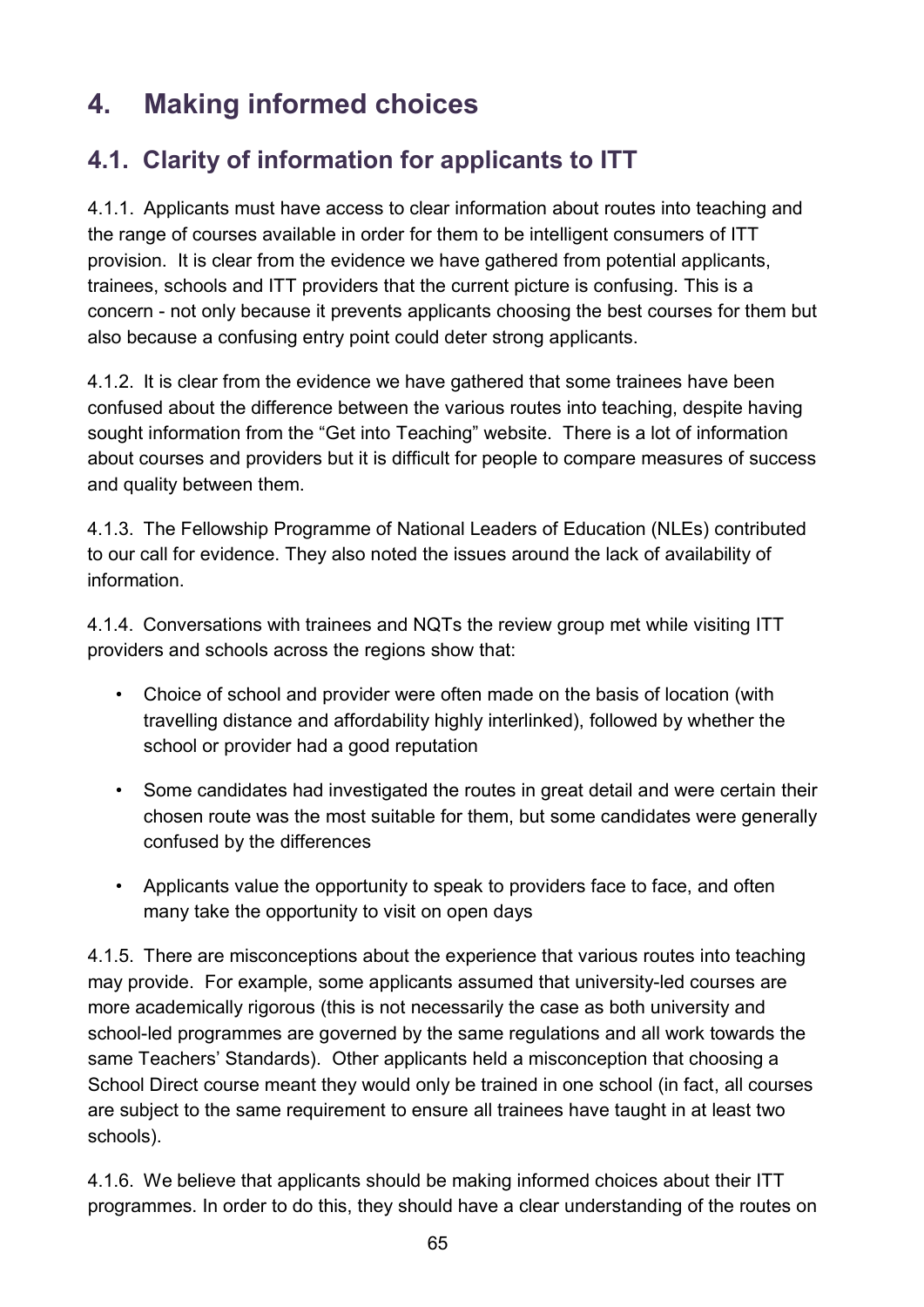# 4. Making informed choices

## 4.1. Clarity of information for applicants to ITT

4.1.1. Applicants must have access to clear information about routes into teaching and the range of courses available in order for them to be intelligent consumers of ITT provision. It is clear from the evidence we have gathered from potential applicants, trainees, schools and ITT providers that the current picture is confusing. This is a concern - not only because it prevents applicants choosing the best courses for them but also because a confusing entry point could deter strong applicants.

4.1.2. It is clear from the evidence we have gathered that some trainees have been confused about the difference between the various routes into teaching, despite having sought information from the "Get into Teaching" website. There is a lot of information about courses and providers but it is difficult for people to compare measures of success and quality between them.

4.1.3. The Fellowship Programme of National Leaders of Education (NLEs) contributed to our call for evidence. They also noted the issues around the lack of availability of information.

4.1.4. Conversations with trainees and NQTs the review group met while visiting ITT providers and schools across the regions show that:

- Choice of school and provider were often made on the basis of location (with travelling distance and affordability highly interlinked), followed by whether the school or provider had a good reputation
- Some candidates had investigated the routes in great detail and were certain their chosen route was the most suitable for them, but some candidates were generally confused by the differences
- Applicants value the opportunity to speak to providers face to face, and often many take the opportunity to visit on open days

4.1.5. There are misconceptions about the experience that various routes into teaching may provide. For example, some applicants assumed that university-led courses are more academically rigorous (this is not necessarily the case as both university and school-led programmes are governed by the same regulations and all work towards the same Teachers' Standards). Other applicants held a misconception that choosing a School Direct course meant they would only be trained in one school (in fact, all courses are subject to the same requirement to ensure all trainees have taught in at least two schools).

4.1.6. We believe that applicants should be making informed choices about their ITT programmes. In order to do this, they should have a clear understanding of the routes on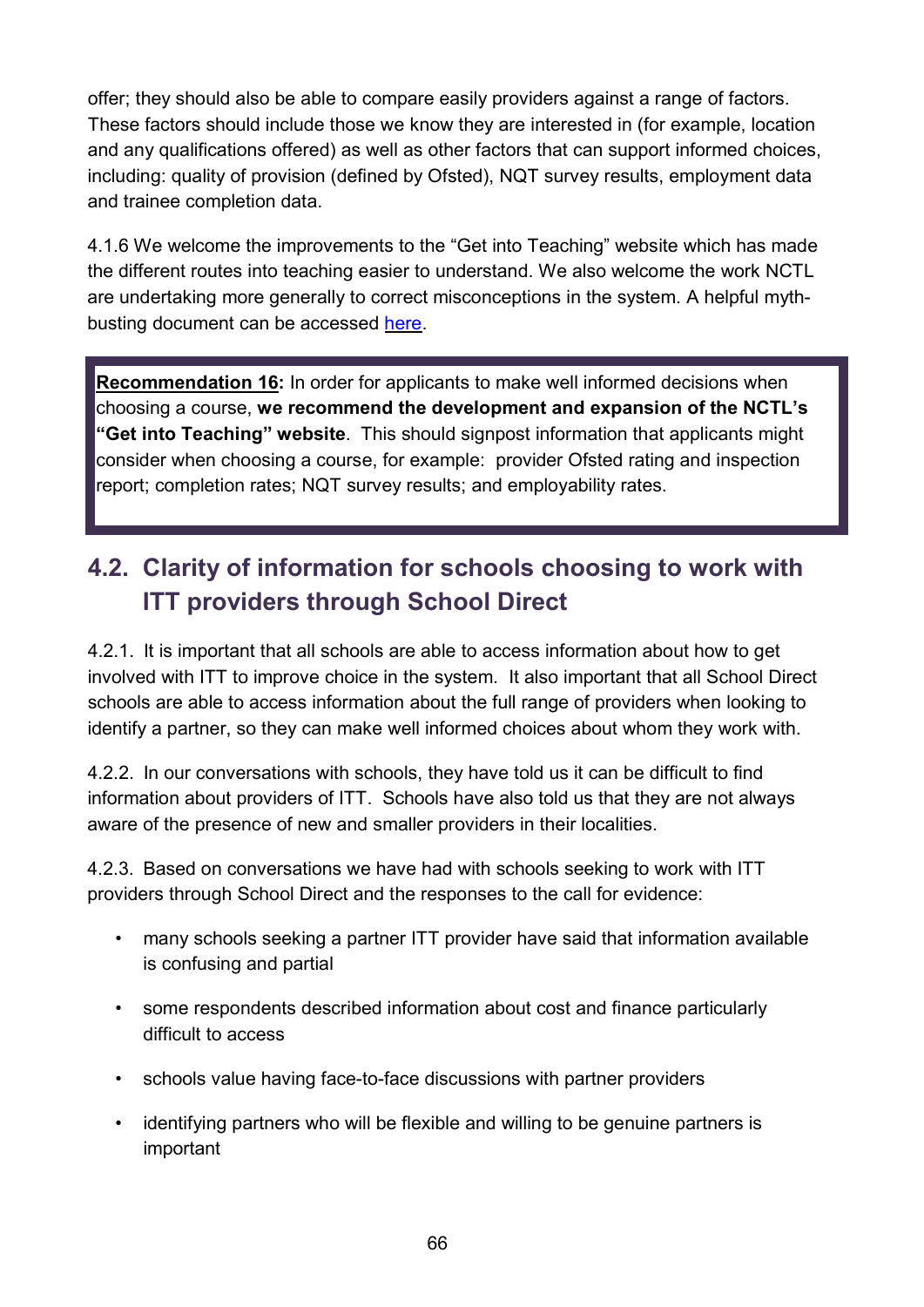offer; they should also be able to compare easily providers against a range of factors. These factors should include those we know they are interested in (for example, location and any qualifications offered) as well as other factors that can support informed choices, including: quality of provision (defined by Ofsted), NQT survey results, employment data and trainee completion data.

4.1.6 We welcome the improvements to the "Get into Teaching" website which has made the different routes into teaching easier to understand. We also welcome the work NCTL are undertaking more generally to correct misconceptions in the system. A helpful myth-busting document can be accessed here.

> **Recommendation 16:** In order for applicants to make well informed decisions when choosing a course, **we recommend the development and expansion of the NCTL's "Get into Teaching" website**. This should signpost information that applicants might consider when choosing a course, for example: provider Ofsted rating and inspection report; completion rates; NQT survey results; and employability rates.

## 4.2. Clarity of information for schools choosing to work with ITT providers through School Direct

4.2.1. It is important that all schools are able to access information about how to get involved with ITT to improve choice in the system. It also important that all School Direct schools are able to access information about the full range of providers when looking to identify a partner, so they can make well informed choices about whom they work with.

4.2.2. In our conversations with schools, they have told us it can be difficult to find information about providers of ITT. Schools have also told us that they are not always aware of the presence of new and smaller providers in their localities.

4.2.3. Based on conversations we have had with schools seeking to work with ITT providers through School Direct and the responses to the call for evidence:

- many schools seeking a partner ITT provider have said that information available is confusing and partial
- some respondents described information about cost and finance particularly difficult to access
- schools value having face-to-face discussions with partner providers
- identifying partners who will be flexible and willing to be genuine partners is important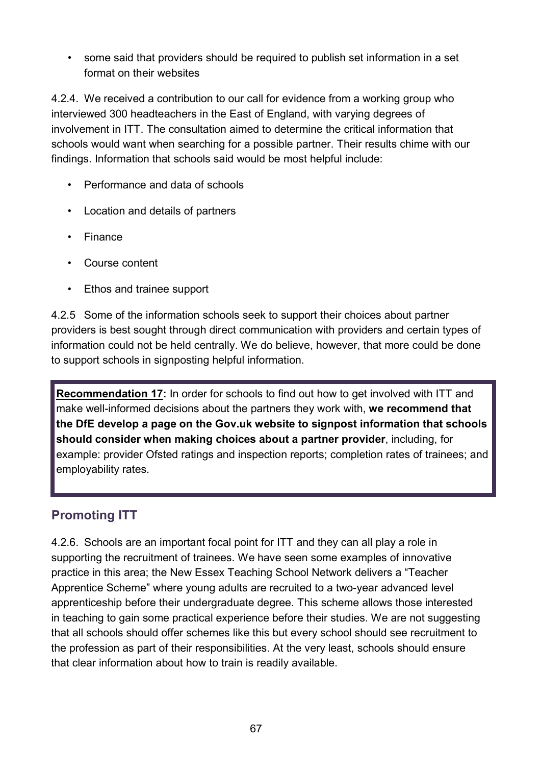- some said that providers should be required to publish set information in a set format on their websites

4.2.4. We received a contribution to our call for evidence from a working group who interviewed 300 headteachers in the East of England, with varying degrees of involvement in ITT. The consultation aimed to determine the critical information that schools would want when searching for a possible partner. Their results chime with our findings. Information that schools said would be most helpful include:

- Performance and data of schools
- Location and details of partners
- Finance
- Course content
- Ethos and trainee support

4.2.5 Some of the information schools seek to support their choices about partner providers is best sought through direct communication with providers and certain types of information could not be held centrally. We do believe, however, that more could be done to support schools in signposting helpful information.

> **Recommendation 17:** In order for schools to find out how to get involved with ITT and make well-informed decisions about the partners they work with, **we recommend that the DfE develop a page on the Gov.uk website to signpost information that schools should consider when making choices about a partner provider**, including, for example: provider Ofsted ratings and inspection reports; completion rates of trainees; and employability rates.

## Promoting ITT

4.2.6. Schools are an important focal point for ITT and they can all play a role in supporting the recruitment of trainees. We have seen some examples of innovative practice in this area; the New Essex Teaching School Network delivers a "Teacher Apprentice Scheme" where young adults are recruited to a two-year advanced level apprenticeship before their undergraduate degree. This scheme allows those interested in teaching to gain some practical experience before their studies. We are not suggesting that all schools should offer schemes like this but every school should see recruitment to the profession as part of their responsibilities. At the very least, schools should ensure that clear information about how to train is readily available.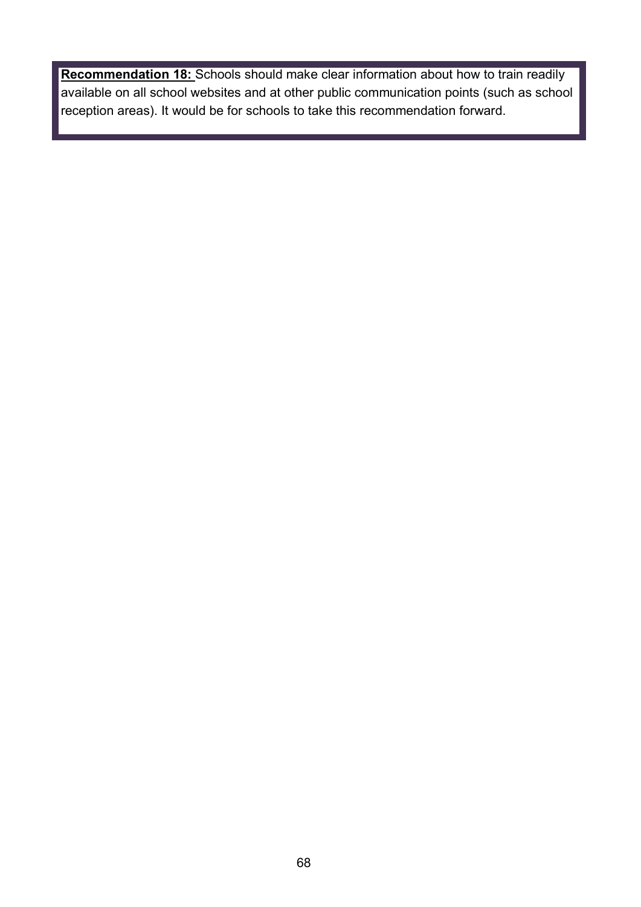**Recommendation 18:** Schools should make clear information about how to train readily available on all school websites and at other public communication points (such as school reception areas). It would be for schools to take this recommendation forward.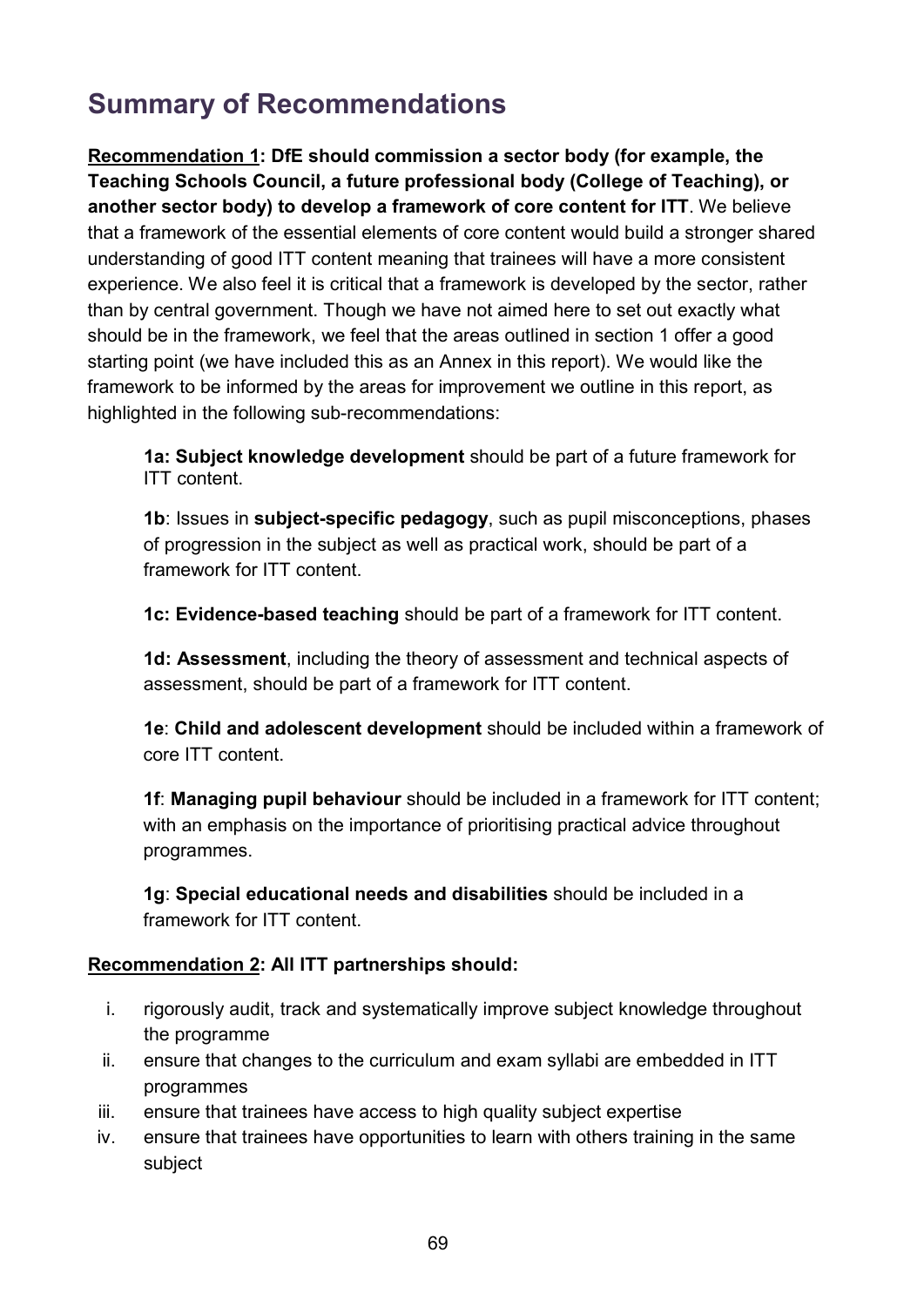## Summary of Recommendations

**<u>Recommendation 1</u>: DfE should commission a sector body (for example, the Teaching Schools Council, a future professional body (College of Teaching), or another sector body) to develop a framework of core content for ITT**. We believe that a framework of the essential elements of core content would build a stronger shared understanding of good ITT content meaning that trainees will have a more consistent experience. We also feel it is critical that a framework is developed by the sector, rather than by central government. Though we have not aimed here to set out exactly what should be in the framework, we feel that the areas outlined in section 1 offer a good starting point (we have included this as an Annex in this report). We would like the framework to be informed by the areas for improvement we outline in this report, as highlighted in the following sub-recommendations:

> **1a: Subject knowledge development** should be part of a future framework for ITT content.
>
> **1b**: Issues in **subject-specific pedagogy**, such as pupil misconceptions, phases of progression in the subject as well as practical work, should be part of a framework for ITT content.
>
> **1c: Evidence-based teaching** should be part of a framework for ITT content.
>
> **1d: Assessment**, including the theory of assessment and technical aspects of assessment, should be part of a framework for ITT content.
>
> **1e**: **Child and adolescent development** should be included within a framework of core ITT content.
>
> **1f**: **Managing pupil behaviour** should be included in a framework for ITT content; with an emphasis on the importance of prioritising practical advice throughout programmes.
>
> **1g**: **Special educational needs and disabilities** should be included in a framework for ITT content.

**<u>Recommendation 2</u>: All ITT partnerships should:**

i. rigorously audit, track and systematically improve subject knowledge throughout the programme
ii. ensure that changes to the curriculum and exam syllabi are embedded in ITT programmes
iii. ensure that trainees have access to high quality subject expertise
iv. ensure that trainees have opportunities to learn with others training in the same subject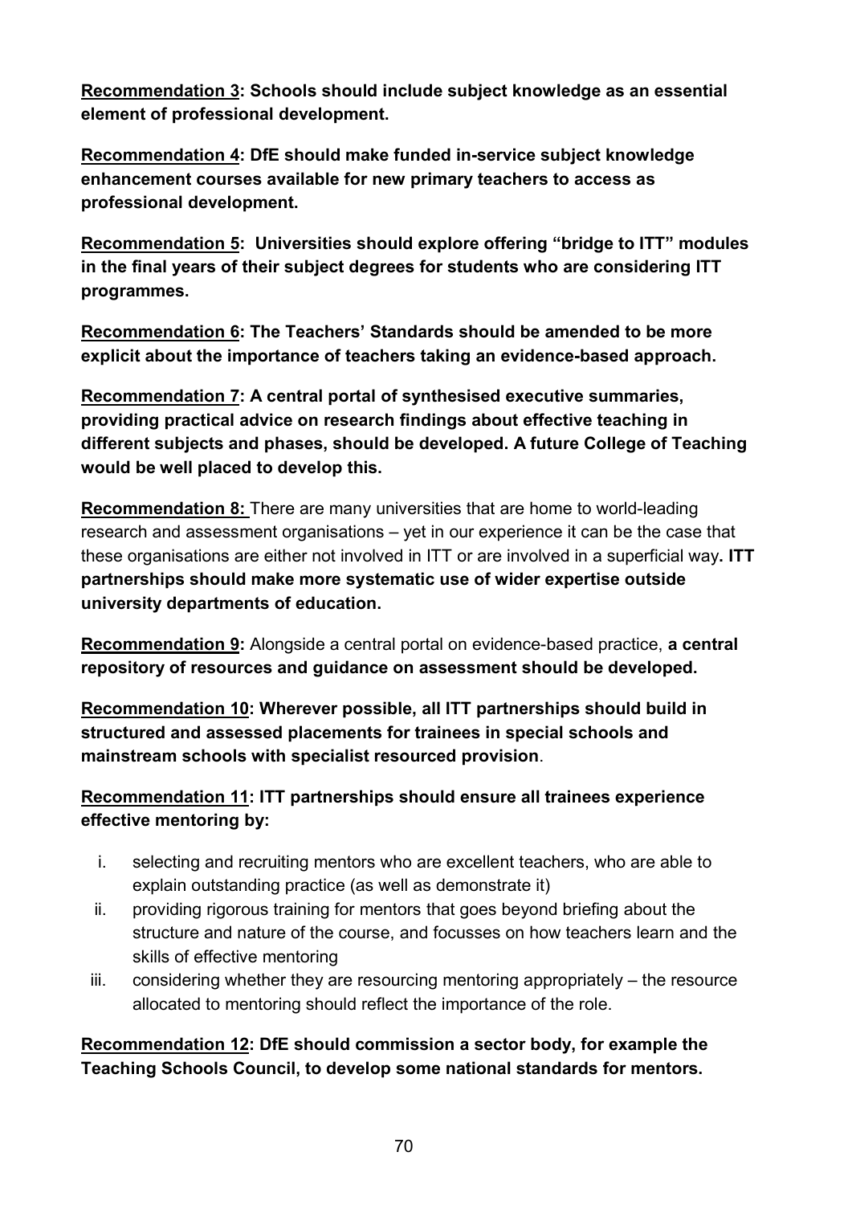**<u>Recommendation 3</u>: Schools should include subject knowledge as an essential element of professional development.**

**<u>Recommendation 4</u>: DfE should make funded in-service subject knowledge enhancement courses available for new primary teachers to access as professional development.**

**<u>Recommendation 5</u>: Universities should explore offering "bridge to ITT" modules in the final years of their subject degrees for students who are considering ITT programmes.**

**<u>Recommendation 6</u>: The Teachers' Standards should be amended to be more explicit about the importance of teachers taking an evidence-based approach.**

**<u>Recommendation 7</u>: A central portal of synthesised executive summaries, providing practical advice on research findings about effective teaching in different subjects and phases, should be developed. A future College of Teaching would be well placed to develop this.**

**<u>Recommendation 8:</u>** There are many universities that are home to world-leading research and assessment organisations – yet in our experience it can be the case that these organisations are either not involved in ITT or are involved in a superficial way**. ITT partnerships should make more systematic use of wider expertise outside university departments of education.**

**<u>Recommendation 9</u>:** Alongside a central portal on evidence-based practice, **a central repository of resources and guidance on assessment should be developed.**

**<u>Recommendation 10</u>: Wherever possible, all ITT partnerships should build in structured and assessed placements for trainees in special schools and mainstream schools with specialist resourced provision**.

**<u>Recommendation 11</u>: ITT partnerships should ensure all trainees experience effective mentoring by:**

i. selecting and recruiting mentors who are excellent teachers, who are able to explain outstanding practice (as well as demonstrate it)
ii. providing rigorous training for mentors that goes beyond briefing about the structure and nature of the course, and focusses on how teachers learn and the skills of effective mentoring
iii. considering whether they are resourcing mentoring appropriately – the resource allocated to mentoring should reflect the importance of the role.

**<u>Recommendation 12</u>: DfE should commission a sector body, for example the Teaching Schools Council, to develop some national standards for mentors.**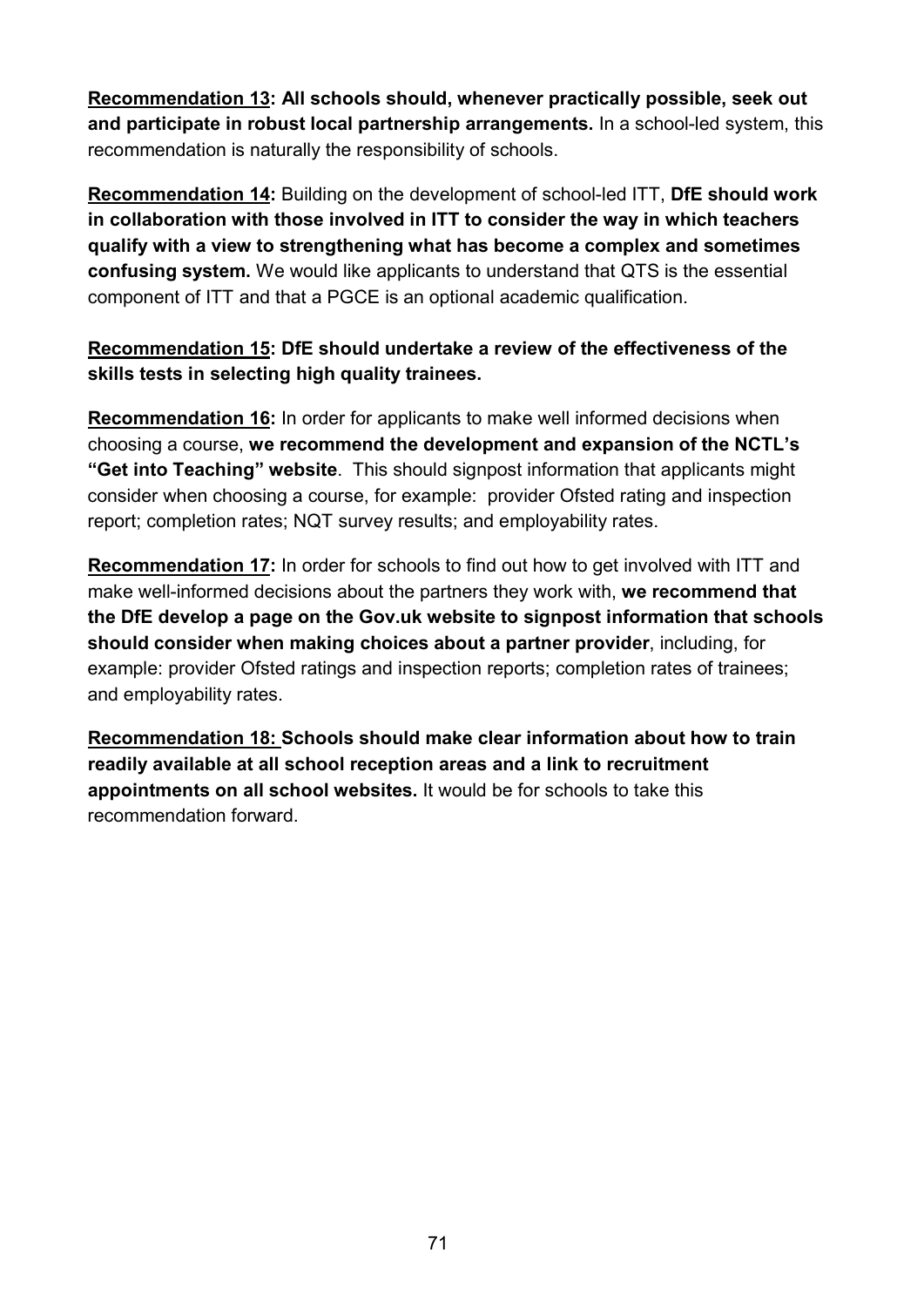<u>**Recommendation 13**</u>**: All schools should, whenever practically possible, seek out and participate in robust local partnership arrangements.** In a school-led system, this recommendation is naturally the responsibility of schools.

<u>**Recommendation 14**</u>**:** Building on the development of school-led ITT, **DfE should work in collaboration with those involved in ITT to consider the way in which teachers qualify with a view to strengthening what has become a complex and sometimes confusing system.** We would like applicants to understand that QTS is the essential component of ITT and that a PGCE is an optional academic qualification.

<u>**Recommendation 15**</u>**: DfE should undertake a review of the effectiveness of the skills tests in selecting high quality trainees.**

<u>**Recommendation 16**</u>**:** In order for applicants to make well informed decisions when choosing a course, **we recommend the development and expansion of the NCTL's "Get into Teaching" website**. This should signpost information that applicants might consider when choosing a course, for example: provider Ofsted rating and inspection report; completion rates; NQT survey results; and employability rates.

<u>**Recommendation 17**</u>**:** In order for schools to find out how to get involved with ITT and make well-informed decisions about the partners they work with, **we recommend that the DfE develop a page on the Gov.uk website to signpost information that schools should consider when making choices about a partner provider**, including, for example: provider Ofsted ratings and inspection reports; completion rates of trainees; and employability rates.

<u>**Recommendation 18:**</u> **Schools should make clear information about how to train readily available at all school reception areas and a link to recruitment appointments on all school websites.** It would be for schools to take this recommendation forward.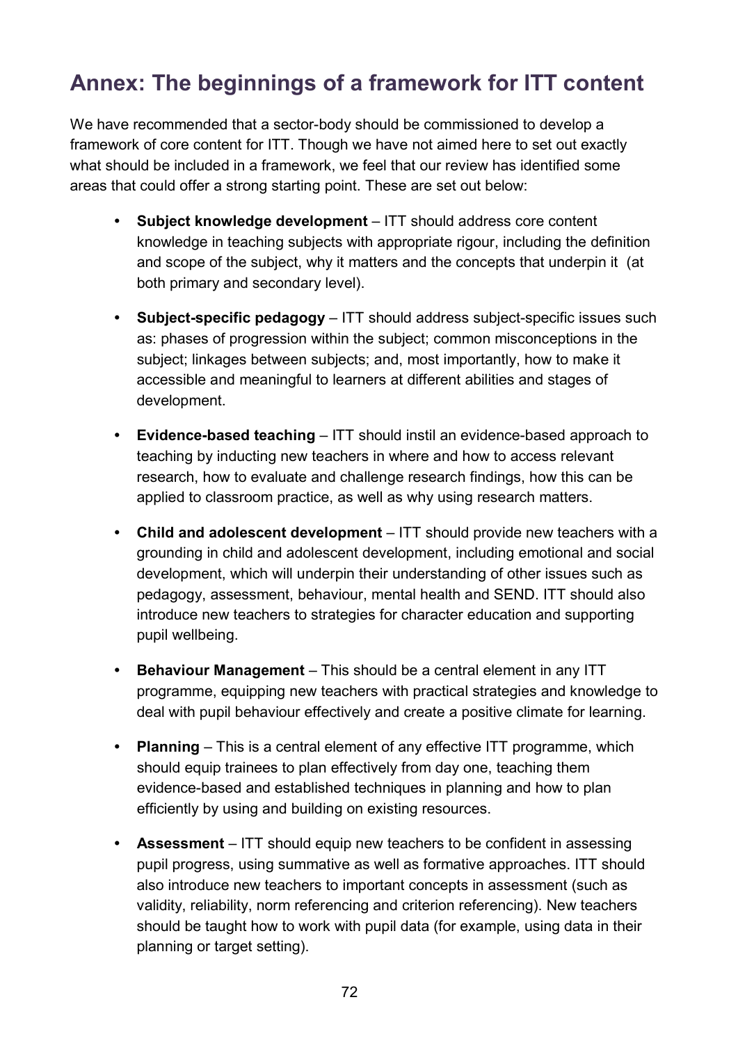## Annex: The beginnings of a framework for ITT content

We have recommended that a sector-body should be commissioned to develop a framework of core content for ITT. Though we have not aimed here to set out exactly what should be included in a framework, we feel that our review has identified some areas that could offer a strong starting point. These are set out below:

- **Subject knowledge development** – ITT should address core content knowledge in teaching subjects with appropriate rigour, including the definition and scope of the subject, why it matters and the concepts that underpin it (at both primary and secondary level).
- **Subject-specific pedagogy** – ITT should address subject-specific issues such as: phases of progression within the subject; common misconceptions in the subject; linkages between subjects; and, most importantly, how to make it accessible and meaningful to learners at different abilities and stages of development.
- **Evidence-based teaching** – ITT should instil an evidence-based approach to teaching by inducting new teachers in where and how to access relevant research, how to evaluate and challenge research findings, how this can be applied to classroom practice, as well as why using research matters.
- **Child and adolescent development** – ITT should provide new teachers with a grounding in child and adolescent development, including emotional and social development, which will underpin their understanding of other issues such as pedagogy, assessment, behaviour, mental health and SEND. ITT should also introduce new teachers to strategies for character education and supporting pupil wellbeing.
- **Behaviour Management** – This should be a central element in any ITT programme, equipping new teachers with practical strategies and knowledge to deal with pupil behaviour effectively and create a positive climate for learning.
- **Planning** – This is a central element of any effective ITT programme, which should equip trainees to plan effectively from day one, teaching them evidence-based and established techniques in planning and how to plan efficiently by using and building on existing resources.
- **Assessment** – ITT should equip new teachers to be confident in assessing pupil progress, using summative as well as formative approaches. ITT should also introduce new teachers to important concepts in assessment (such as validity, reliability, norm referencing and criterion referencing). New teachers should be taught how to work with pupil data (for example, using data in their planning or target setting).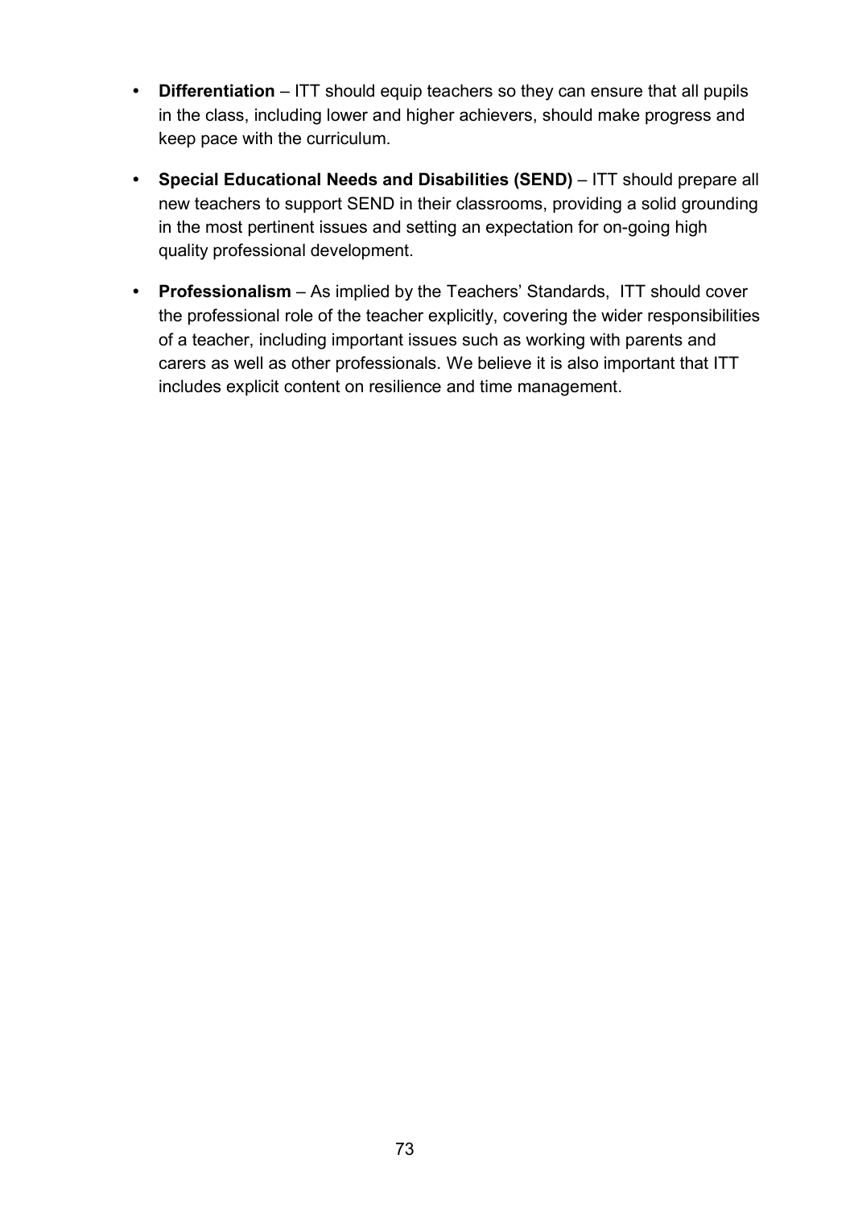- **Differentiation** – ITT should equip teachers so they can ensure that all pupils in the class, including lower and higher achievers, should make progress and keep pace with the curriculum.
- **Special Educational Needs and Disabilities (SEND)** – ITT should prepare all new teachers to support SEND in their classrooms, providing a solid grounding in the most pertinent issues and setting an expectation for on-going high quality professional development.
- **Professionalism** – As implied by the Teachers' Standards, ITT should cover the professional role of the teacher explicitly, covering the wider responsibilities of a teacher, including important issues such as working with parents and carers as well as other professionals. We believe it is also important that ITT includes explicit content on resilience and time management.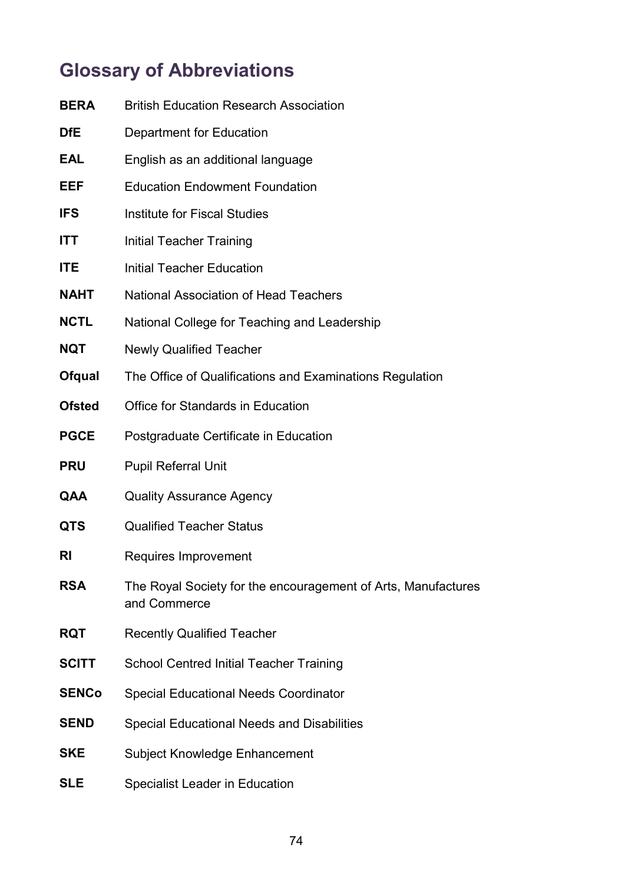## Glossary of Abbreviations

| | |
|---|---|
| **BERA** | British Education Research Association |
| **DfE** | Department for Education |
| **EAL** | English as an additional language |
| **EEF** | Education Endowment Foundation |
| **IFS** | Institute for Fiscal Studies |
| **ITT** | Initial Teacher Training |
| **ITE** | Initial Teacher Education |
| **NAHT** | National Association of Head Teachers |
| **NCTL** | National College for Teaching and Leadership |
| **NQT** | Newly Qualified Teacher |
| **Ofqual** | The Office of Qualifications and Examinations Regulation |
| **Ofsted** | Office for Standards in Education |
| **PGCE** | Postgraduate Certificate in Education |
| **PRU** | Pupil Referral Unit |
| **QAA** | Quality Assurance Agency |
| **QTS** | Qualified Teacher Status |
| **RI** | Requires Improvement |
| **RSA** | The Royal Society for the encouragement of Arts, Manufactures and Commerce |
| **RQT** | Recently Qualified Teacher |
| **SCITT** | School Centred Initial Teacher Training |
| **SENCo** | Special Educational Needs Coordinator |
| **SEND** | Special Educational Needs and Disabilities |
| **SKE** | Subject Knowledge Enhancement |
| **SLE** | Specialist Leader in Education |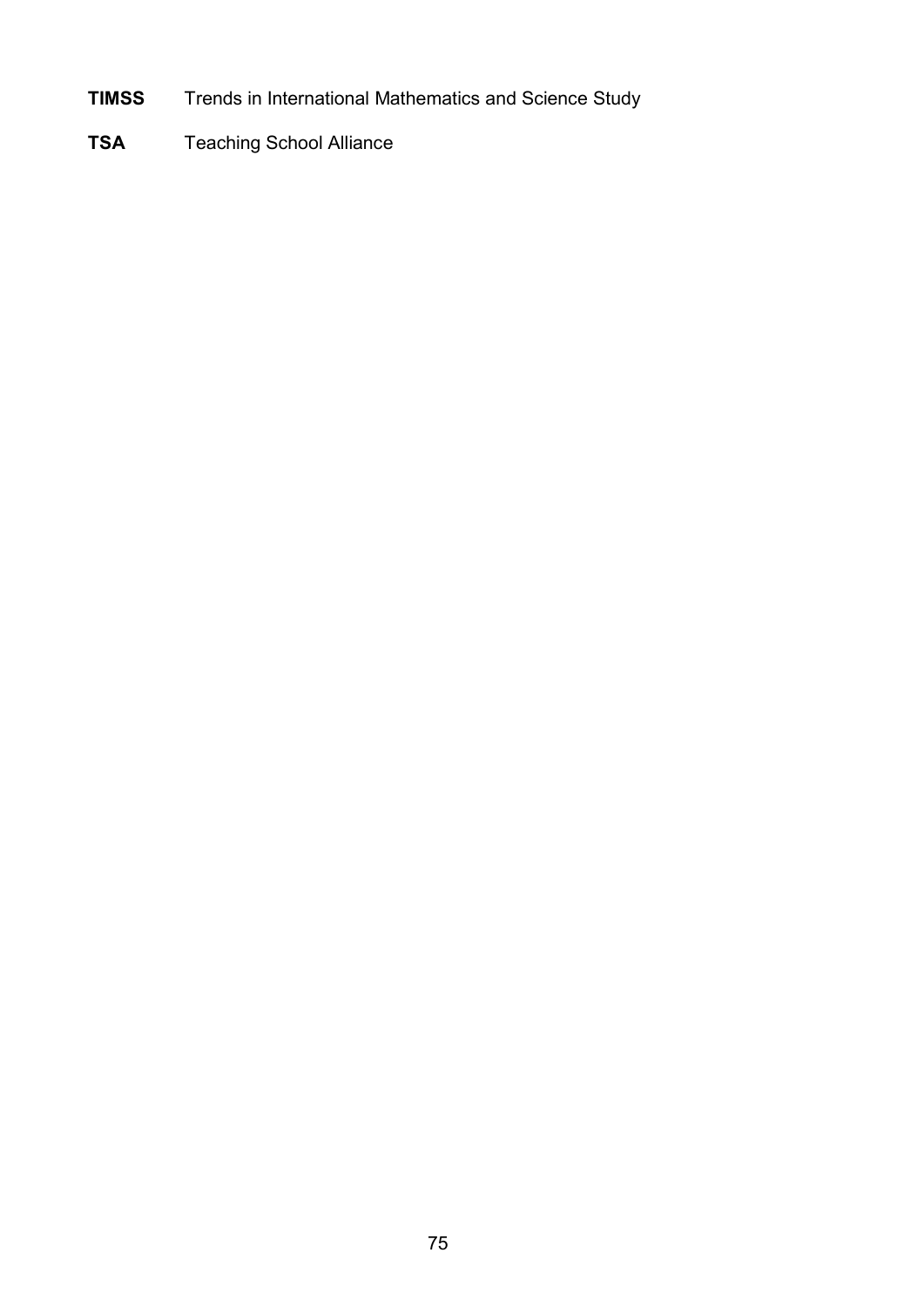**TIMSS** Trends in International Mathematics and Science Study

**TSA** Teaching School Alliance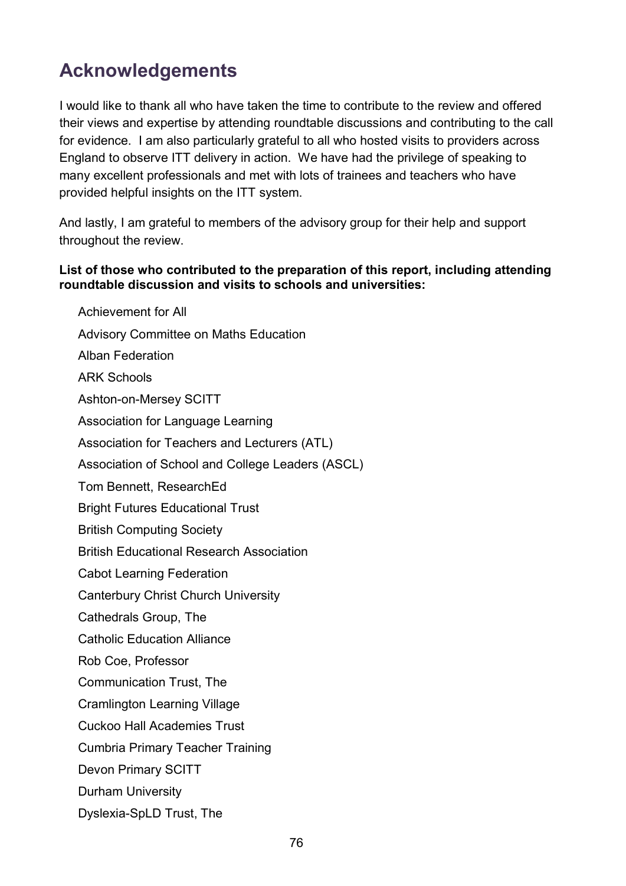# Acknowledgements

I would like to thank all who have taken the time to contribute to the review and offered their views and expertise by attending roundtable discussions and contributing to the call for evidence. I am also particularly grateful to all who hosted visits to providers across England to observe ITT delivery in action. We have had the privilege of speaking to many excellent professionals and met with lots of trainees and teachers who have provided helpful insights on the ITT system.

And lastly, I am grateful to members of the advisory group for their help and support throughout the review.

**List of those who contributed to the preparation of this report, including attending roundtable discussion and visits to schools and universities:**

Achievement for All

Advisory Committee on Maths Education

Alban Federation

ARK Schools

Ashton-on-Mersey SCITT

Association for Language Learning

Association for Teachers and Lecturers (ATL)

Association of School and College Leaders (ASCL)

Tom Bennett, ResearchEd

Bright Futures Educational Trust

British Computing Society

British Educational Research Association

Cabot Learning Federation

Canterbury Christ Church University

Cathedrals Group, The

Catholic Education Alliance

Rob Coe, Professor

Communication Trust, The

Cramlington Learning Village

Cuckoo Hall Academies Trust

Cumbria Primary Teacher Training

Devon Primary SCITT

Durham University

Dyslexia-SpLD Trust, The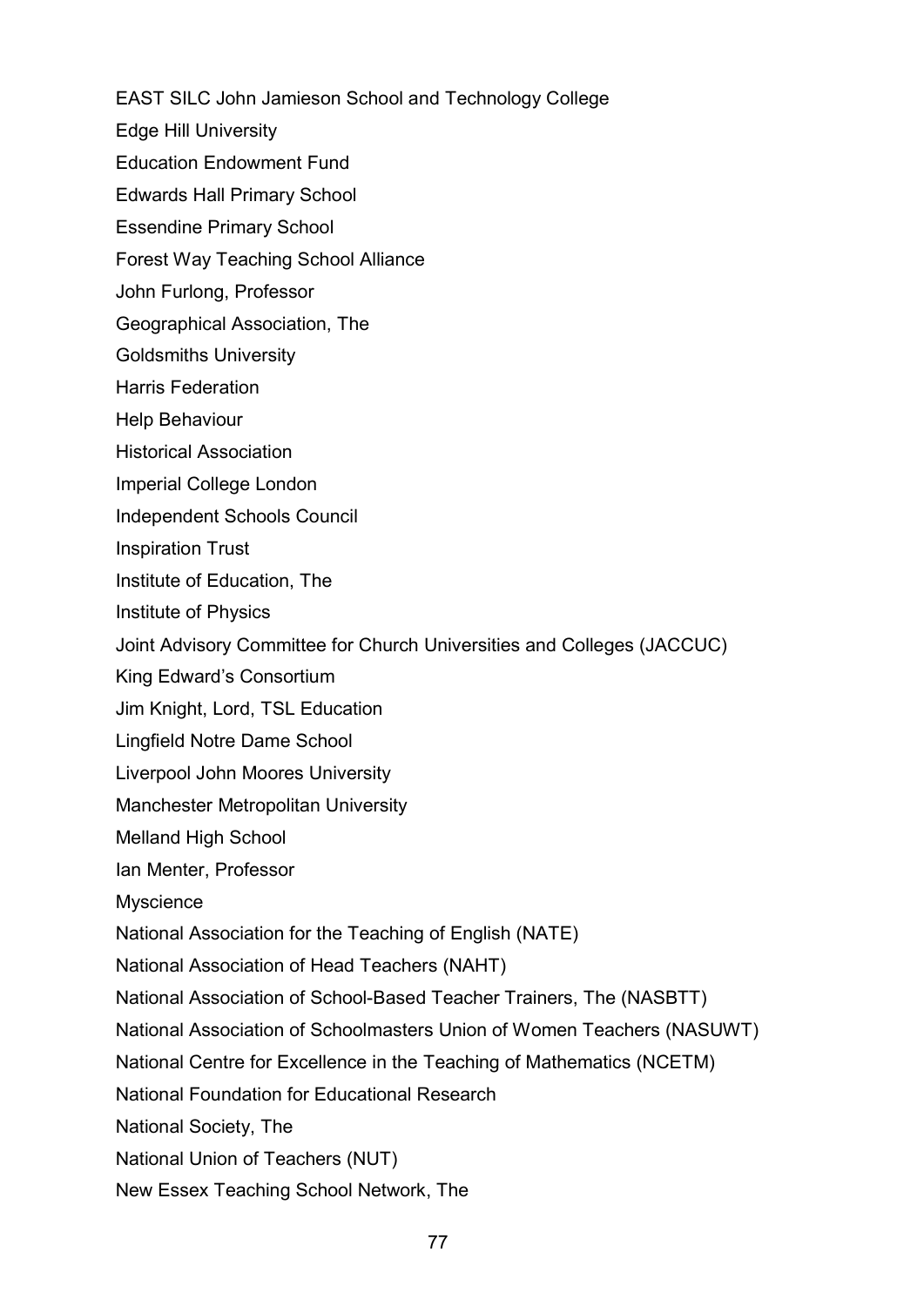EAST SILC John Jamieson School and Technology College

Edge Hill University

Education Endowment Fund

Edwards Hall Primary School

Essendine Primary School

Forest Way Teaching School Alliance

John Furlong, Professor

Geographical Association, The

Goldsmiths University

Harris Federation

Help Behaviour

Historical Association

Imperial College London

Independent Schools Council

Inspiration Trust

Institute of Education, The

Institute of Physics

Joint Advisory Committee for Church Universities and Colleges (JACCUC)

King Edward's Consortium

Jim Knight, Lord, TSL Education

Lingfield Notre Dame School

Liverpool John Moores University

Manchester Metropolitan University

Melland High School

Ian Menter, Professor

Myscience

National Association for the Teaching of English (NATE)

National Association of Head Teachers (NAHT)

National Association of School-Based Teacher Trainers, The (NASBTT)

National Association of Schoolmasters Union of Women Teachers (NASUWT)

National Centre for Excellence in the Teaching of Mathematics (NCETM)

National Foundation for Educational Research

National Society, The

National Union of Teachers (NUT)

New Essex Teaching School Network, The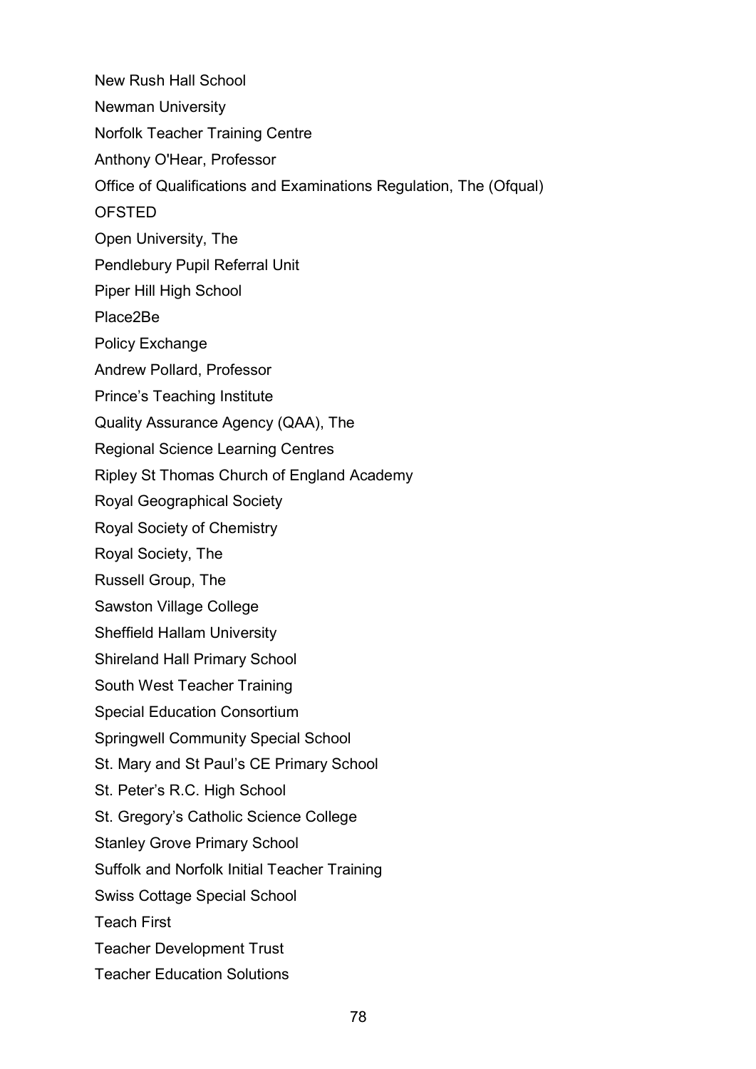New Rush Hall School

Newman University

Norfolk Teacher Training Centre

Anthony O'Hear, Professor

Office of Qualifications and Examinations Regulation, The (Ofqual)

OFSTED

Open University, The

Pendlebury Pupil Referral Unit

Piper Hill High School

Place2Be

Policy Exchange

Andrew Pollard, Professor

Prince's Teaching Institute

Quality Assurance Agency (QAA), The

Regional Science Learning Centres

Ripley St Thomas Church of England Academy

Royal Geographical Society

Royal Society of Chemistry

Royal Society, The

Russell Group, The

Sawston Village College

Sheffield Hallam University

Shireland Hall Primary School

South West Teacher Training

Special Education Consortium

Springwell Community Special School

St. Mary and St Paul's CE Primary School

St. Peter's R.C. High School

St. Gregory's Catholic Science College

Stanley Grove Primary School

Suffolk and Norfolk Initial Teacher Training

Swiss Cottage Special School

Teach First

Teacher Development Trust

Teacher Education Solutions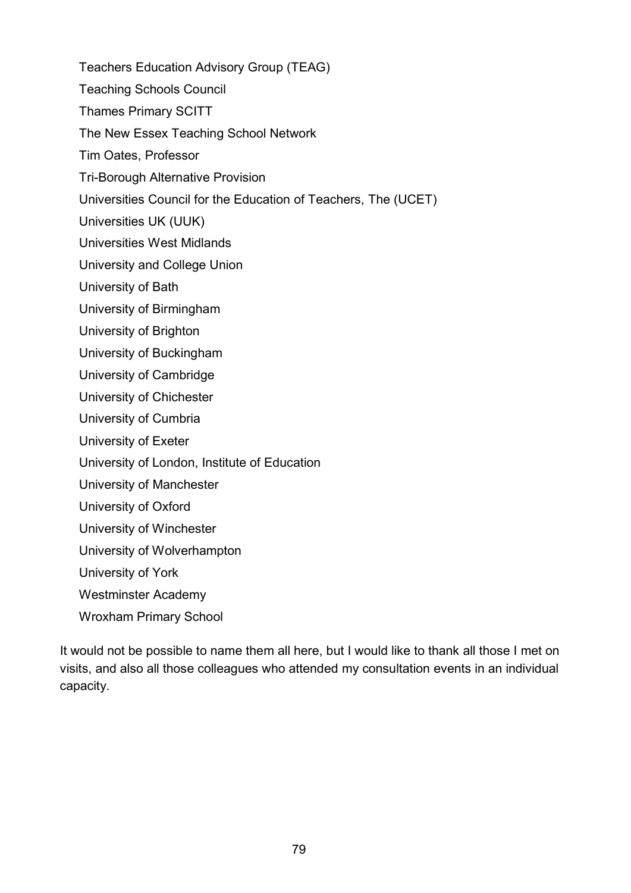Teachers Education Advisory Group (TEAG)

Teaching Schools Council

Thames Primary SCITT

The New Essex Teaching School Network

Tim Oates, Professor

Tri-Borough Alternative Provision

Universities Council for the Education of Teachers, The (UCET)

Universities UK (UUK)

Universities West Midlands

University and College Union

University of Bath

University of Birmingham

University of Brighton

University of Buckingham

University of Cambridge

University of Chichester

University of Cumbria

University of Exeter

University of London, Institute of Education

University of Manchester

University of Oxford

University of Winchester

University of Wolverhampton

University of York

Westminster Academy

Wroxham Primary School

It would not be possible to name them all here, but I would like to thank all those I met on visits, and also all those colleagues who attended my consultation events in an individual capacity.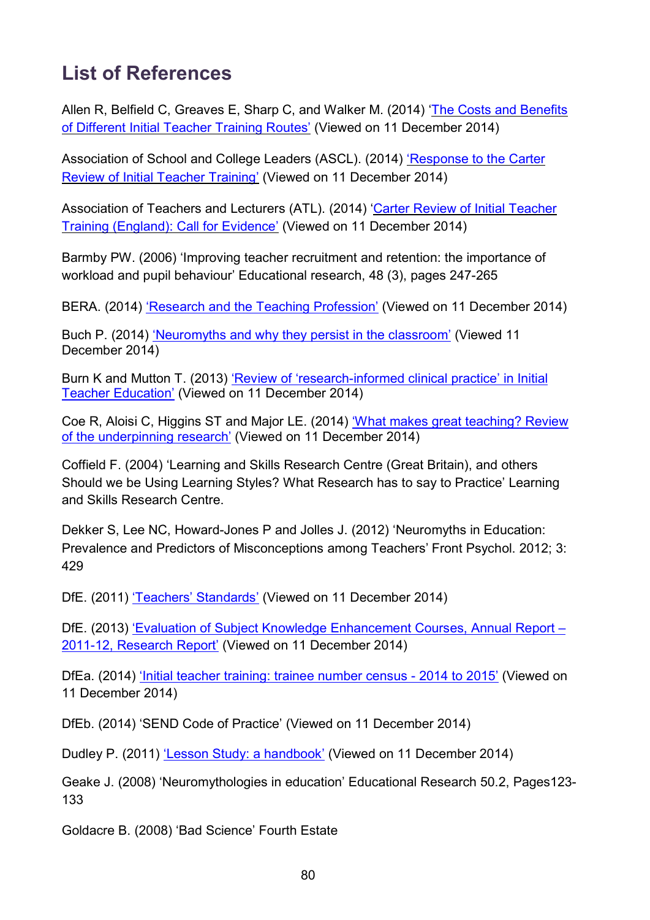## List of References

Allen R, Belfield C, Greaves E, Sharp C, and Walker M. (2014) 'The Costs and Benefits of Different Initial Teacher Training Routes' (Viewed on 11 December 2014)

Association of School and College Leaders (ASCL). (2014) 'Response to the Carter Review of Initial Teacher Training' (Viewed on 11 December 2014)

Association of Teachers and Lecturers (ATL). (2014) 'Carter Review of Initial Teacher Training (England): Call for Evidence' (Viewed on 11 December 2014)

Barmby PW. (2006) 'Improving teacher recruitment and retention: the importance of workload and pupil behaviour' Educational research, 48 (3), pages 247-265

BERA. (2014) 'Research and the Teaching Profession' (Viewed on 11 December 2014)

Buch P. (2014) 'Neuromyths and why they persist in the classroom' (Viewed 11 December 2014)

Burn K and Mutton T. (2013) 'Review of 'research-informed clinical practice' in Initial Teacher Education' (Viewed on 11 December 2014)

Coe R, Aloisi C, Higgins ST and Major LE. (2014) 'What makes great teaching? Review of the underpinning research' (Viewed on 11 December 2014)

Coffield F. (2004) 'Learning and Skills Research Centre (Great Britain), and others Should we be Using Learning Styles? What Research has to say to Practice' Learning and Skills Research Centre.

Dekker S, Lee NC, Howard-Jones P and Jolles J. (2012) 'Neuromyths in Education: Prevalence and Predictors of Misconceptions among Teachers' Front Psychol. 2012; 3: 429

DfE. (2011) 'Teachers' Standards' (Viewed on 11 December 2014)

DfE. (2013) 'Evaluation of Subject Knowledge Enhancement Courses, Annual Report – 2011-12, Research Report' (Viewed on 11 December 2014)

DfEa. (2014) 'Initial teacher training: trainee number census - 2014 to 2015' (Viewed on 11 December 2014)

DfEb. (2014) 'SEND Code of Practice' (Viewed on 11 December 2014)

Dudley P. (2011) 'Lesson Study: a handbook' (Viewed on 11 December 2014)

Geake J. (2008) 'Neuromythologies in education' Educational Research 50.2, Pages123-133

Goldacre B. (2008) 'Bad Science' Fourth Estate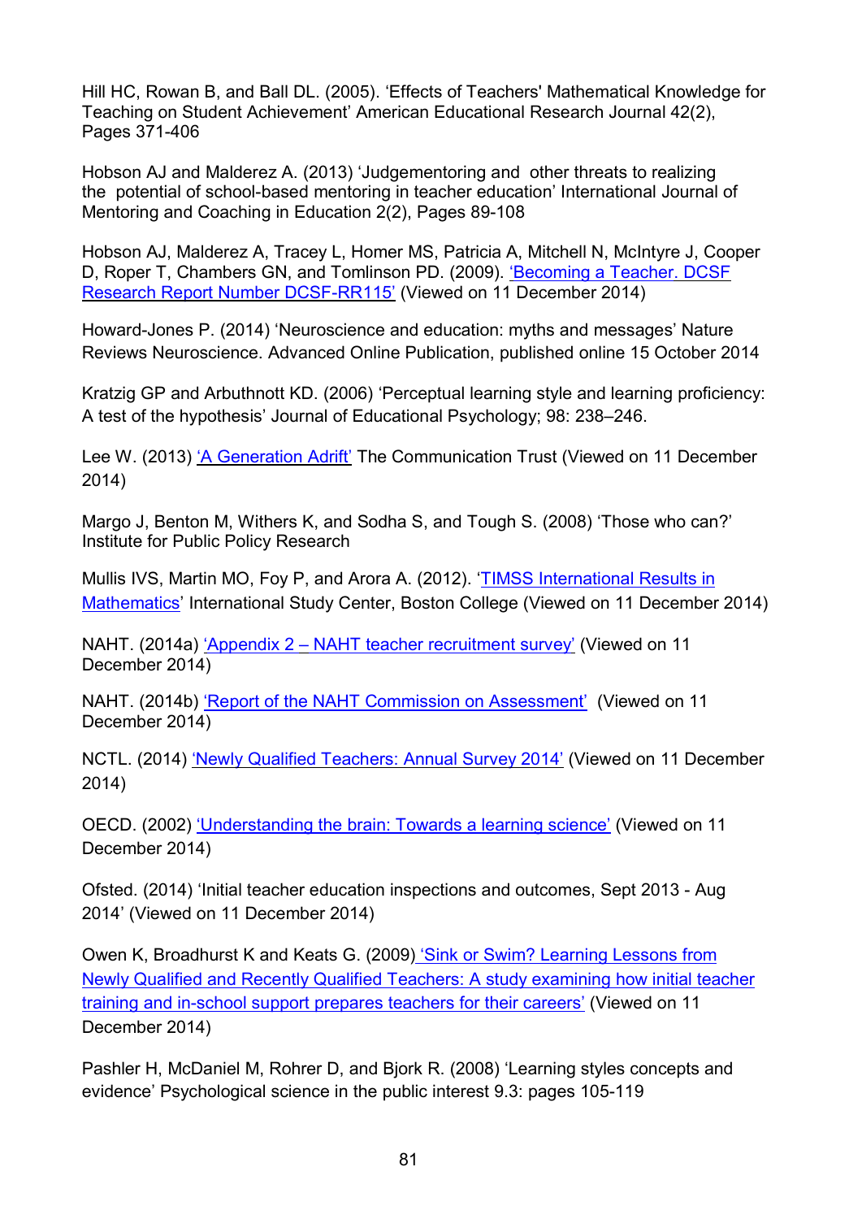Hill HC, Rowan B, and Ball DL. (2005). 'Effects of Teachers' Mathematical Knowledge for Teaching on Student Achievement' American Educational Research Journal 42(2), Pages 371-406

Hobson AJ and Malderez A. (2013) 'Judgementoring and other threats to realizing the potential of school-based mentoring in teacher education' International Journal of Mentoring and Coaching in Education 2(2), Pages 89-108

Hobson AJ, Malderez A, Tracey L, Homer MS, Patricia A, Mitchell N, McIntyre J, Cooper D, Roper T, Chambers GN, and Tomlinson PD. (2009). 'Becoming a Teacher. DCSF Research Report Number DCSF-RR115' (Viewed on 11 December 2014)

Howard-Jones P. (2014) 'Neuroscience and education: myths and messages' Nature Reviews Neuroscience. Advanced Online Publication, published online 15 October 2014

Kratzig GP and Arbuthnott KD. (2006) 'Perceptual learning style and learning proficiency: A test of the hypothesis' Journal of Educational Psychology; 98: 238–246.

Lee W. (2013) 'A Generation Adrift' The Communication Trust (Viewed on 11 December 2014)

Margo J, Benton M, Withers K, and Sodha S, and Tough S. (2008) 'Those who can?' Institute for Public Policy Research

Mullis IVS, Martin MO, Foy P, and Arora A. (2012). 'TIMSS International Results in Mathematics' International Study Center, Boston College (Viewed on 11 December 2014)

NAHT. (2014a) 'Appendix 2 – NAHT teacher recruitment survey' (Viewed on 11 December 2014)

NAHT. (2014b) 'Report of the NAHT Commission on Assessment' (Viewed on 11 December 2014)

NCTL. (2014) 'Newly Qualified Teachers: Annual Survey 2014' (Viewed on 11 December 2014)

OECD. (2002) 'Understanding the brain: Towards a learning science' (Viewed on 11 December 2014)

Ofsted. (2014) 'Initial teacher education inspections and outcomes, Sept 2013 - Aug 2014' (Viewed on 11 December 2014)

Owen K, Broadhurst K and Keats G. (2009) 'Sink or Swim? Learning Lessons from Newly Qualified and Recently Qualified Teachers: A study examining how initial teacher training and in-school support prepares teachers for their careers' (Viewed on 11 December 2014)

Pashler H, McDaniel M, Rohrer D, and Bjork R. (2008) 'Learning styles concepts and evidence' Psychological science in the public interest 9.3: pages 105-119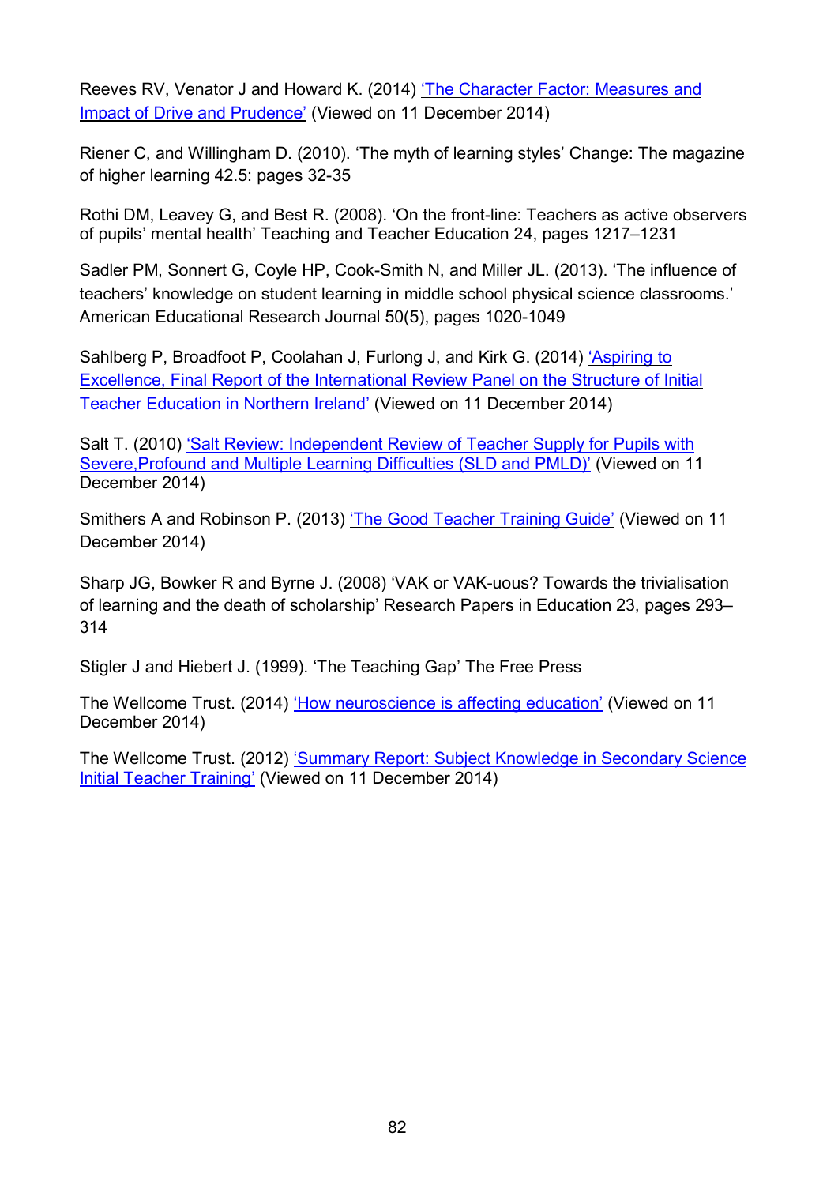Reeves RV, Venator J and Howard K. (2014) 'The Character Factor: Measures and Impact of Drive and Prudence' (Viewed on 11 December 2014)

Riener C, and Willingham D. (2010). 'The myth of learning styles' Change: The magazine of higher learning 42.5: pages 32-35

Rothi DM, Leavey G, and Best R. (2008). 'On the front-line: Teachers as active observers of pupils' mental health' Teaching and Teacher Education 24, pages 1217–1231

Sadler PM, Sonnert G, Coyle HP, Cook-Smith N, and Miller JL. (2013). 'The influence of teachers' knowledge on student learning in middle school physical science classrooms.' American Educational Research Journal 50(5), pages 1020-1049

Sahlberg P, Broadfoot P, Coolahan J, Furlong J, and Kirk G. (2014) 'Aspiring to Excellence, Final Report of the International Review Panel on the Structure of Initial Teacher Education in Northern Ireland' (Viewed on 11 December 2014)

Salt T. (2010) 'Salt Review: Independent Review of Teacher Supply for Pupils with Severe,Profound and Multiple Learning Difficulties (SLD and PMLD)' (Viewed on 11 December 2014)

Smithers A and Robinson P. (2013) 'The Good Teacher Training Guide' (Viewed on 11 December 2014)

Sharp JG, Bowker R and Byrne J. (2008) 'VAK or VAK-uous? Towards the trivialisation of learning and the death of scholarship' Research Papers in Education 23, pages 293–314

Stigler J and Hiebert J. (1999). 'The Teaching Gap' The Free Press

The Wellcome Trust. (2014) 'How neuroscience is affecting education' (Viewed on 11 December 2014)

The Wellcome Trust. (2012) 'Summary Report: Subject Knowledge in Secondary Science Initial Teacher Training' (Viewed on 11 December 2014)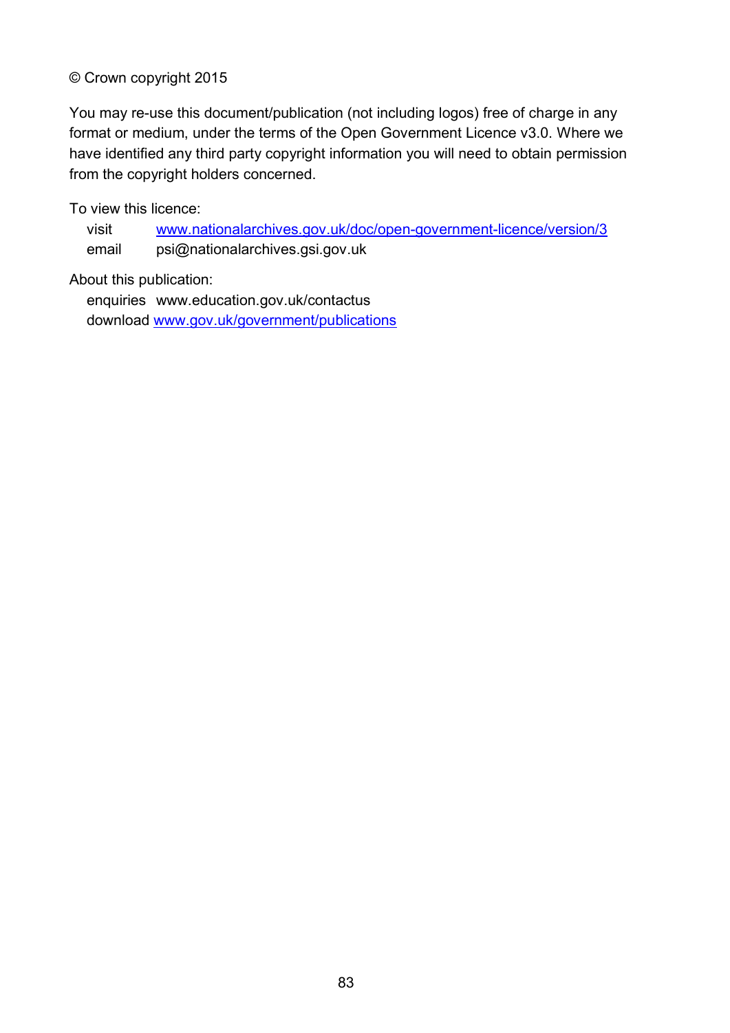© Crown copyright 2015

You may re-use this document/publication (not including logos) free of charge in any format or medium, under the terms of the Open Government Licence v3.0. Where we have identified any third party copyright information you will need to obtain permission from the copyright holders concerned.

To view this licence:

visit [www.nationalarchives.gov.uk/doc/open-government-licence/version/3](http://www.nationalarchives.gov.uk/doc/open-government-licence/version/3)
email psi@nationalarchives.gsi.gov.uk

About this publication:

enquiries www.education.gov.uk/contactus
download [www.gov.uk/government/publications](http://www.gov.uk/government/publications)